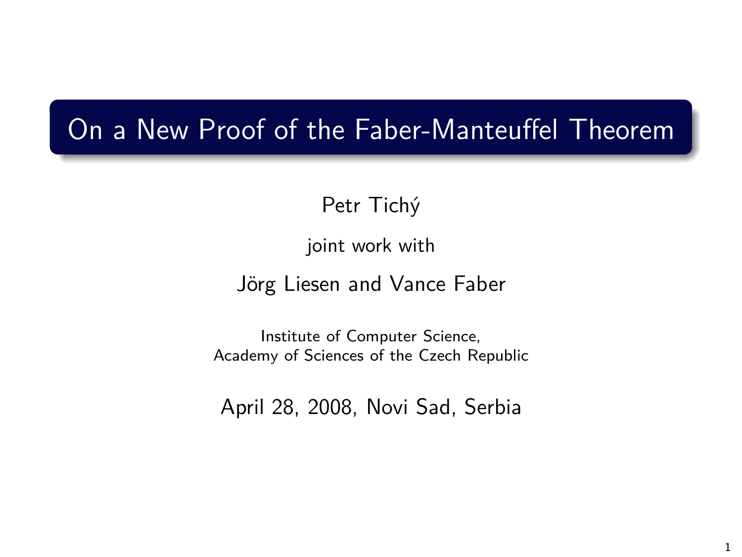# On a New Proof of the Faber-Manteuffel Theorem

Petr Tichý

joint work with

Jörg Liesen and Vance Faber

Institute of Computer Science,
Academy of Sciences of the Czech Republic

April 28, 2008, Novi Sad, Serbia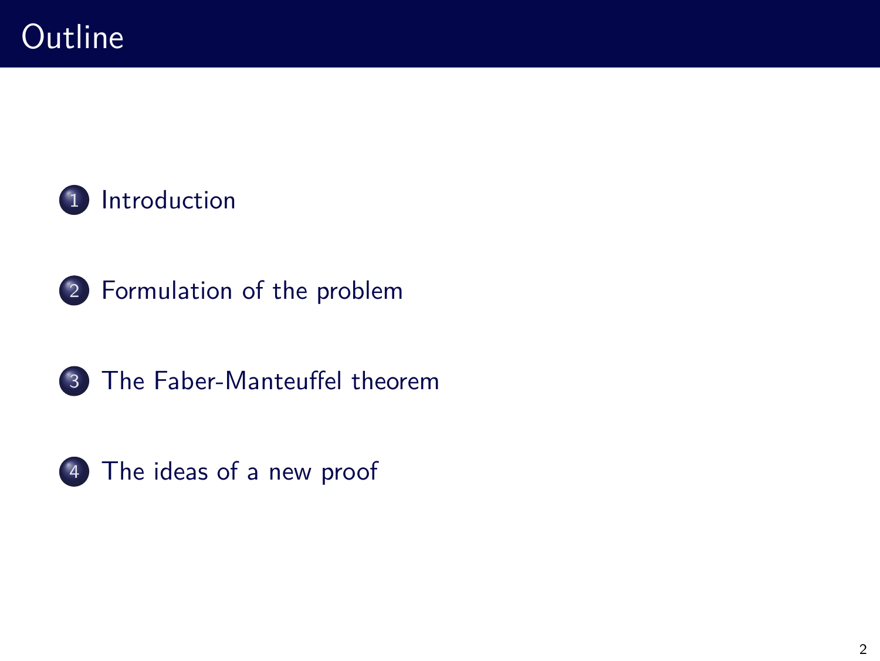# Outline

1. Introduction
2. Formulation of the problem
3. The Faber-Manteuffel theorem
4. The ideas of a new proof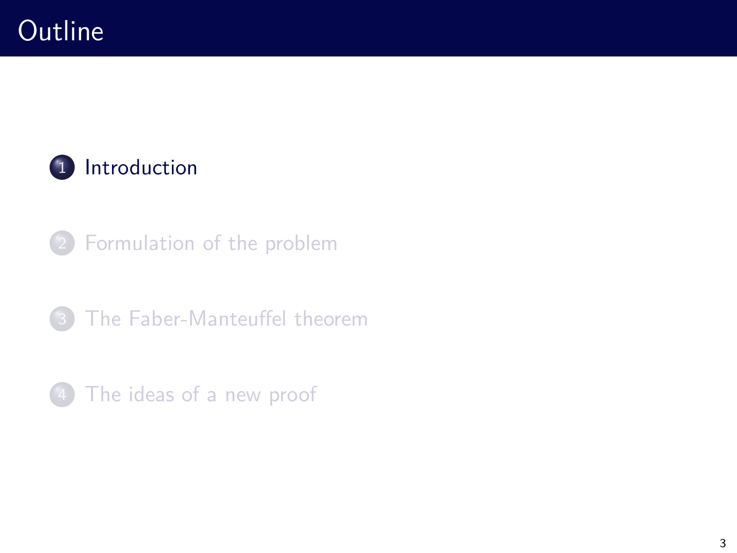# Outline

1. Introduction
2. Formulation of the problem
3. The Faber-Manteuffel theorem
4. The ideas of a new proof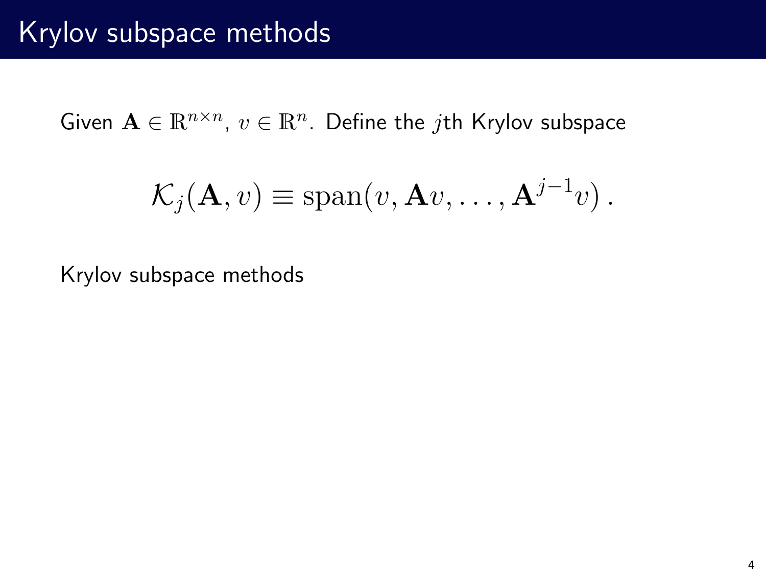# Krylov subspace methods

Given $\mathbf{A} \in \mathbb{R}^{n \times n}$, $v \in \mathbb{R}^n$. Define the $j$th Krylov subspace

$$\mathcal{K}_j(\mathbf{A}, v) \equiv \text{span}(v, \mathbf{A}v, \ldots, \mathbf{A}^{j-1}v)\,.$$

Krylov subspace methods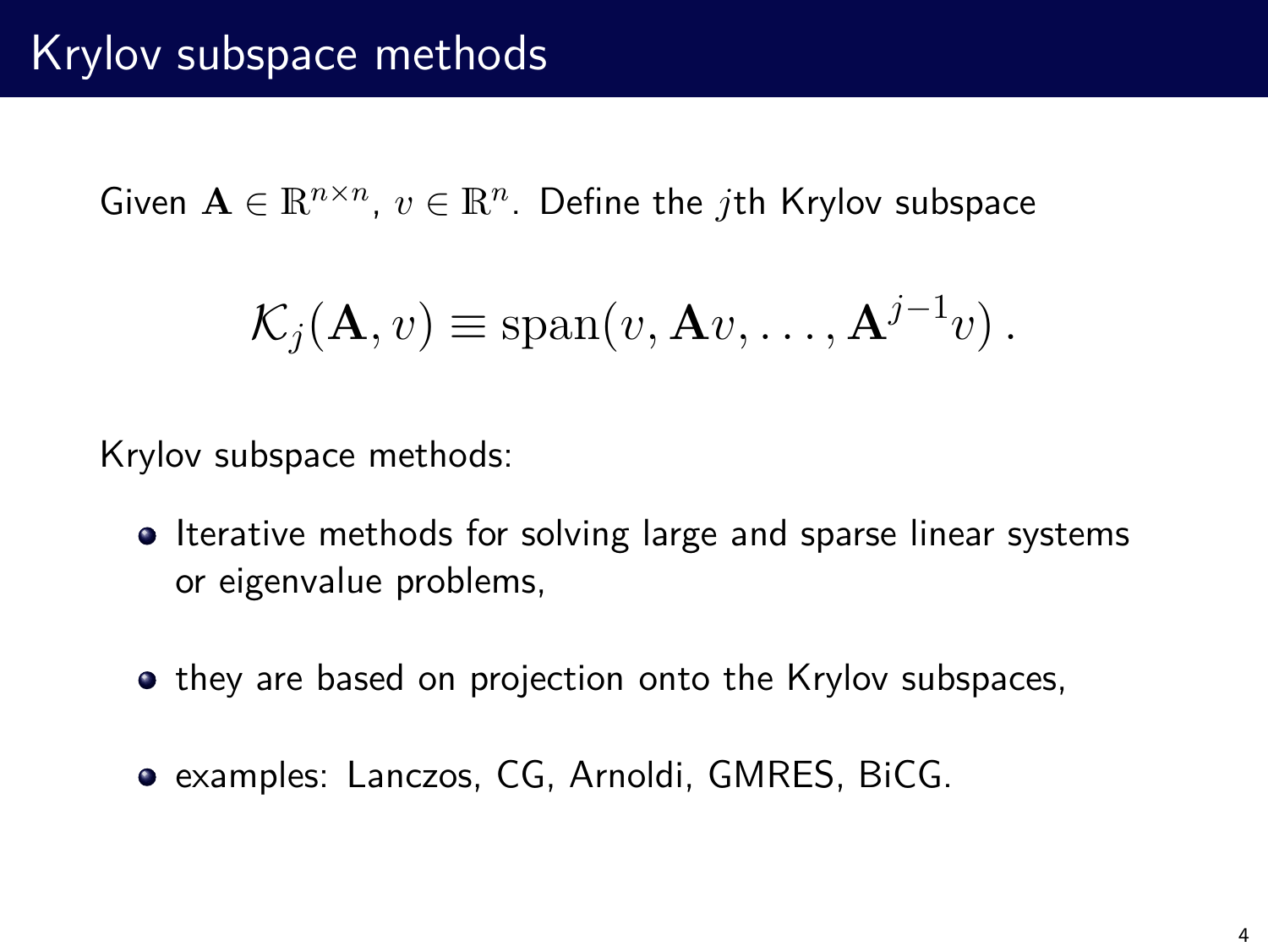# Krylov subspace methods

Given $\mathbf{A} \in \mathbb{R}^{n \times n}$, $v \in \mathbb{R}^n$. Define the $j$th Krylov subspace

$$\mathcal{K}_j(\mathbf{A}, v) \equiv \operatorname{span}(v, \mathbf{A}v, \ldots, \mathbf{A}^{j-1}v)\,.$$

Krylov subspace methods:

- Iterative methods for solving large and sparse linear systems or eigenvalue problems,
- they are based on projection onto the Krylov subspaces,
- examples: Lanczos, CG, Arnoldi, GMRES, BiCG.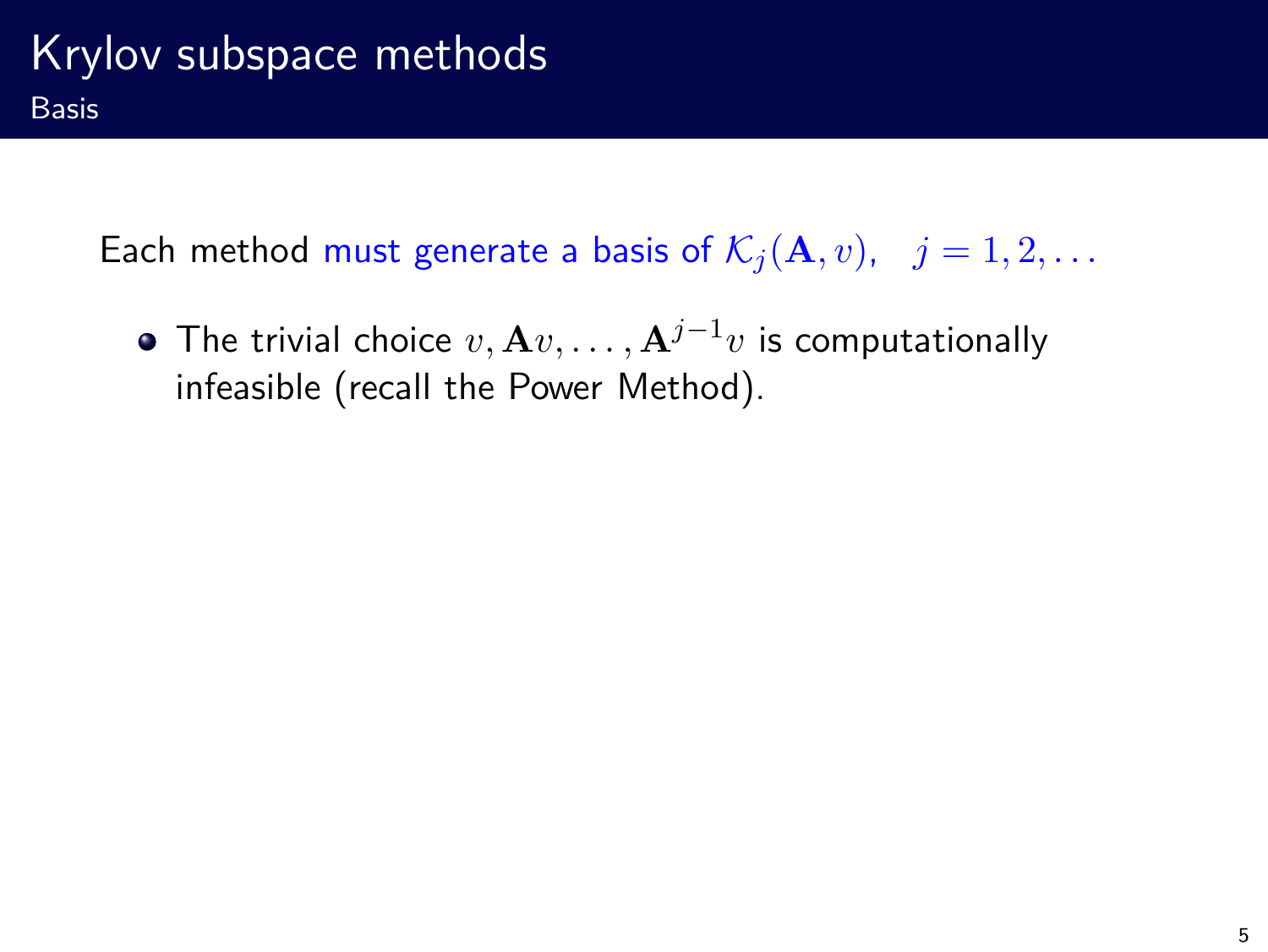# Krylov subspace methods

## Basis

Each method must generate a basis of $\mathcal{K}_j(\mathbf{A}, v), \quad j = 1, 2, \ldots$

- The trivial choice $v, \mathbf{A}v, \ldots, \mathbf{A}^{j-1}v$ is computationally infeasible (recall the Power Method).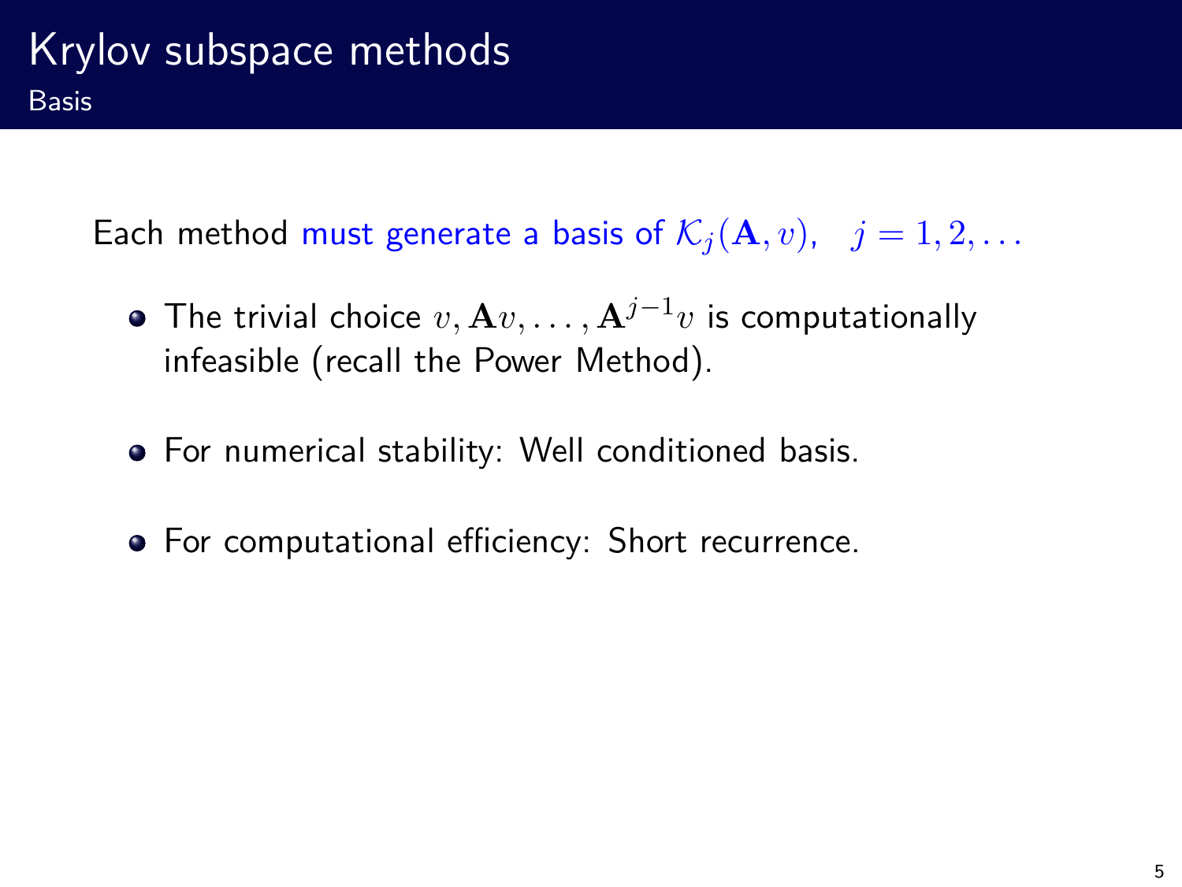# Krylov subspace methods

## Basis

Each method must generate a basis of $\mathcal{K}_j(\mathbf{A}, v), \quad j = 1, 2, \ldots$

- The trivial choice $v, \mathbf{A}v, \ldots, \mathbf{A}^{j-1}v$ is computationally infeasible (recall the Power Method).
- For numerical stability: Well conditioned basis.
- For computational efficiency: Short recurrence.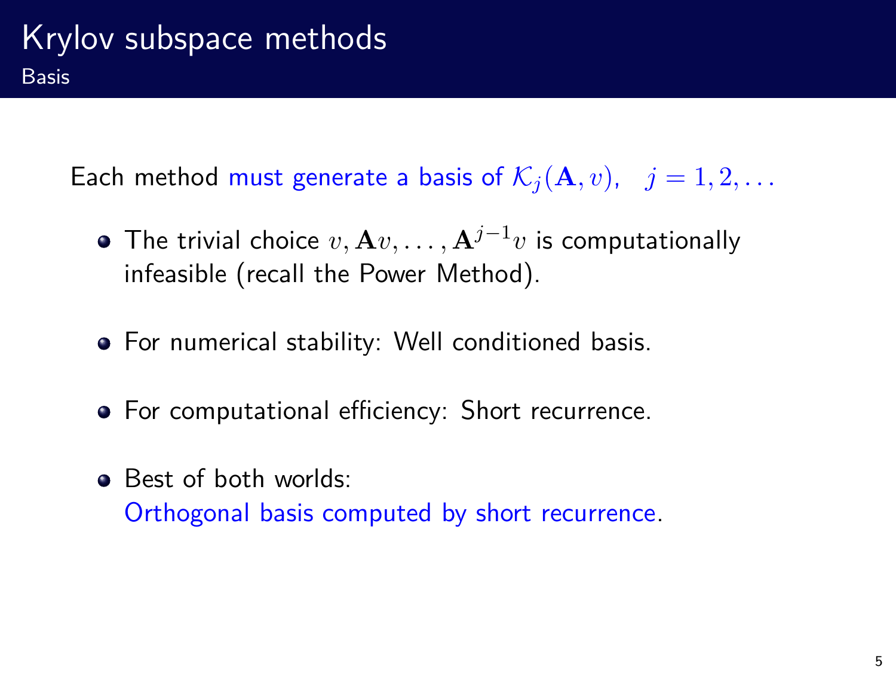# Krylov subspace methods

## Basis

Each method must generate a basis of $\mathcal{K}_j(\mathbf{A}, v), \quad j = 1, 2, \ldots$

- The trivial choice $v, \mathbf{A}v, \ldots, \mathbf{A}^{j-1}v$ is computationally infeasible (recall the Power Method).
- For numerical stability: Well conditioned basis.
- For computational efficiency: Short recurrence.
- Best of both worlds:
  Orthogonal basis computed by short recurrence.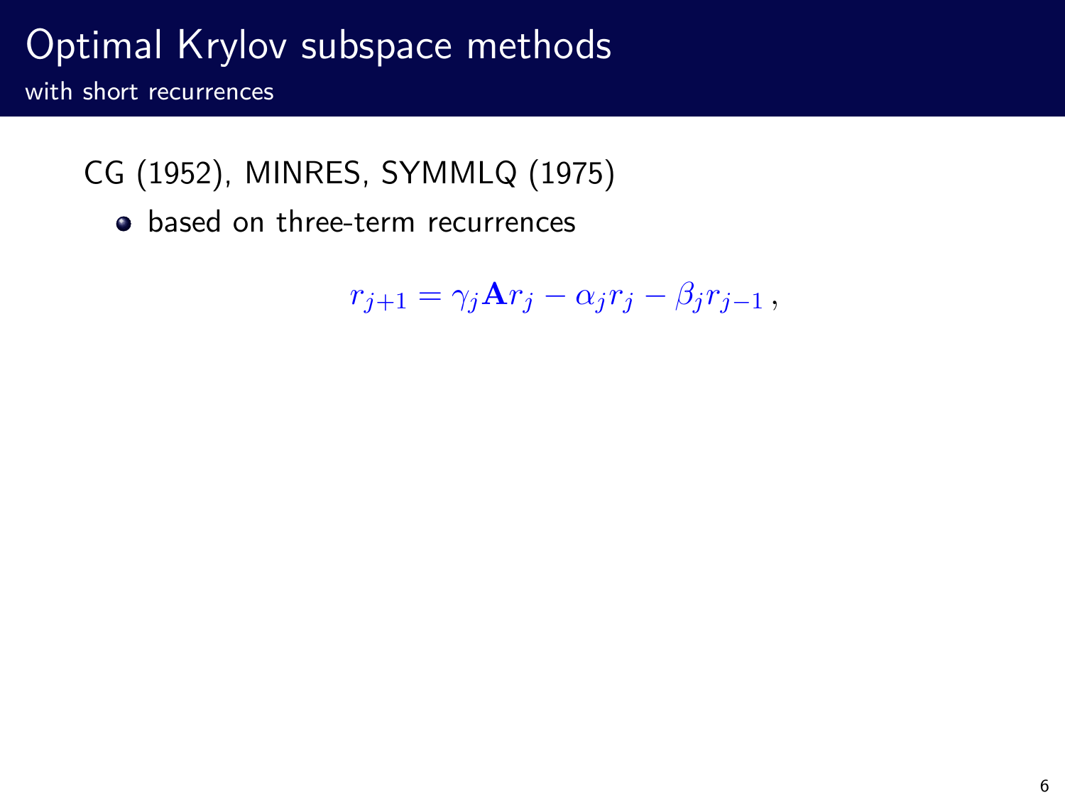# Optimal Krylov subspace methods

## with short recurrences

CG (1952), MINRES, SYMMLQ (1975)

- based on three-term recurrences

$$r_{j+1} = \gamma_j \mathbf{A} r_j - \alpha_j r_j - \beta_j r_{j-1} \,,$$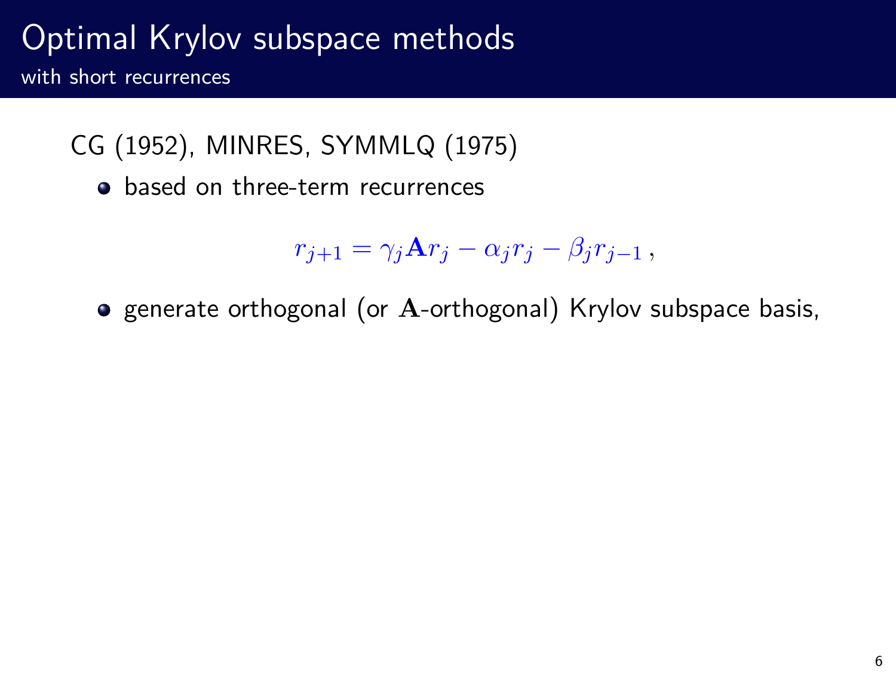# Optimal Krylov subspace methods

## with short recurrences

CG (1952), MINRES, SYMMLQ (1975)

- based on three-term recurrences

$$r_{j+1} = \gamma_j \mathbf{A} r_j - \alpha_j r_j - \beta_j r_{j-1} \,,$$

- generate orthogonal (or $\mathbf{A}$-orthogonal) Krylov subspace basis,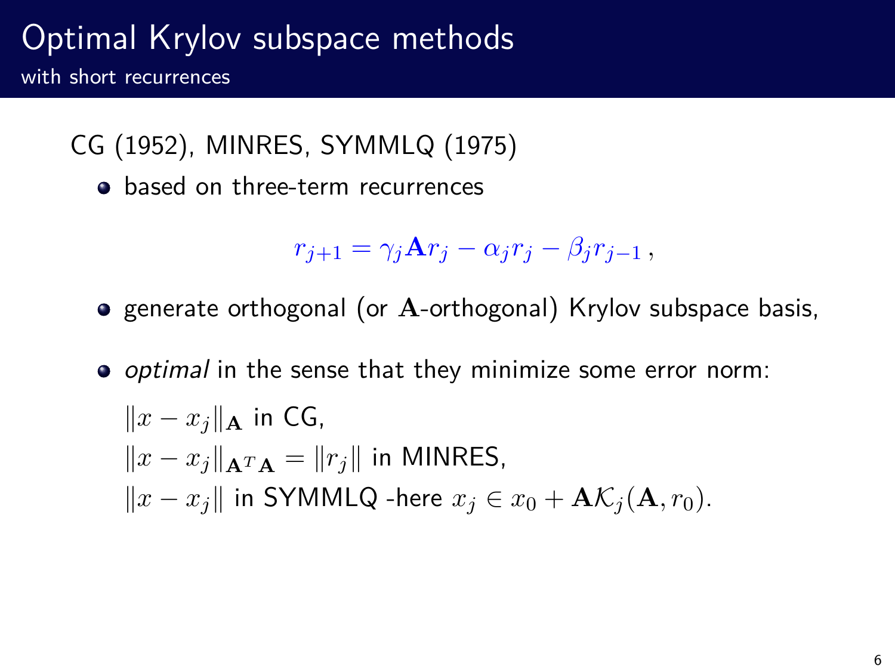# Optimal Krylov subspace methods

## with short recurrences

CG (1952), MINRES, SYMMLQ (1975)

- based on three-term recurrences

$$r_{j+1} = \gamma_j \mathbf{A} r_j - \alpha_j r_j - \beta_j r_{j-1}\,,$$

- generate orthogonal (or $\mathbf{A}$-orthogonal) Krylov subspace basis,

- *optimal* in the sense that they minimize some error norm:

  $\|x - x_j\|_{\mathbf{A}}$ in CG,
  $\|x - x_j\|_{\mathbf{A}^T\mathbf{A}} = \|r_j\|$ in MINRES,
  $\|x - x_j\|$ in SYMMLQ -here $x_j \in x_0 + \mathbf{A}\mathcal{K}_j(\mathbf{A}, r_0)$.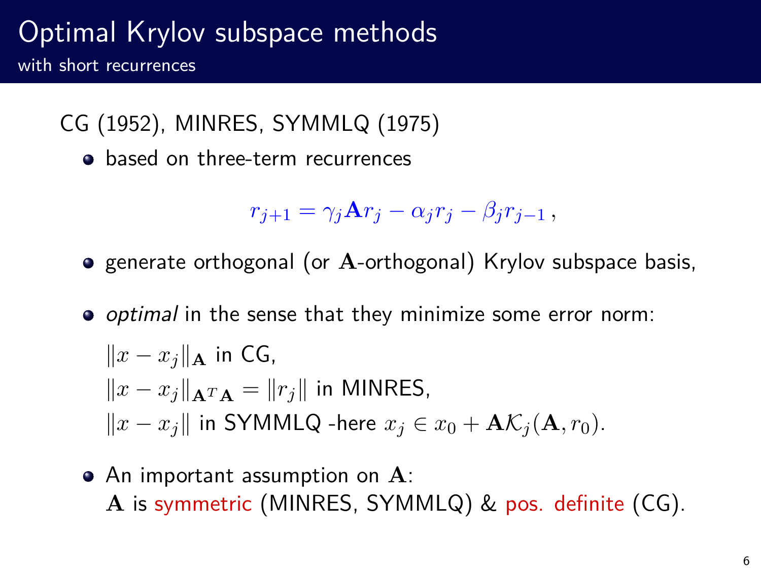# Optimal Krylov subspace methods

## with short recurrences

CG (1952), MINRES, SYMMLQ (1975)

- based on three-term recurrences

$$r_{j+1} = \gamma_j \mathbf{A} r_j - \alpha_j r_j - \beta_j r_{j-1} \,,$$

- generate orthogonal (or $\mathbf{A}$-orthogonal) Krylov subspace basis,
- *optimal* in the sense that they minimize some error norm:

  $\|x - x_j\|_{\mathbf{A}}$ in CG,
  $\|x - x_j\|_{\mathbf{A}^T\mathbf{A}} = \|r_j\|$ in MINRES,
  $\|x - x_j\|$ in SYMMLQ -here $x_j \in x_0 + \mathbf{A}\mathcal{K}_j(\mathbf{A}, r_0)$.

- An important assumption on $\mathbf{A}$:
  $\mathbf{A}$ is symmetric (MINRES, SYMMLQ) & pos. definite (CG).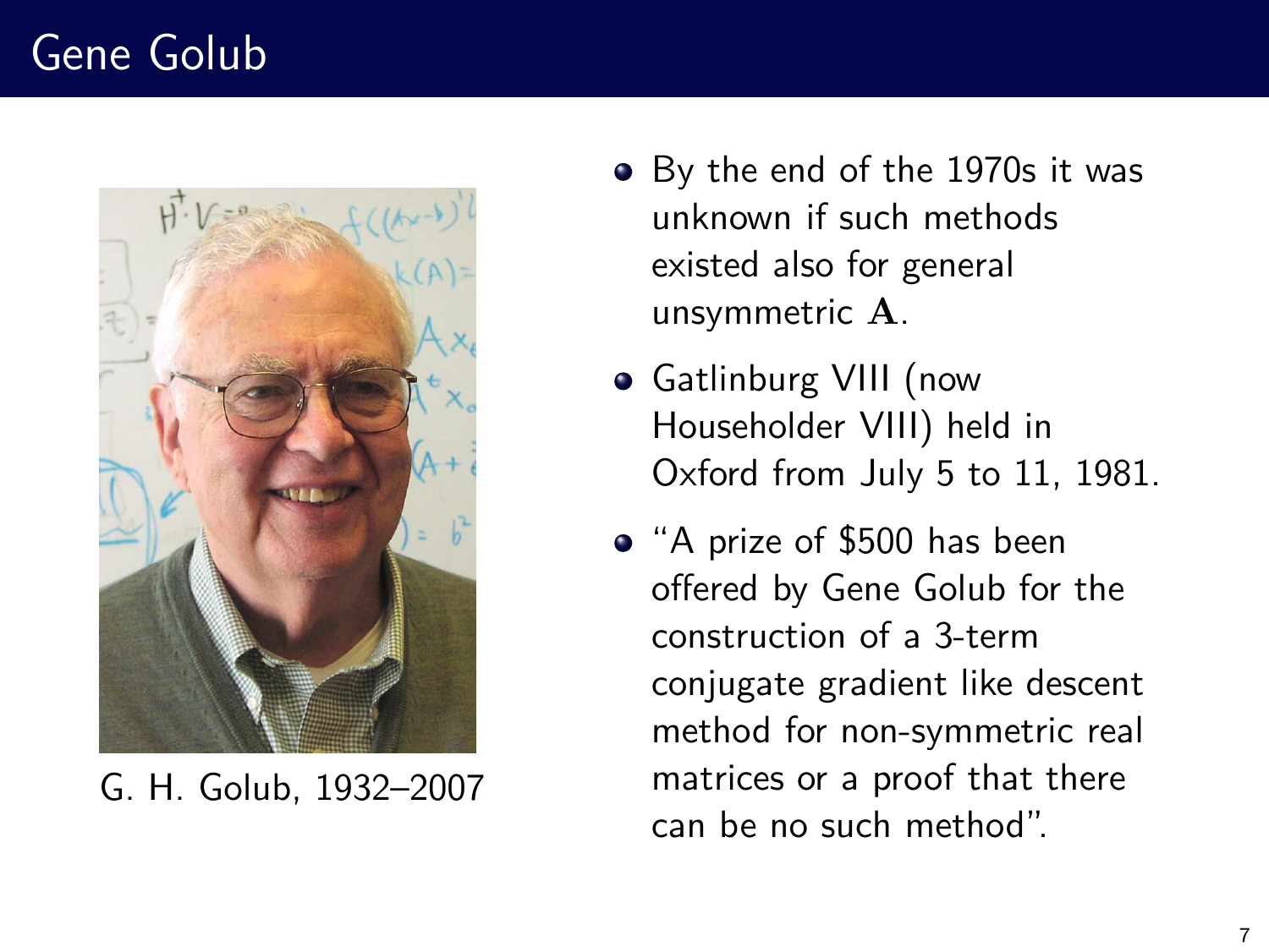# Gene Golub

G. H. Golub, 1932–2007

- By the end of the 1970s it was unknown if such methods existed also for general unsymmetric $\mathbf{A}$.
- Gatlinburg VIII (now Householder VIII) held in Oxford from July 5 to 11, 1981.
- "A prize of $500 has been offered by Gene Golub for the construction of a 3-term conjugate gradient like descent method for non-symmetric real matrices or a proof that there can be no such method".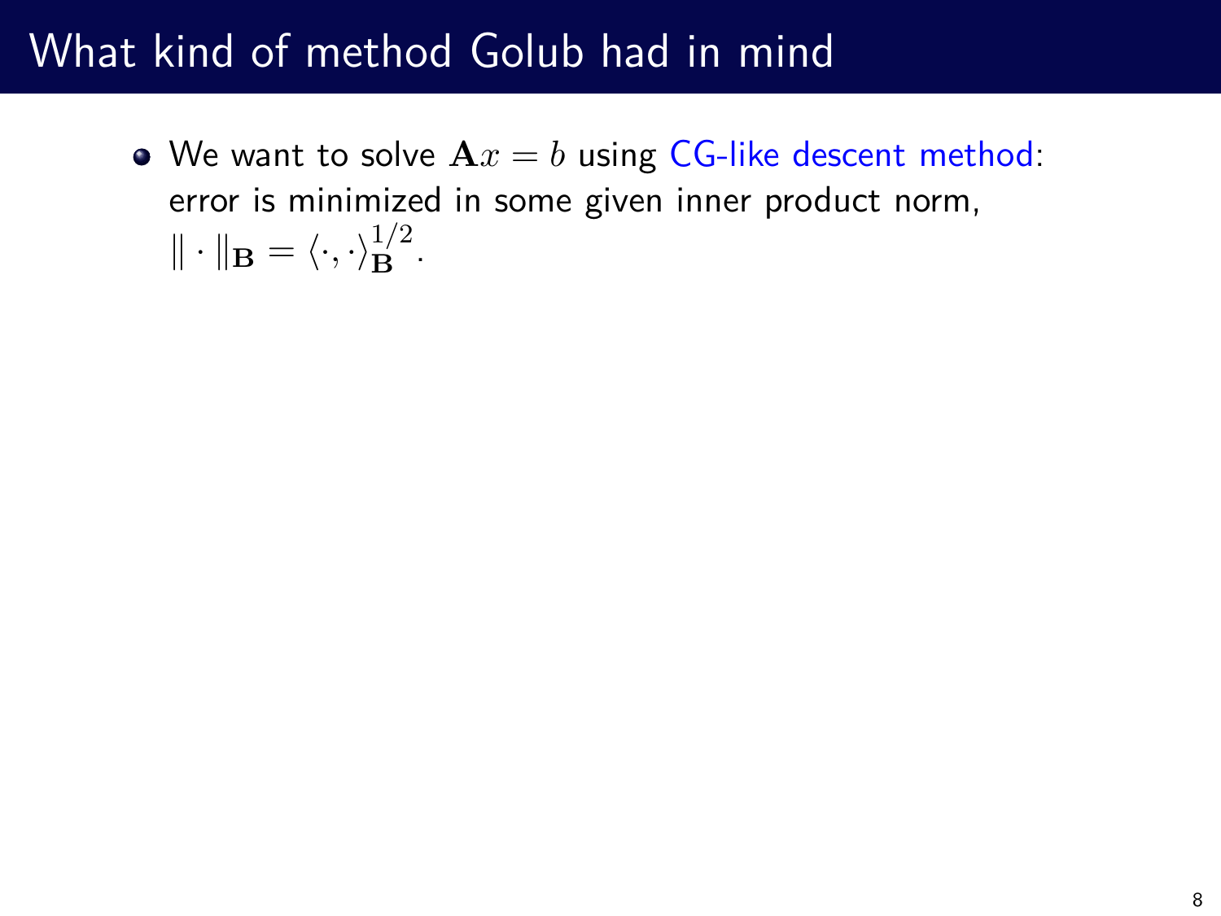# What kind of method Golub had in mind

- We want to solve $\mathbf{A}x = b$ using CG-like descent method: error is minimized in some given inner product norm, $\| \cdot \|_{\mathbf{B}} = \langle \cdot, \cdot \rangle_{\mathbf{B}}^{1/2}$.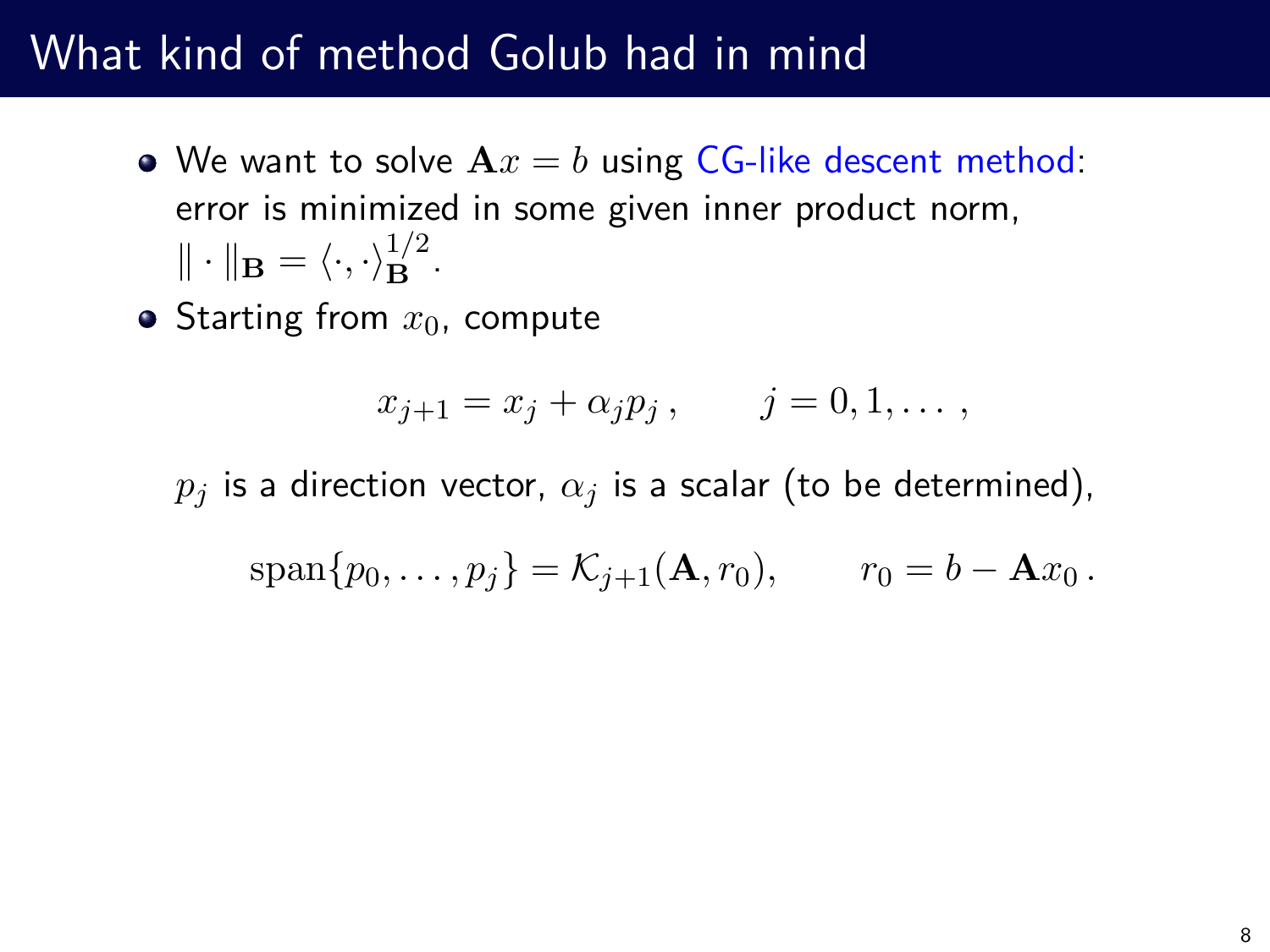# What kind of method Golub had in mind

- We want to solve $\mathbf{A}x = b$ using CG-like descent method: error is minimized in some given inner product norm, $\| \cdot \|_{\mathbf{B}} = \langle \cdot, \cdot \rangle_{\mathbf{B}}^{1/2}$.
- Starting from $x_0$, compute

$$x_{j+1} = x_j + \alpha_j p_j \,, \qquad j = 0, 1, \dots \,,$$

$p_j$ is a direction vector, $\alpha_j$ is a scalar (to be determined),

$$\operatorname{span}\{p_0, \dots, p_j\} = \mathcal{K}_{j+1}(\mathbf{A}, r_0), \qquad r_0 = b - \mathbf{A}x_0 \,.$$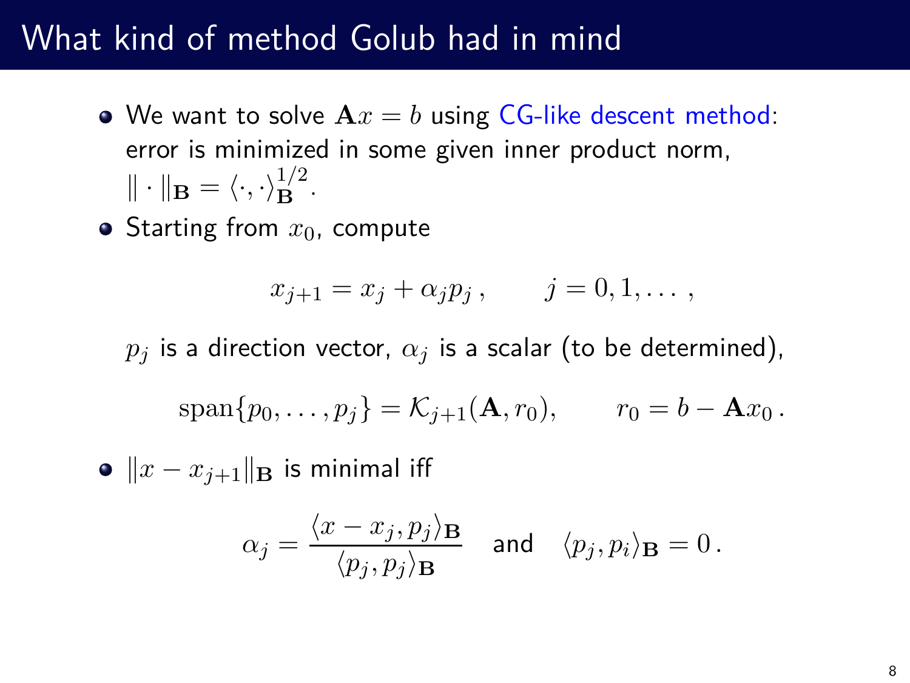# What kind of method Golub had in mind

- We want to solve $\mathbf{A}x = b$ using CG-like descent method: error is minimized in some given inner product norm, $\| \cdot \|_{\mathbf{B}} = \langle \cdot, \cdot \rangle_{\mathbf{B}}^{1/2}$.
- Starting from $x_0$, compute

$$x_{j+1} = x_j + \alpha_j p_j \,, \qquad j = 0, 1, \dots \,,$$

  $p_j$ is a direction vector, $\alpha_j$ is a scalar (to be determined),

$$\mathrm{span}\{p_0, \dots, p_j\} = \mathcal{K}_{j+1}(\mathbf{A}, r_0), \qquad r_0 = b - \mathbf{A}x_0 \,.$$

- $\|x - x_{j+1}\|_{\mathbf{B}}$ is minimal iff

$$\alpha_j = \frac{\langle x - x_j, p_j \rangle_{\mathbf{B}}}{\langle p_j, p_j \rangle_{\mathbf{B}}} \quad \text{and} \quad \langle p_j, p_i \rangle_{\mathbf{B}} = 0 \,.$$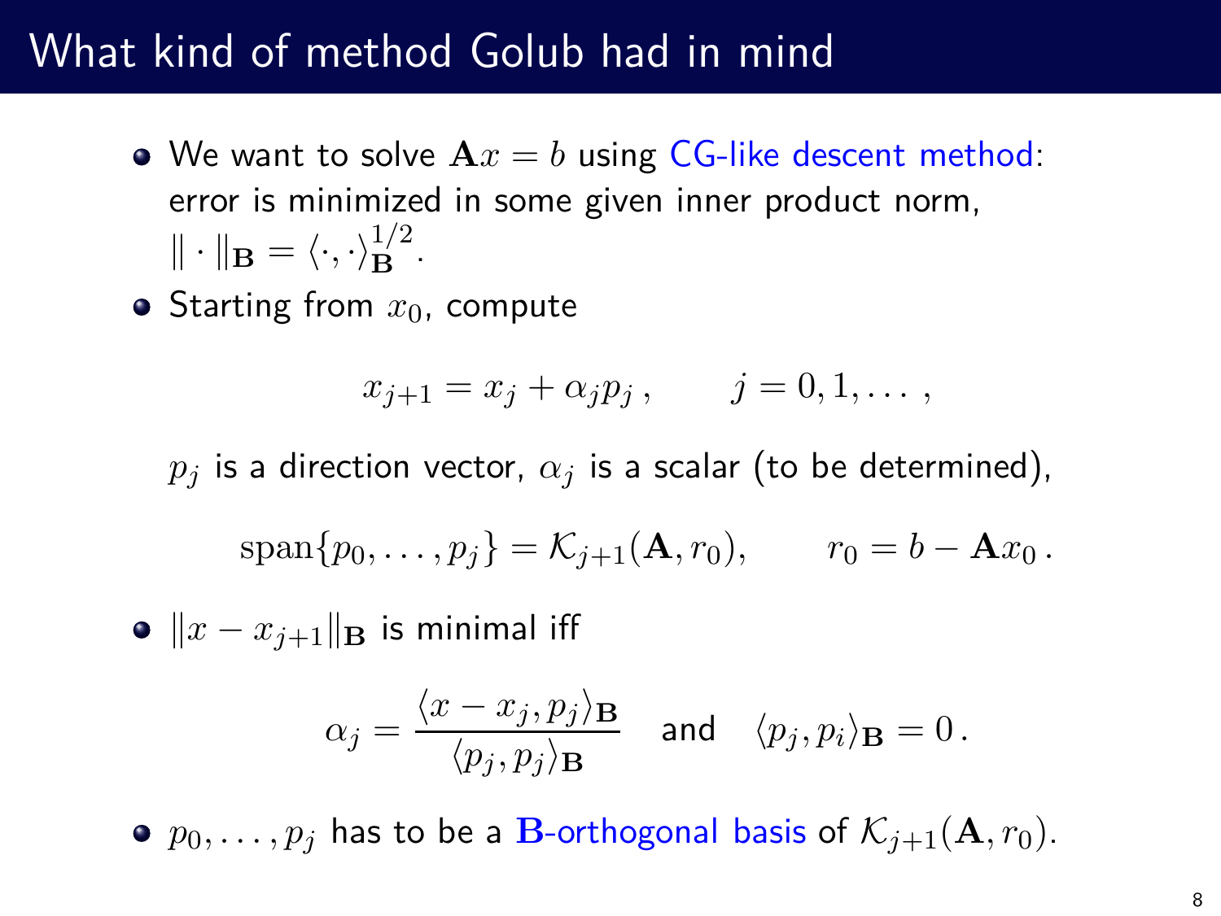# What kind of method Golub had in mind

- We want to solve $\mathbf{A}x = b$ using CG-like descent method: error is minimized in some given inner product norm, $\| \cdot \|_{\mathbf{B}} = \langle \cdot, \cdot \rangle_{\mathbf{B}}^{1/2}$.
- Starting from $x_0$, compute

$$x_{j+1} = x_j + \alpha_j p_j \,, \qquad j = 0, 1, \dots \,,$$

$p_j$ is a direction vector, $\alpha_j$ is a scalar (to be determined),

$$\operatorname{span}\{p_0, \dots, p_j\} = \mathcal{K}_{j+1}(\mathbf{A}, r_0), \qquad r_0 = b - \mathbf{A}x_0 \,.$$

- $\|x - x_{j+1}\|_{\mathbf{B}}$ is minimal iff

$$\alpha_j = \frac{\langle x - x_j, p_j \rangle_{\mathbf{B}}}{\langle p_j, p_j \rangle_{\mathbf{B}}} \quad \text{and} \quad \langle p_j, p_i \rangle_{\mathbf{B}} = 0 \,.$$

- $p_0, \dots, p_j$ has to be a $\mathbf{B}$-orthogonal basis of $\mathcal{K}_{j+1}(\mathbf{A}, r_0)$.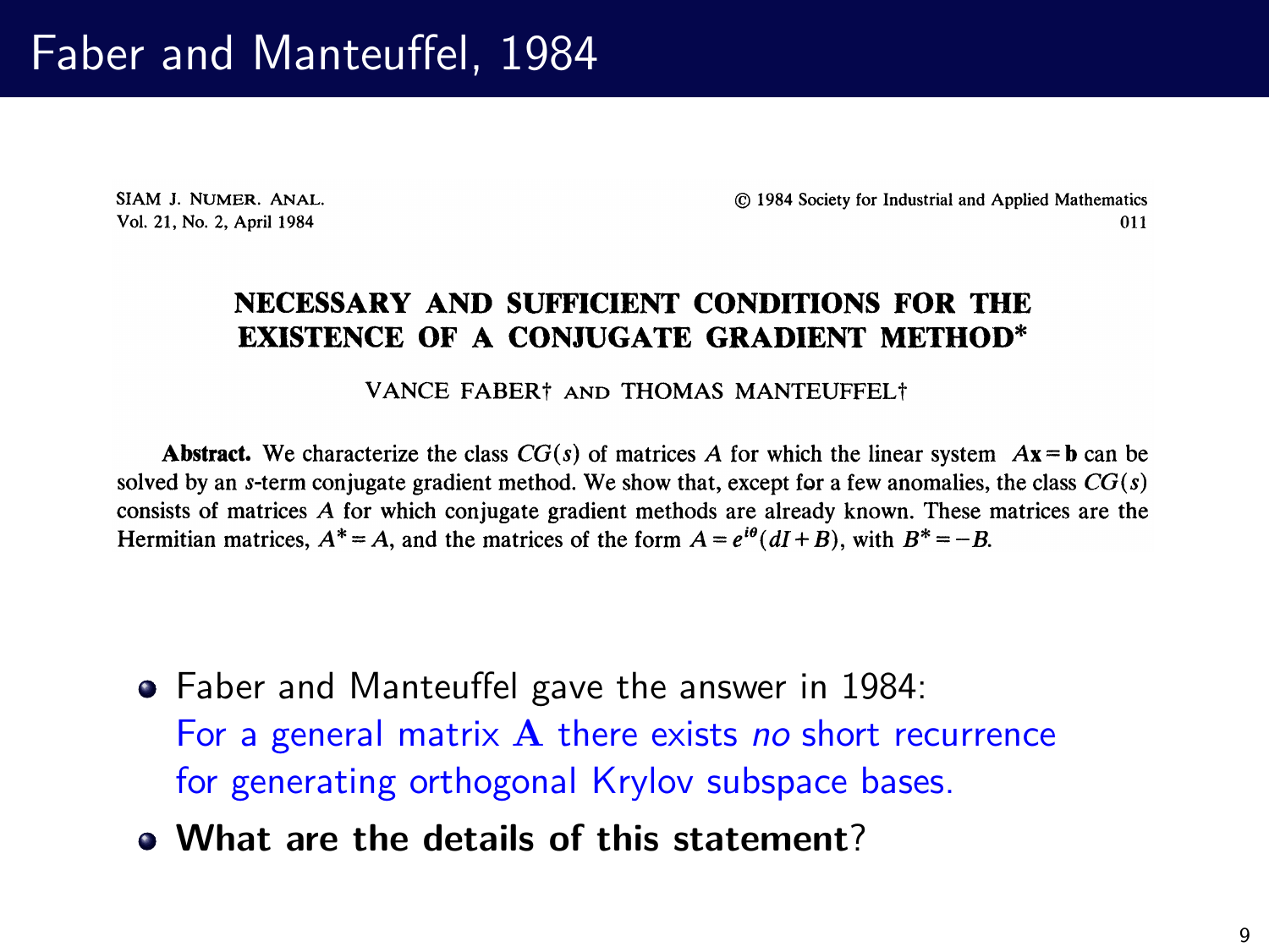# Faber and Manteuffel, 1984

SIAM J. NUMER. ANAL.
Vol. 21, No. 2, April 1984

© 1984 Society for Industrial and Applied Mathematics
011

## NECESSARY AND SUFFICIENT CONDITIONS FOR THE EXISTENCE OF A CONJUGATE GRADIENT METHOD*

VANCE FABER† AND THOMAS MANTEUFFEL†

**Abstract.** We characterize the class $CG(s)$ of matrices $A$ for which the linear system $A\mathbf{x} = \mathbf{b}$ can be solved by an $s$-term conjugate gradient method. We show that, except for a few anomalies, the class $CG(s)$ consists of matrices $A$ for which conjugate gradient methods are already known. These matrices are the Hermitian matrices, $A^* = A$, and the matrices of the form $A = e^{i\theta}(dI + B)$, with $B^* = -B$.

- Faber and Manteuffel gave the answer in 1984:
  For a general matrix $\mathbf{A}$ there exists *no* short recurrence for generating orthogonal Krylov subspace bases.
- **What are the details of this statement**?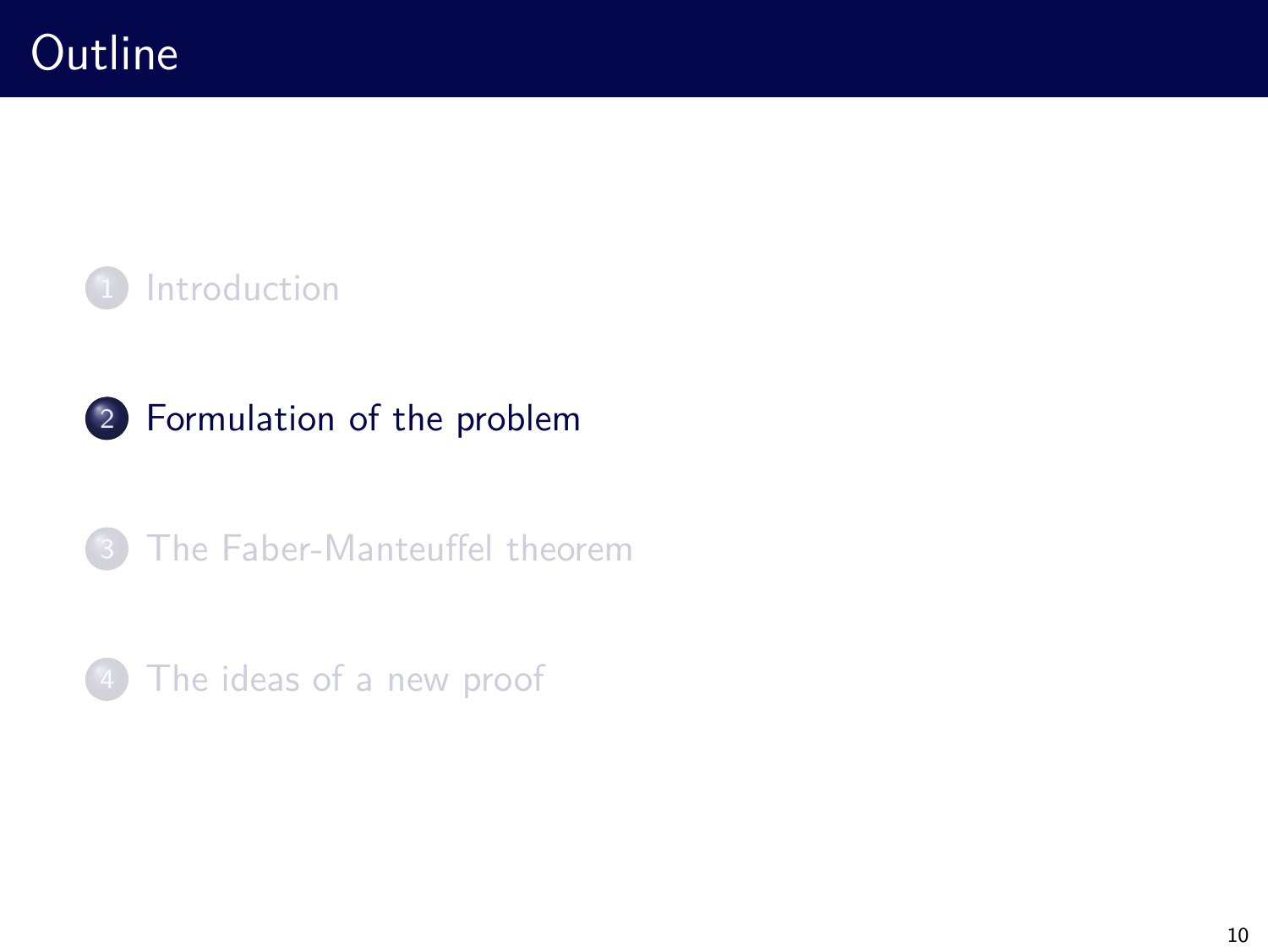# Outline

1. Introduction
2. Formulation of the problem
3. The Faber-Manteuffel theorem
4. The ideas of a new proof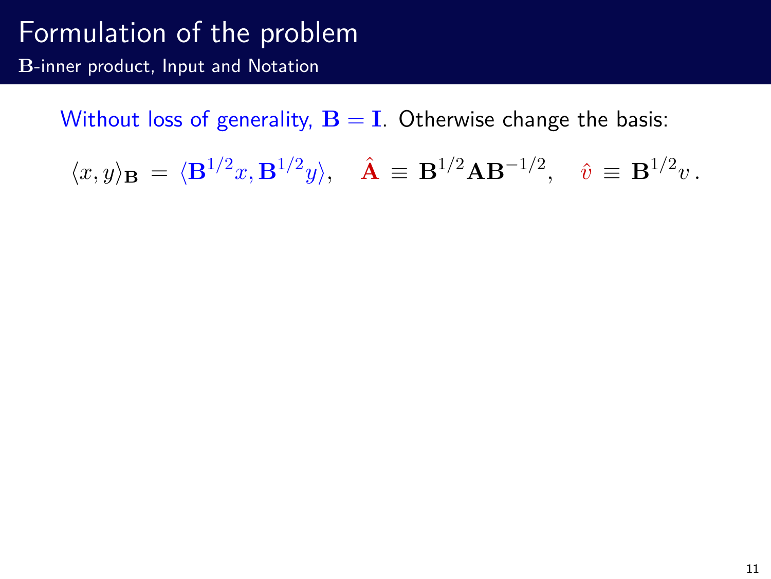# Formulation of the problem

## $\mathbf{B}$-inner product, Input and Notation

Without loss of generality, $\mathbf{B} = \mathbf{I}$. Otherwise change the basis:

$$\langle x, y \rangle_{\mathbf{B}} = \langle \mathbf{B}^{1/2} x, \mathbf{B}^{1/2} y \rangle, \quad \hat{\mathbf{A}} \equiv \mathbf{B}^{1/2} \mathbf{A} \mathbf{B}^{-1/2}, \quad \hat{v} \equiv \mathbf{B}^{1/2} v \,.$$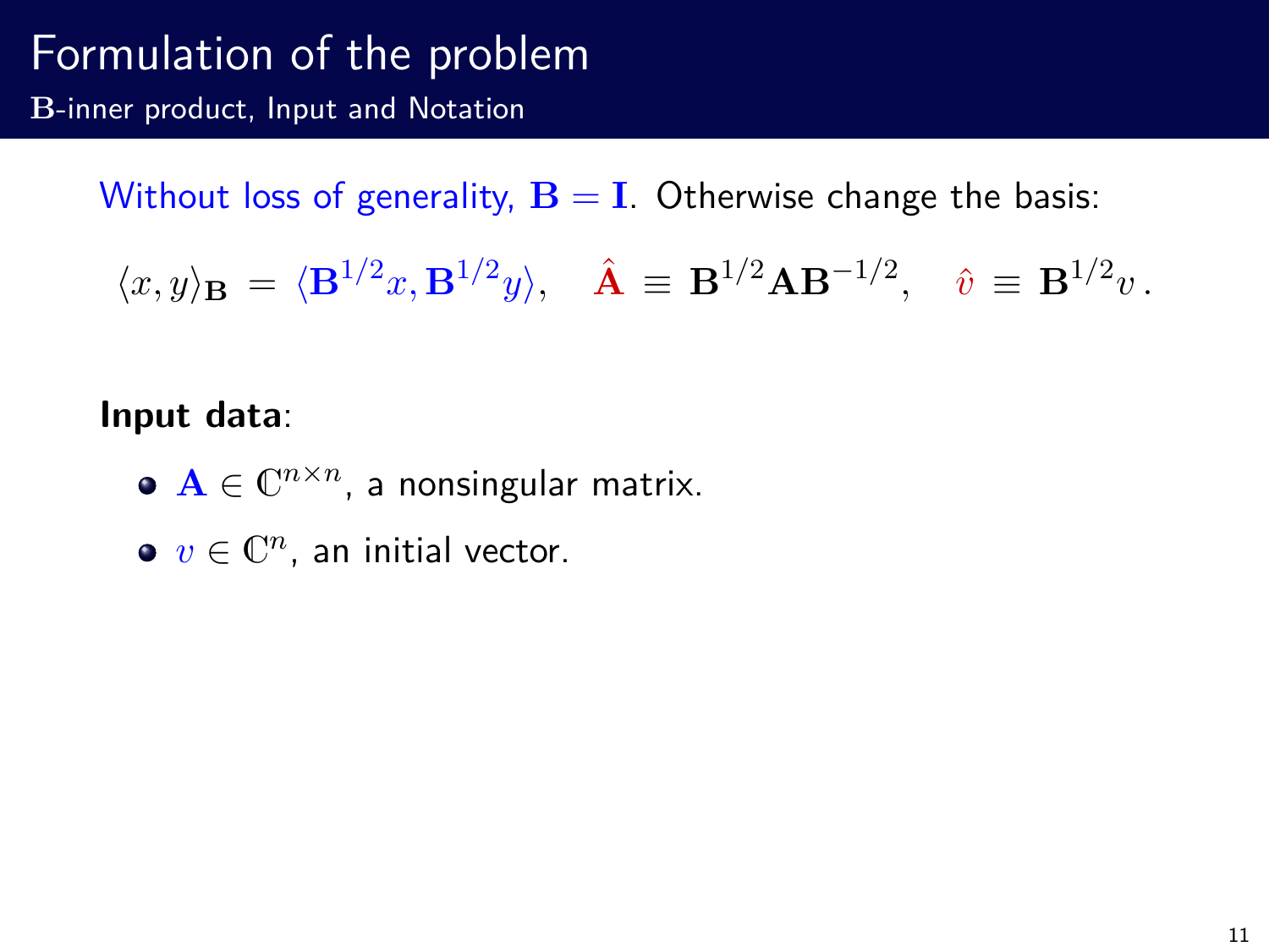# Formulation of the problem

## $\mathbf{B}$-inner product, Input and Notation

Without loss of generality, $\mathbf{B} = \mathbf{I}$. Otherwise change the basis:

$$\langle x, y \rangle_{\mathbf{B}} = \langle \mathbf{B}^{1/2} x, \mathbf{B}^{1/2} y \rangle, \quad \hat{\mathbf{A}} \equiv \mathbf{B}^{1/2} \mathbf{A} \mathbf{B}^{-1/2}, \quad \hat{v} \equiv \mathbf{B}^{1/2} v \, .$$

**Input data**:

- $\mathbf{A} \in \mathbb{C}^{n \times n}$, a nonsingular matrix.
- $v \in \mathbb{C}^{n}$, an initial vector.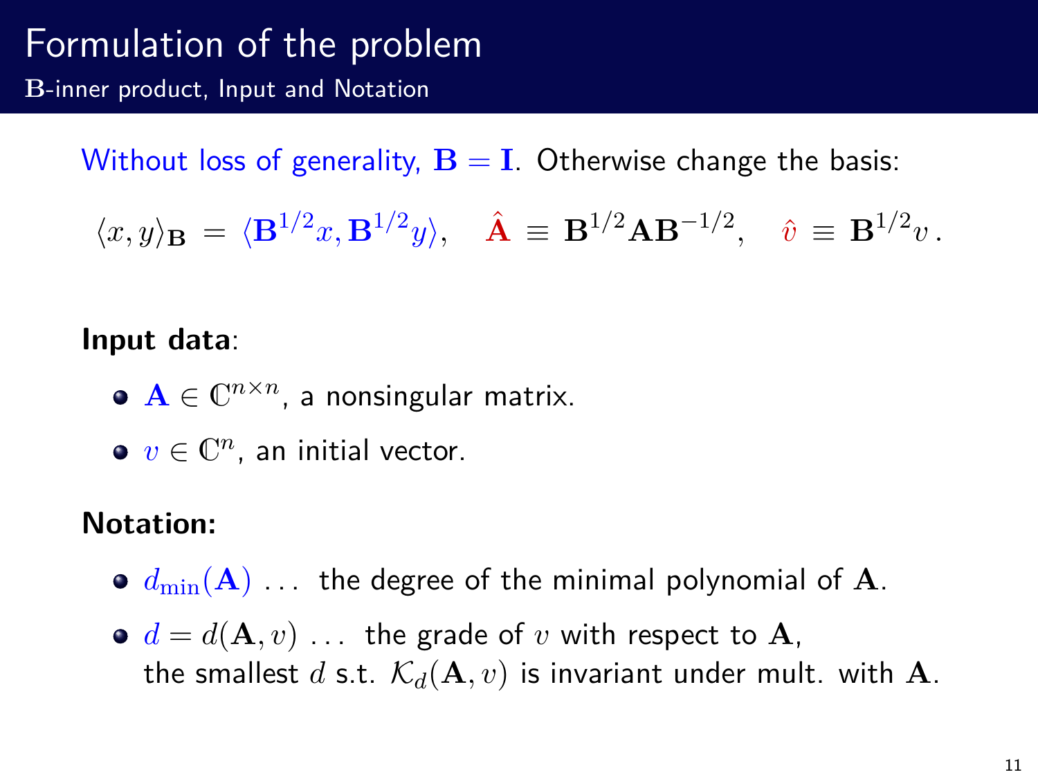# Formulation of the problem

## $\mathbf{B}$-inner product, Input and Notation

Without loss of generality, $\mathbf{B} = \mathbf{I}$. Otherwise change the basis:

$$\langle x, y \rangle_{\mathbf{B}} = \langle \mathbf{B}^{1/2} x, \mathbf{B}^{1/2} y \rangle, \quad \hat{\mathbf{A}} \equiv \mathbf{B}^{1/2} \mathbf{A} \mathbf{B}^{-1/2}, \quad \hat{v} \equiv \mathbf{B}^{1/2} v\,.$$

**Input data**:

- $\mathbf{A} \in \mathbb{C}^{n \times n}$, a nonsingular matrix.
- $v \in \mathbb{C}^{n}$, an initial vector.

**Notation:**

- $d_{\min}(\mathbf{A})$ ... the degree of the minimal polynomial of $\mathbf{A}$.
- $d = d(\mathbf{A}, v)$ ... the grade of $v$ with respect to $\mathbf{A}$, the smallest $d$ s.t. $\mathcal{K}_d(\mathbf{A}, v)$ is invariant under mult. with $\mathbf{A}$.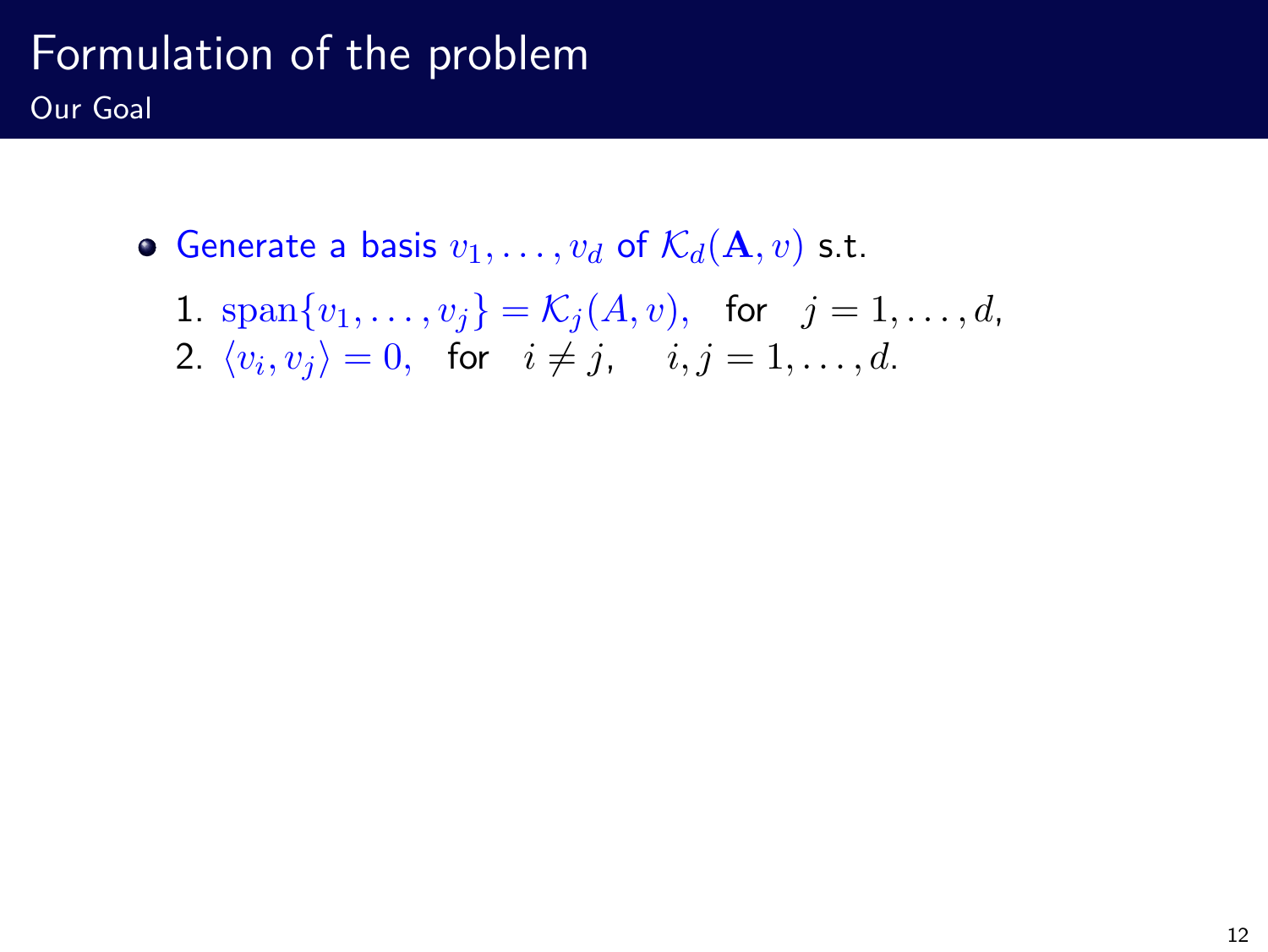# Formulation of the problem

## Our Goal

- Generate a basis $v_1, \ldots, v_d$ of $\mathcal{K}_d(\mathbf{A}, v)$ s.t.
  1. $\text{span}\{v_1, \ldots, v_j\} = \mathcal{K}_j(A, v)$, for $j = 1, \ldots, d$,
  2. $\langle v_i, v_j \rangle = 0$, for $i \neq j$, $i, j = 1, \ldots, d$.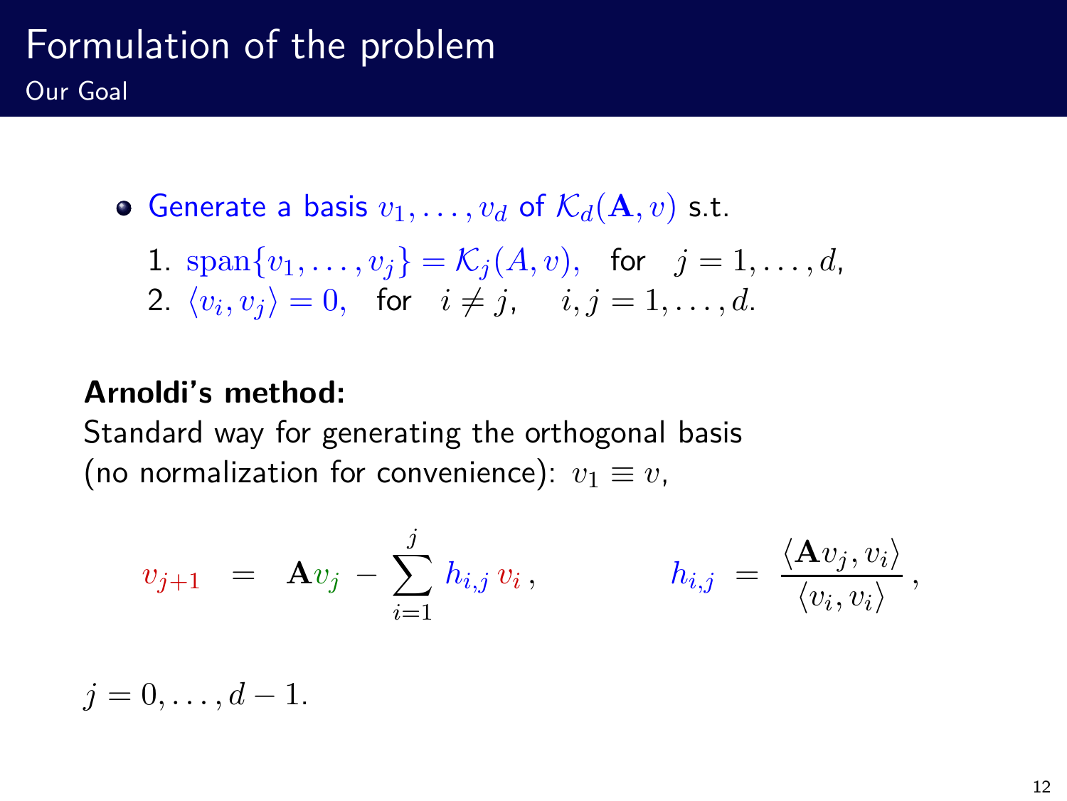# Formulation of the problem

## Our Goal

- Generate a basis $v_1, \ldots, v_d$ of $\mathcal{K}_d(\mathbf{A}, v)$ s.t.
  1. $\text{span}\{v_1, \ldots, v_j\} = \mathcal{K}_j(A, v)$, for $j = 1, \ldots, d$,
  2. $\langle v_i, v_j \rangle = 0$, for $i \neq j$, $i, j = 1, \ldots, d$.

**Arnoldi's method:**
Standard way for generating the orthogonal basis
(no normalization for convenience): $v_1 \equiv v$,

$$v_{j+1} = \mathbf{A} v_j - \sum_{i=1}^{j} h_{i,j} \, v_i \,, \qquad h_{i,j} = \frac{\langle \mathbf{A} v_j, v_i \rangle}{\langle v_i, v_i \rangle} \,,$$

$j = 0, \ldots, d-1.$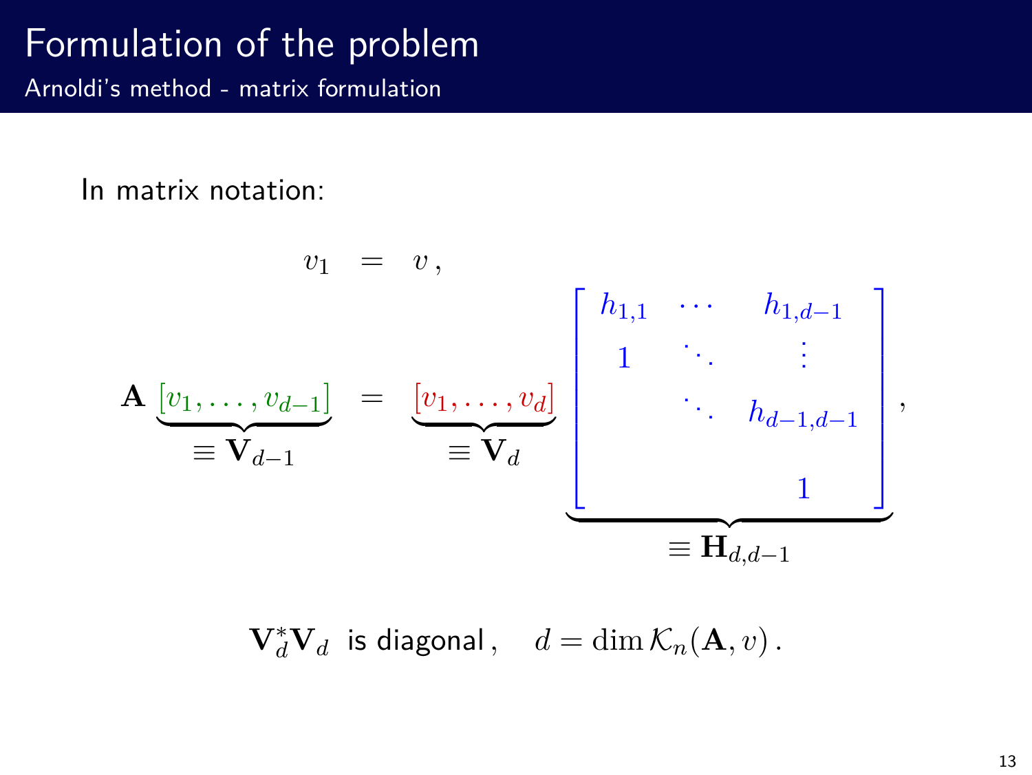# Formulation of the problem

## Arnoldi's method - matrix formulation

In matrix notation:

$$
\begin{aligned}
v_1 &= v\,, \\
\mathbf{A}\,\underbrace{[v_1,\ldots,v_{d-1}]}_{\equiv\,\mathbf{V}_{d-1}} &= \underbrace{[v_1,\ldots,v_d]}_{\equiv\,\mathbf{V}_d}\,\underbrace{\begin{bmatrix} h_{1,1} & \cdots & h_{1,d-1} \\ 1 & \ddots & \vdots \\ & \ddots & h_{d-1,d-1} \\ & & 1 \end{bmatrix}}_{\equiv\,\mathbf{H}_{d,d-1}},
\end{aligned}
$$

$$
\mathbf{V}_d^*\mathbf{V}_d \text{ is diagonal}\,, \quad d = \dim \mathcal{K}_n(\mathbf{A}, v)\,.
$$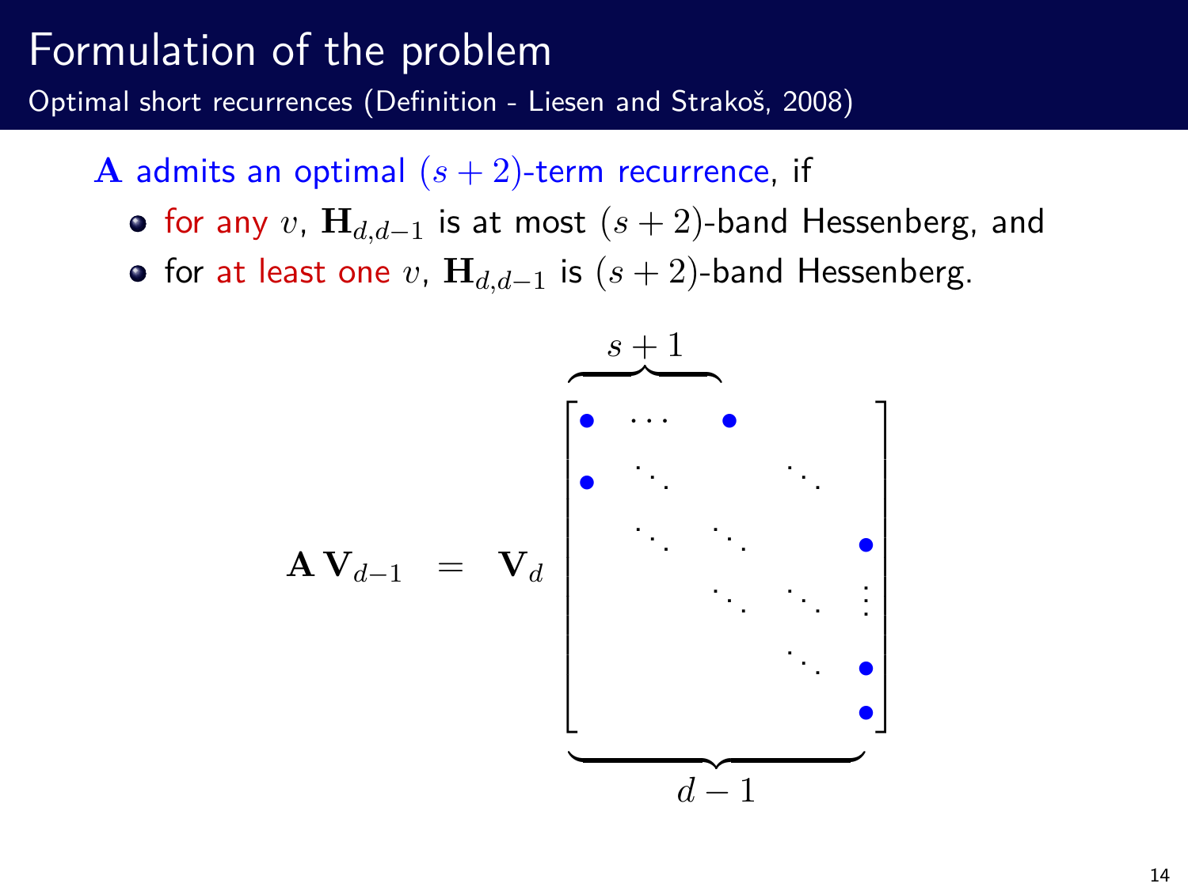# Formulation of the problem

## Optimal short recurrences (Definition - Liesen and Strakoš, 2008)

$\mathbf{A}$ admits an optimal $(s+2)$-term recurrence, if

- for any $v$, $\mathbf{H}_{d,d-1}$ is at most $(s+2)$-band Hessenberg, and
- for at least one $v$, $\mathbf{H}_{d,d-1}$ is $(s+2)$-band Hessenberg.

$$
\mathbf{A}\,\mathbf{V}_{d-1} \;=\; \mathbf{V}_d
\overbrace{\phantom{\bullet \;\cdots\; \bullet}}^{s+1}
\underbrace{\begin{bmatrix}
\bullet & \cdots & \bullet & & \\
\bullet & \ddots & & \ddots & \\
 & \ddots & \ddots & & \bullet \\
 & & \ddots & \ddots & \vdots \\
 & & & \ddots & \bullet \\
 & & & & \bullet
\end{bmatrix}}_{d-1}
$$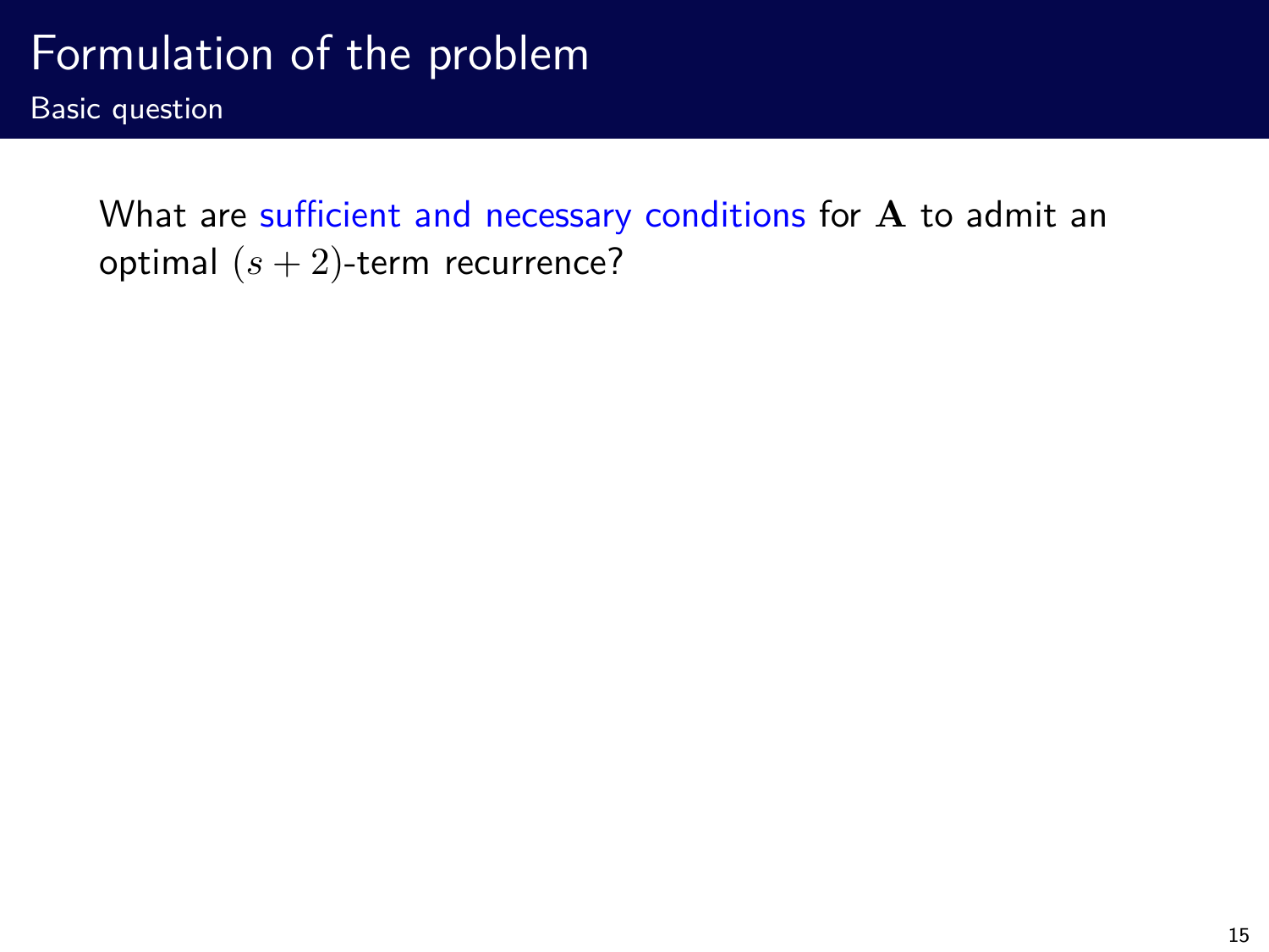# Formulation of the problem

## Basic question

What are sufficient and necessary conditions for $\mathbf{A}$ to admit an optimal $(s+2)$-term recurrence?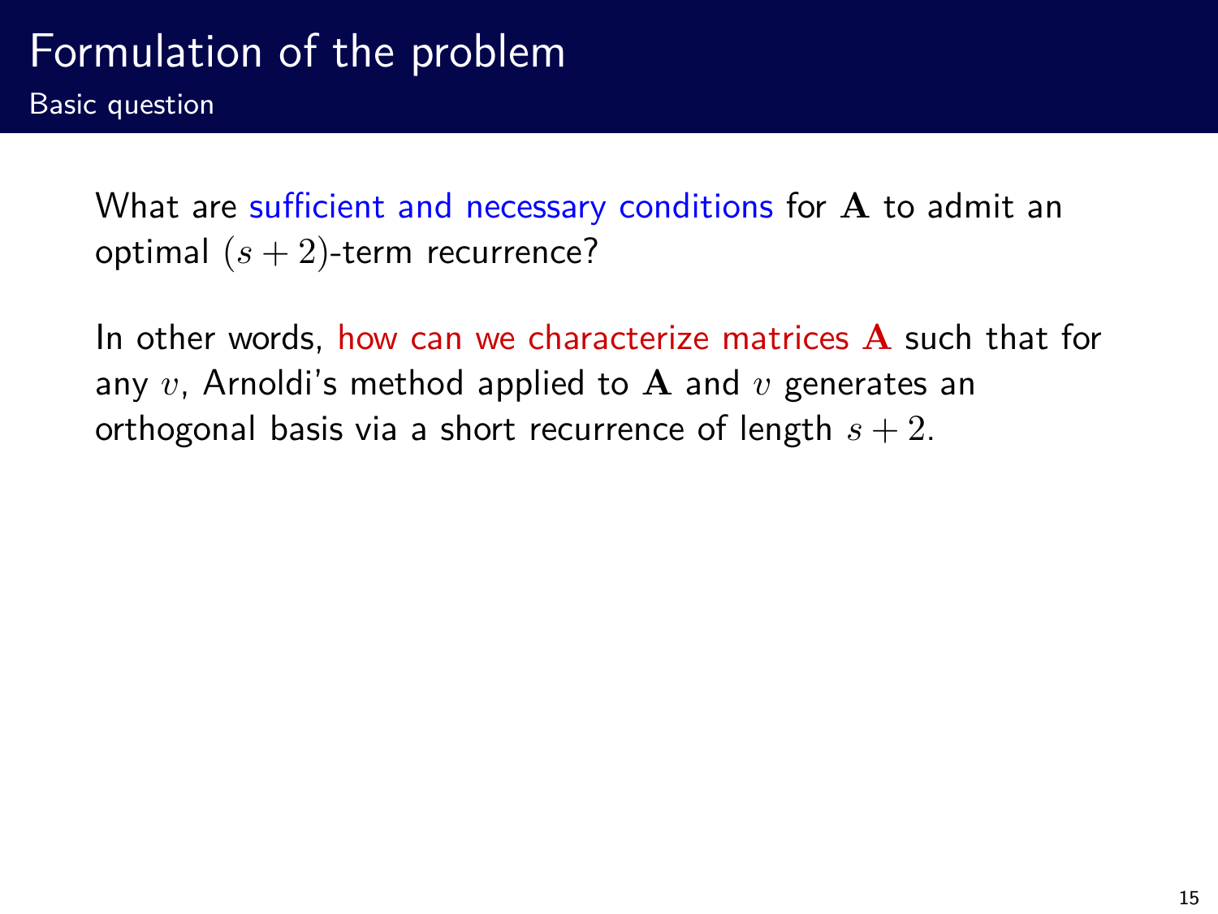# Formulation of the problem

## Basic question

What are sufficient and necessary conditions for $\mathbf{A}$ to admit an optimal $(s+2)$-term recurrence?

In other words, how can we characterize matrices $\mathbf{A}$ such that for any $v$, Arnoldi's method applied to $\mathbf{A}$ and $v$ generates an orthogonal basis via a short recurrence of length $s+2$.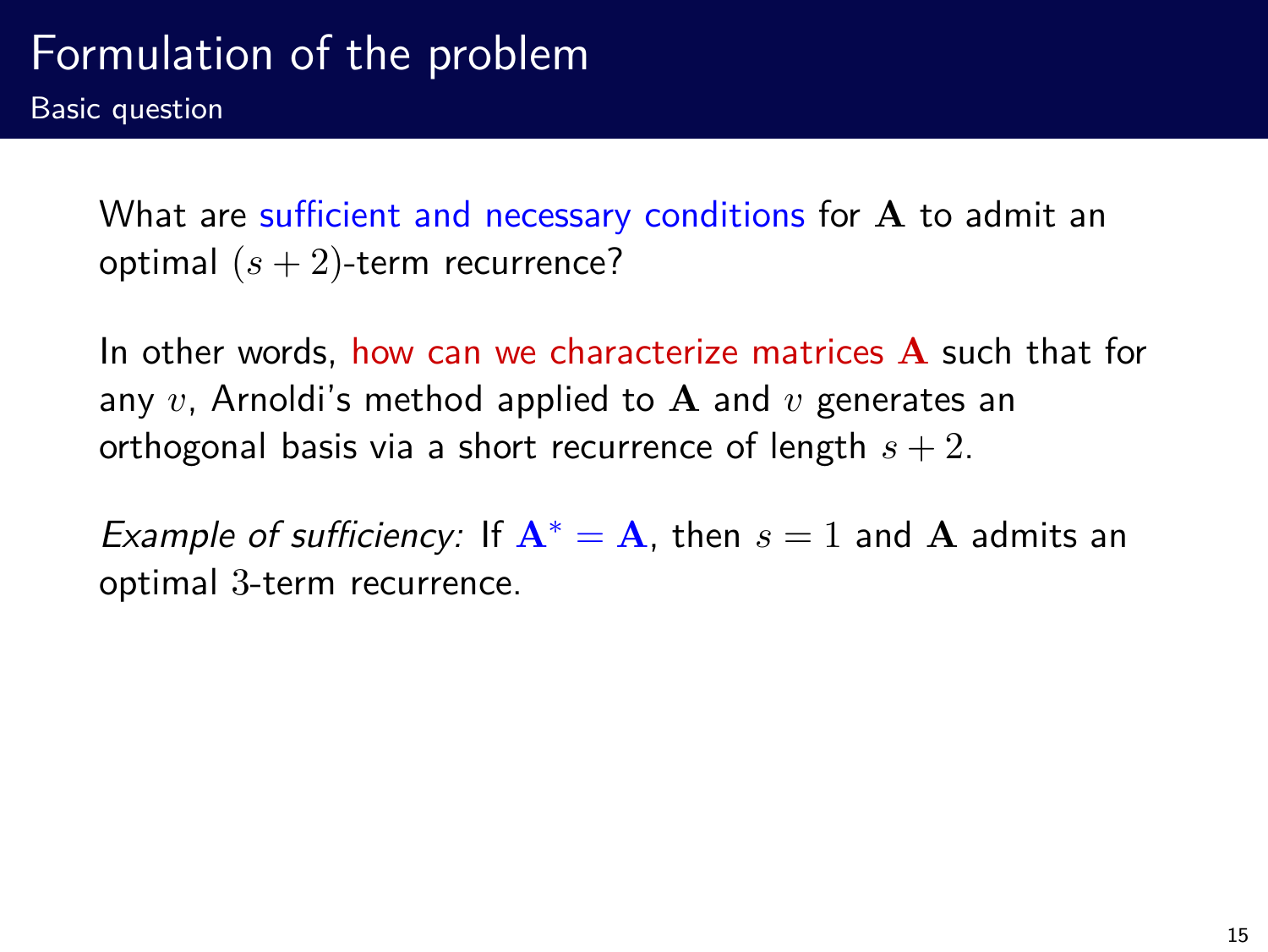# Formulation of the problem

## Basic question

What are sufficient and necessary conditions for $\mathbf{A}$ to admit an optimal $(s+2)$-term recurrence?

In other words, how can we characterize matrices $\mathbf{A}$ such that for any $v$, Arnoldi's method applied to $\mathbf{A}$ and $v$ generates an orthogonal basis via a short recurrence of length $s+2$.

*Example of sufficiency:* If $\mathbf{A}^* = \mathbf{A}$, then $s = 1$ and $\mathbf{A}$ admits an optimal $3$-term recurrence.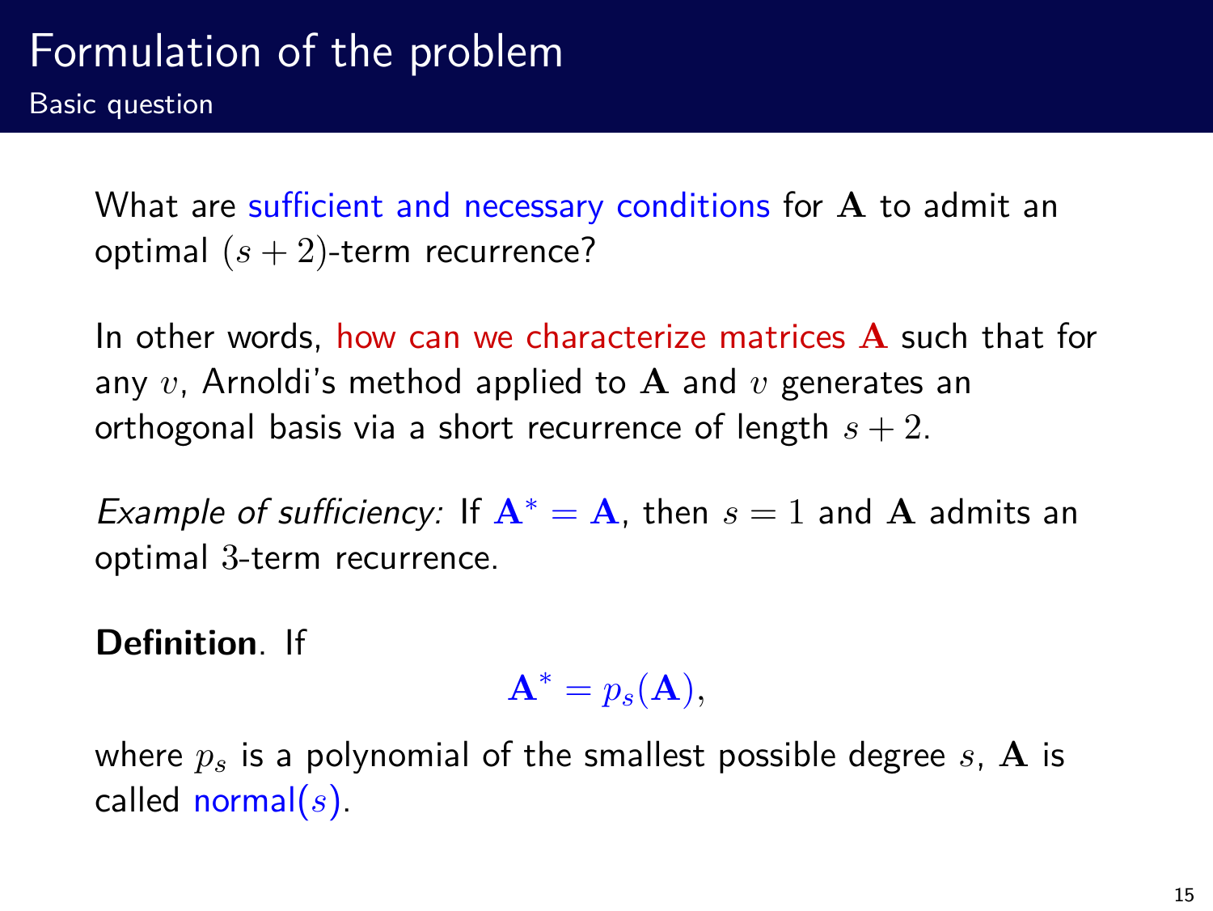# Formulation of the problem

## Basic question

What are sufficient and necessary conditions for $\mathbf{A}$ to admit an optimal $(s+2)$-term recurrence?

In other words, how can we characterize matrices $\mathbf{A}$ such that for any $v$, Arnoldi's method applied to $\mathbf{A}$ and $v$ generates an orthogonal basis via a short recurrence of length $s+2$.

*Example of sufficiency:* If $\mathbf{A}^* = \mathbf{A}$, then $s = 1$ and $\mathbf{A}$ admits an optimal $3$-term recurrence.

**Definition**. If

$$\mathbf{A}^* = p_s(\mathbf{A}),$$

where $p_s$ is a polynomial of the smallest possible degree $s$, $\mathbf{A}$ is called normal($s$).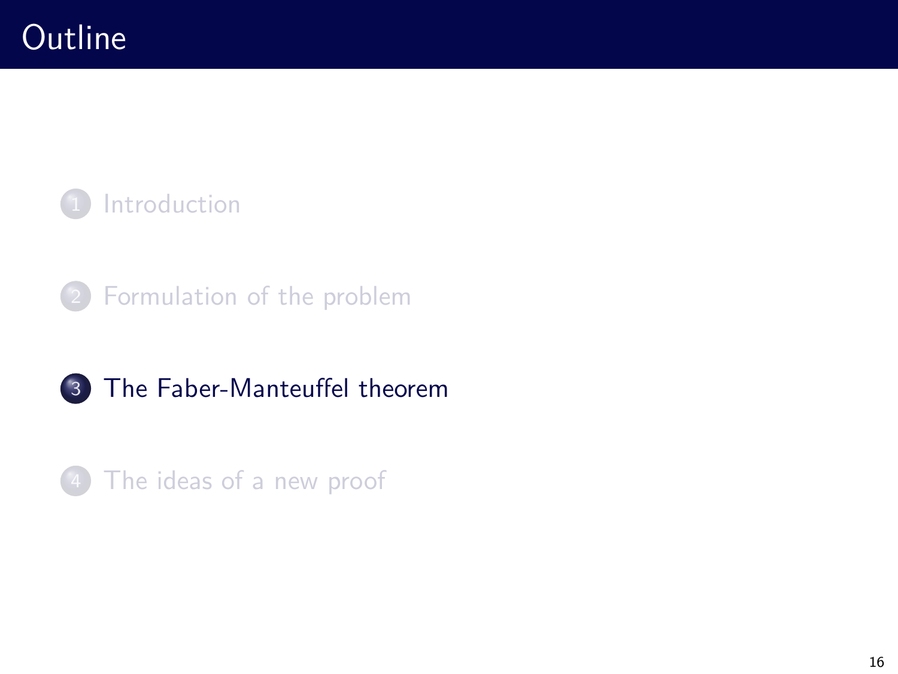# Outline

1. Introduction
2. Formulation of the problem
3. The Faber-Manteuffel theorem
4. The ideas of a new proof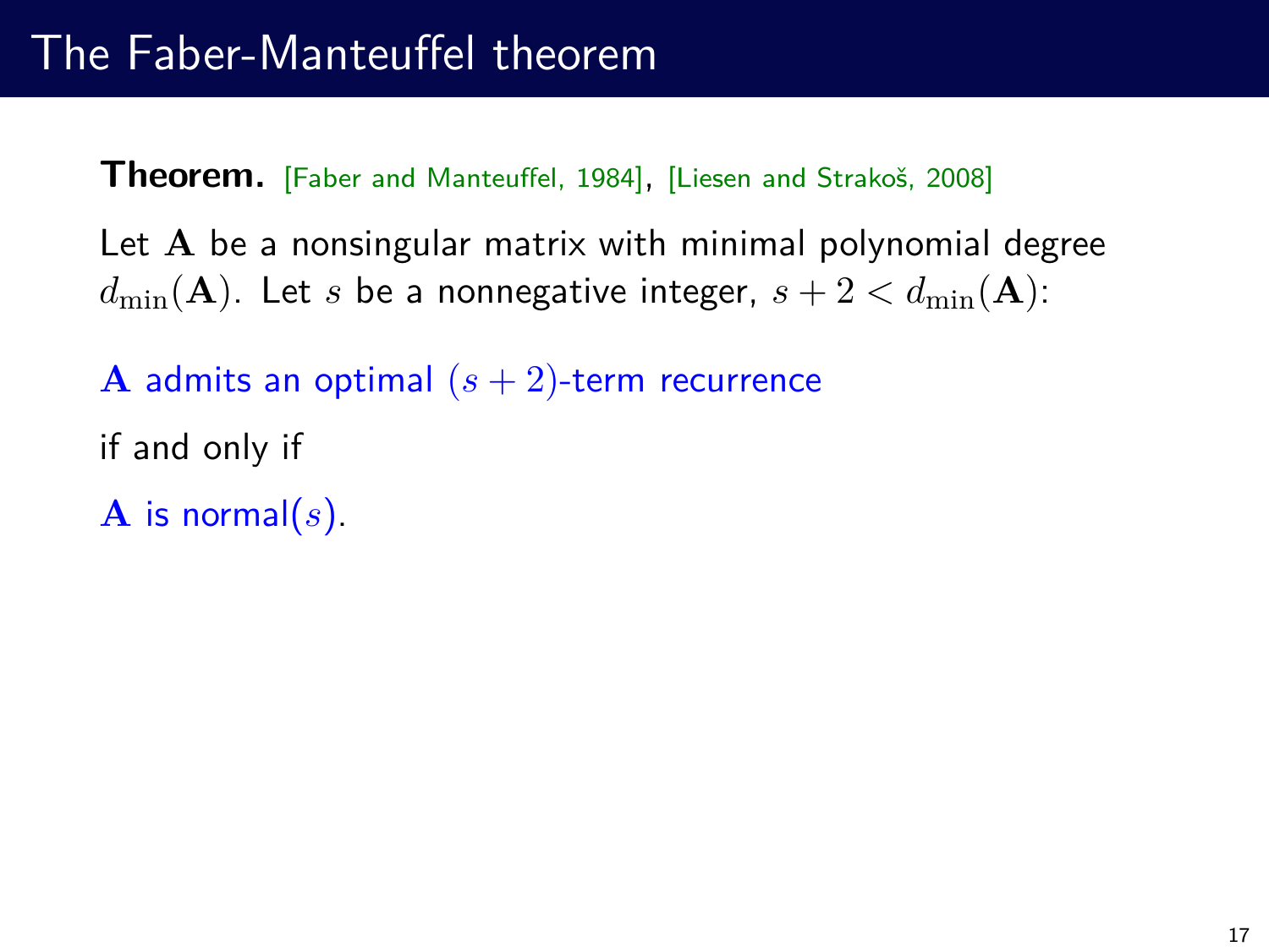# The Faber-Manteuffel theorem

**Theorem.** [Faber and Manteuffel, 1984], [Liesen and Strakoš, 2008]

Let $\mathbf{A}$ be a nonsingular matrix with minimal polynomial degree $d_{\min}(\mathbf{A})$. Let $s$ be a nonnegative integer, $s + 2 < d_{\min}(\mathbf{A})$:

$\mathbf{A}$ admits an optimal $(s+2)$-term recurrence

if and only if

$\mathbf{A}$ is normal($s$).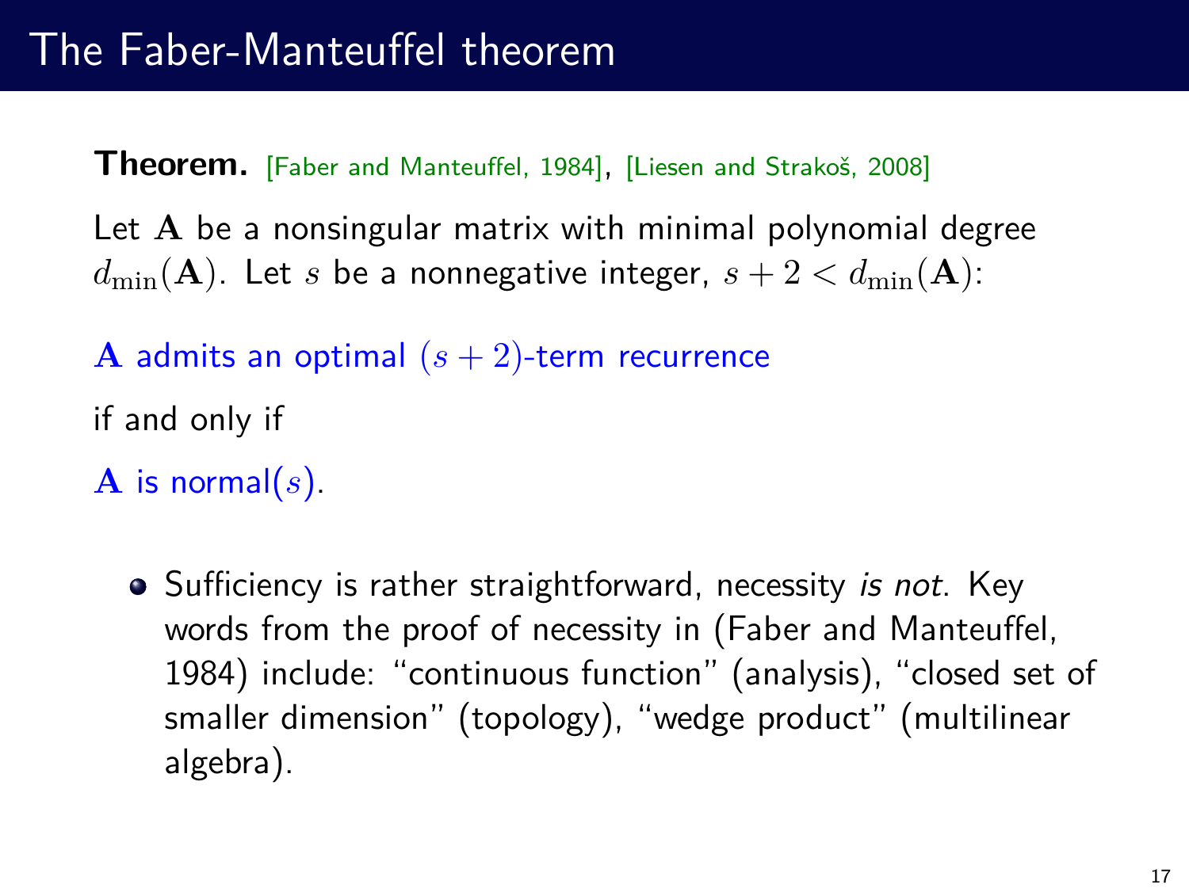# The Faber-Manteuffel theorem

**Theorem.** [Faber and Manteuffel, 1984], [Liesen and Strakoš, 2008]

Let $\mathbf{A}$ be a nonsingular matrix with minimal polynomial degree $d_{\min}(\mathbf{A})$. Let $s$ be a nonnegative integer, $s + 2 < d_{\min}(\mathbf{A})$:

$\mathbf{A}$ admits an optimal $(s+2)$-term recurrence

if and only if

$\mathbf{A}$ is normal($s$).

- Sufficiency is rather straightforward, necessity *is not*. Key words from the proof of necessity in (Faber and Manteuffel, 1984) include: "continuous function" (analysis), "closed set of smaller dimension" (topology), "wedge product" (multilinear algebra).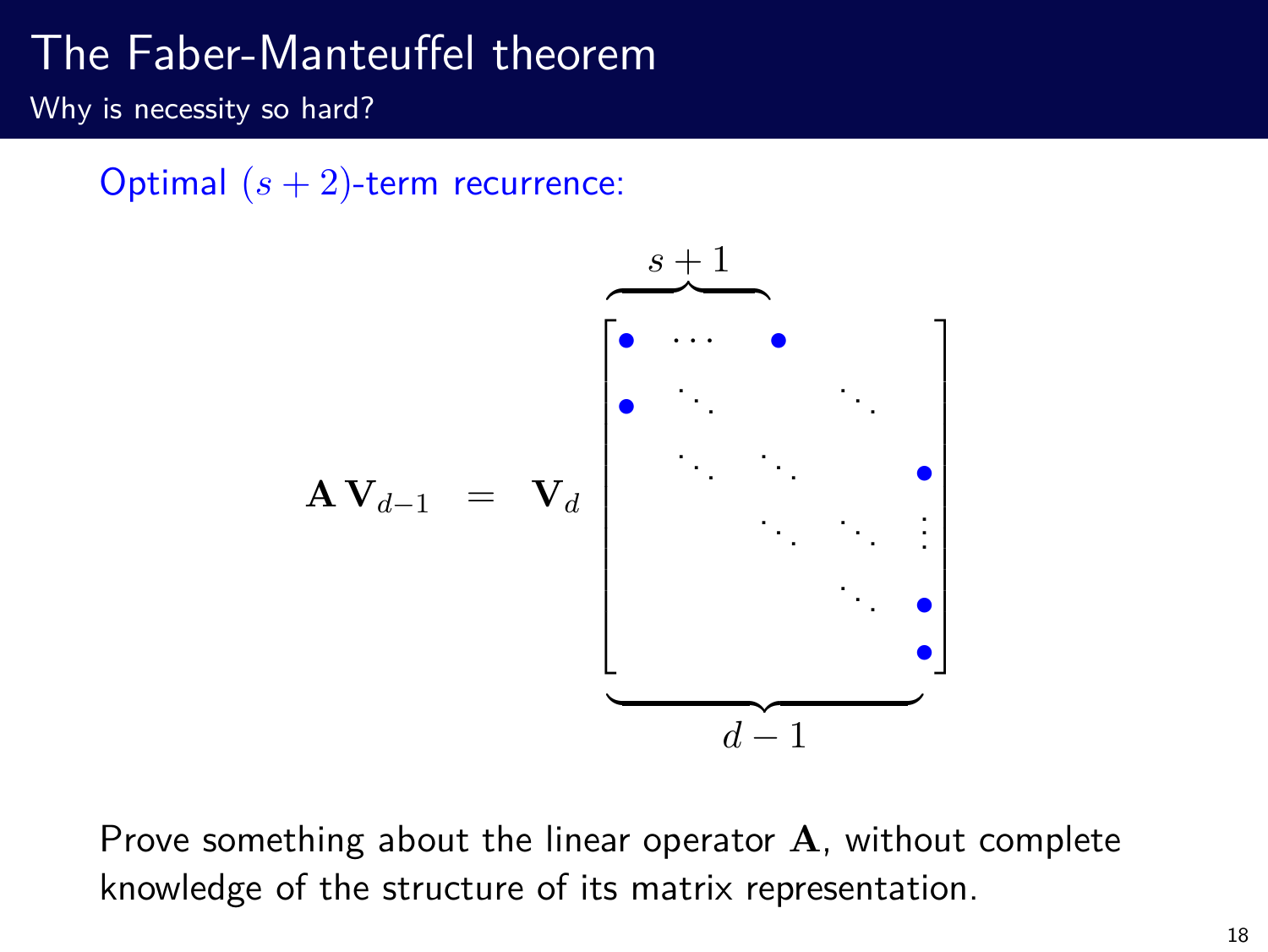# The Faber-Manteuffel theorem

## Why is necessity so hard?

Optimal $(s+2)$-term recurrence:

$$\mathbf{A}\,\mathbf{V}_{d-1} \;=\; \mathbf{V}_d \overbrace{\begin{bmatrix} \bullet & \cdots & \bullet & & \\ \bullet & \ddots & & \ddots & \\ & \ddots & \ddots & & \bullet \\ & & \ddots & \ddots & \vdots \\ & & & \ddots & \bullet \\ & & & & \bullet \end{bmatrix}}^{s+1}_{d-1}$$

Prove something about the linear operator $\mathbf{A}$, without complete knowledge of the structure of its matrix representation.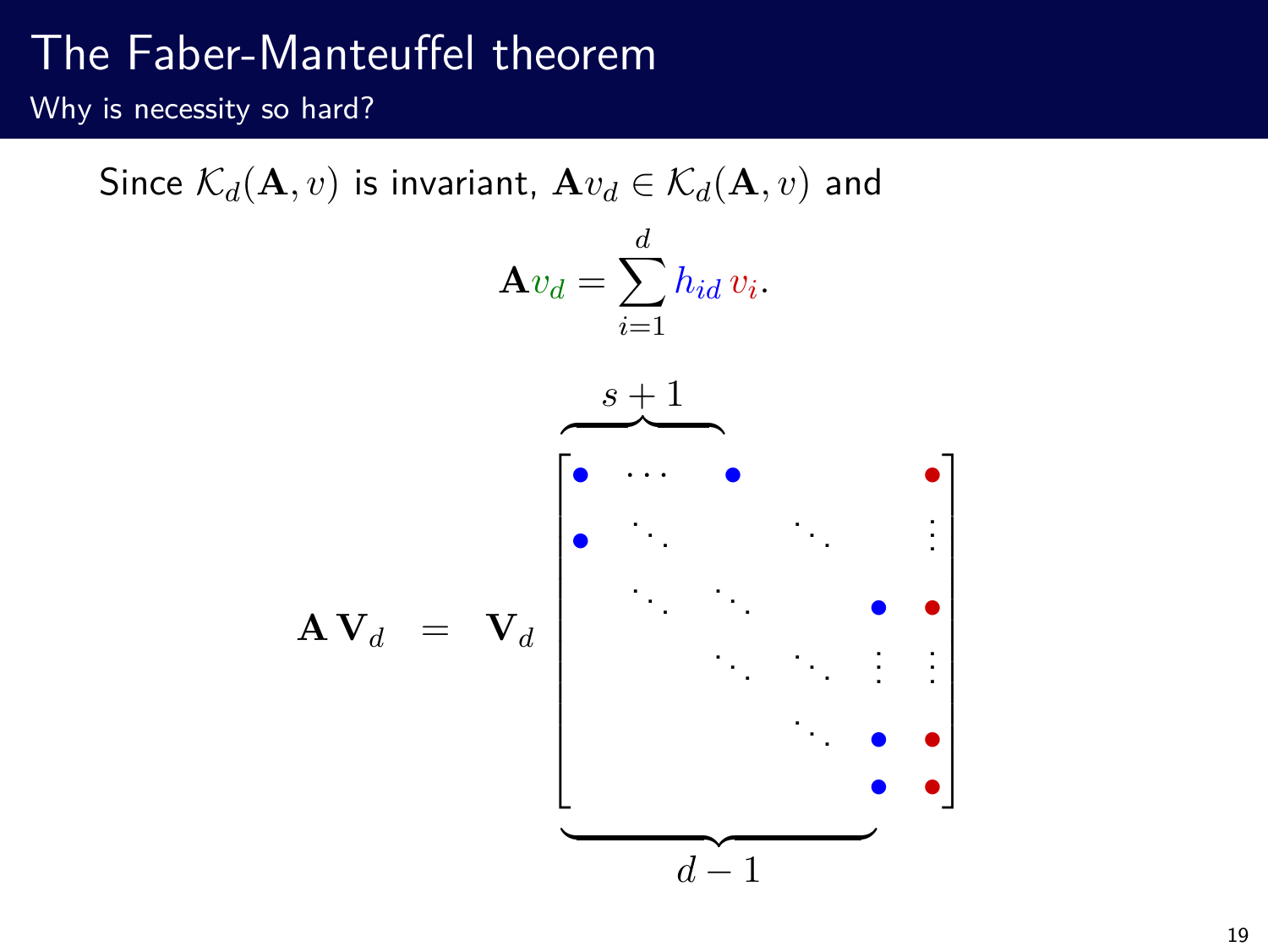# The Faber-Manteuffel theorem

## Why is necessity so hard?

Since $\mathcal{K}_d(\mathbf{A}, v)$ is invariant, $\mathbf{A}v_d \in \mathcal{K}_d(\mathbf{A}, v)$ and

$$\mathbf{A}v_d = \sum_{i=1}^{d} h_{id}\, v_i.$$

$$\mathbf{A}\,\mathbf{V}_d \;=\; \mathbf{V}_d \overbrace{\phantom{\bullet\;\cdots\;\bullet}}^{s+1} \begin{bmatrix} \bullet & \cdots & \bullet & & & \bullet \\ \bullet & \ddots & & \ddots & & \vdots \\ & \ddots & \ddots & & \bullet & \bullet \\ & & \ddots & \ddots & \vdots & \vdots \\ & & & \ddots & \bullet & \bullet \\ & & & & \bullet & \bullet \end{bmatrix}$$

$$\underbrace{\phantom{\bullet\;\cdots\;\bullet\;\cdots\;\bullet}}_{d-1}$$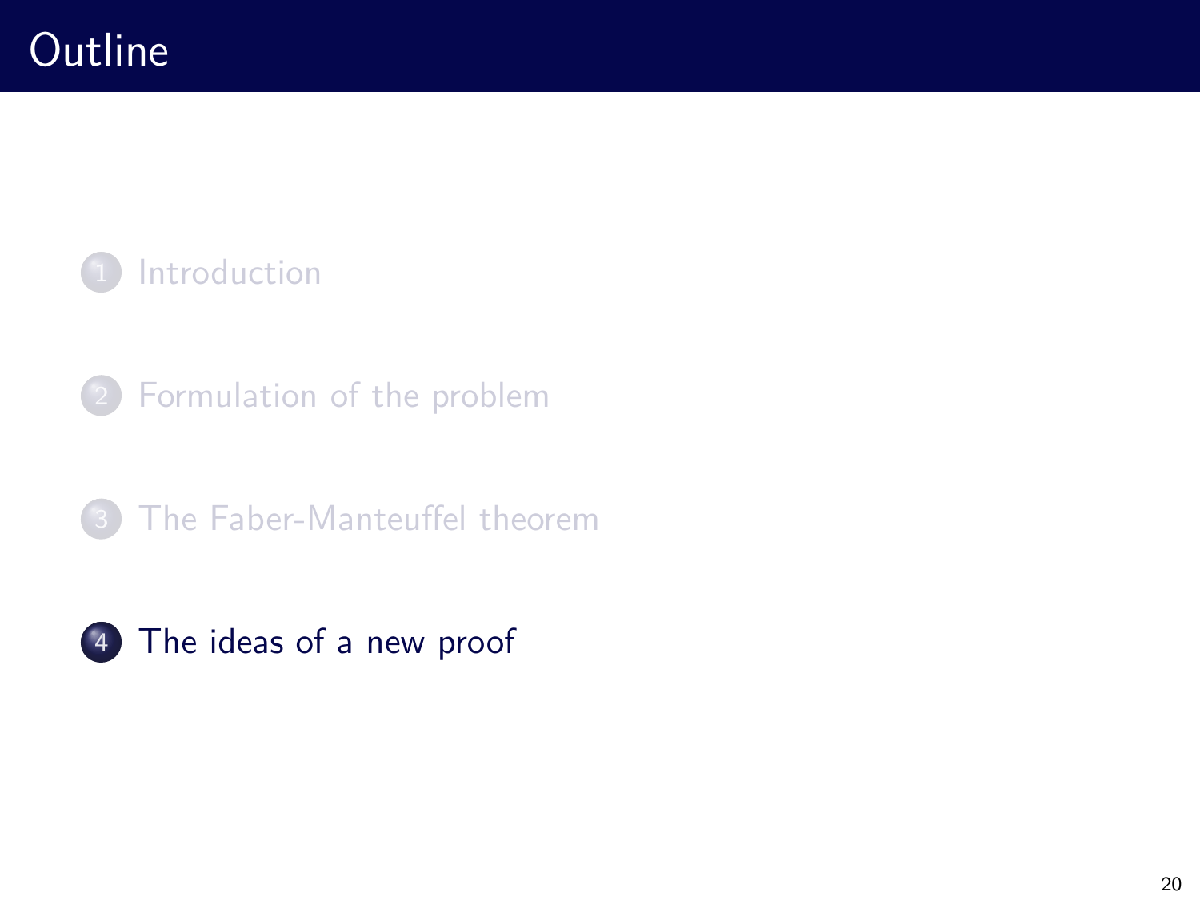# Outline

1. Introduction
2. Formulation of the problem
3. The Faber-Manteuffel theorem
4. The ideas of a new proof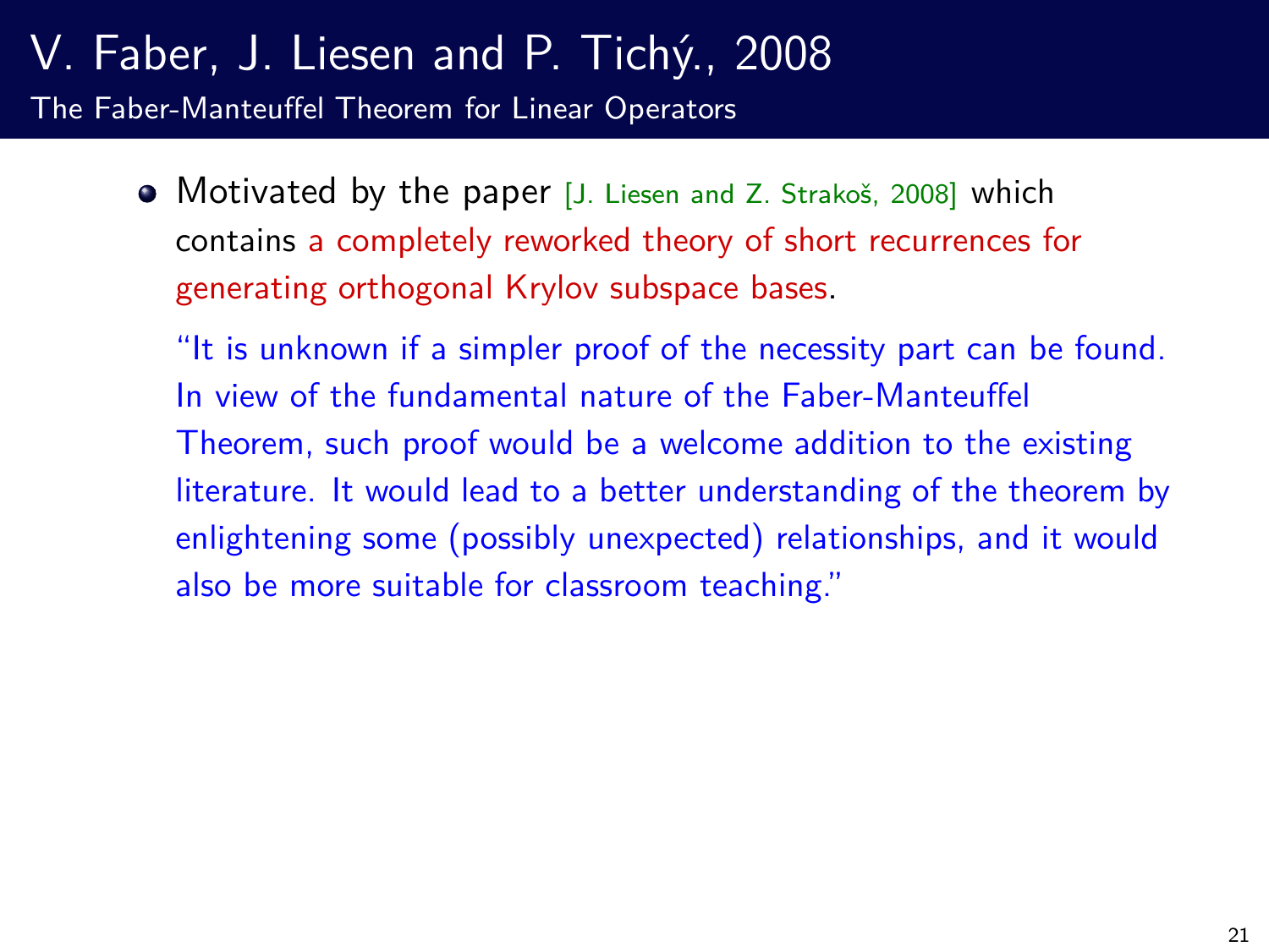# V. Faber, J. Liesen and P. Tichý., 2008

## The Faber-Manteuffel Theorem for Linear Operators

- Motivated by the paper [J. Liesen and Z. Strakoš, 2008] which contains a completely reworked theory of short recurrences for generating orthogonal Krylov subspace bases.

  "It is unknown if a simpler proof of the necessity part can be found. In view of the fundamental nature of the Faber-Manteuffel Theorem, such proof would be a welcome addition to the existing literature. It would lead to a better understanding of the theorem by enlightening some (possibly unexpected) relationships, and it would also be more suitable for classroom teaching."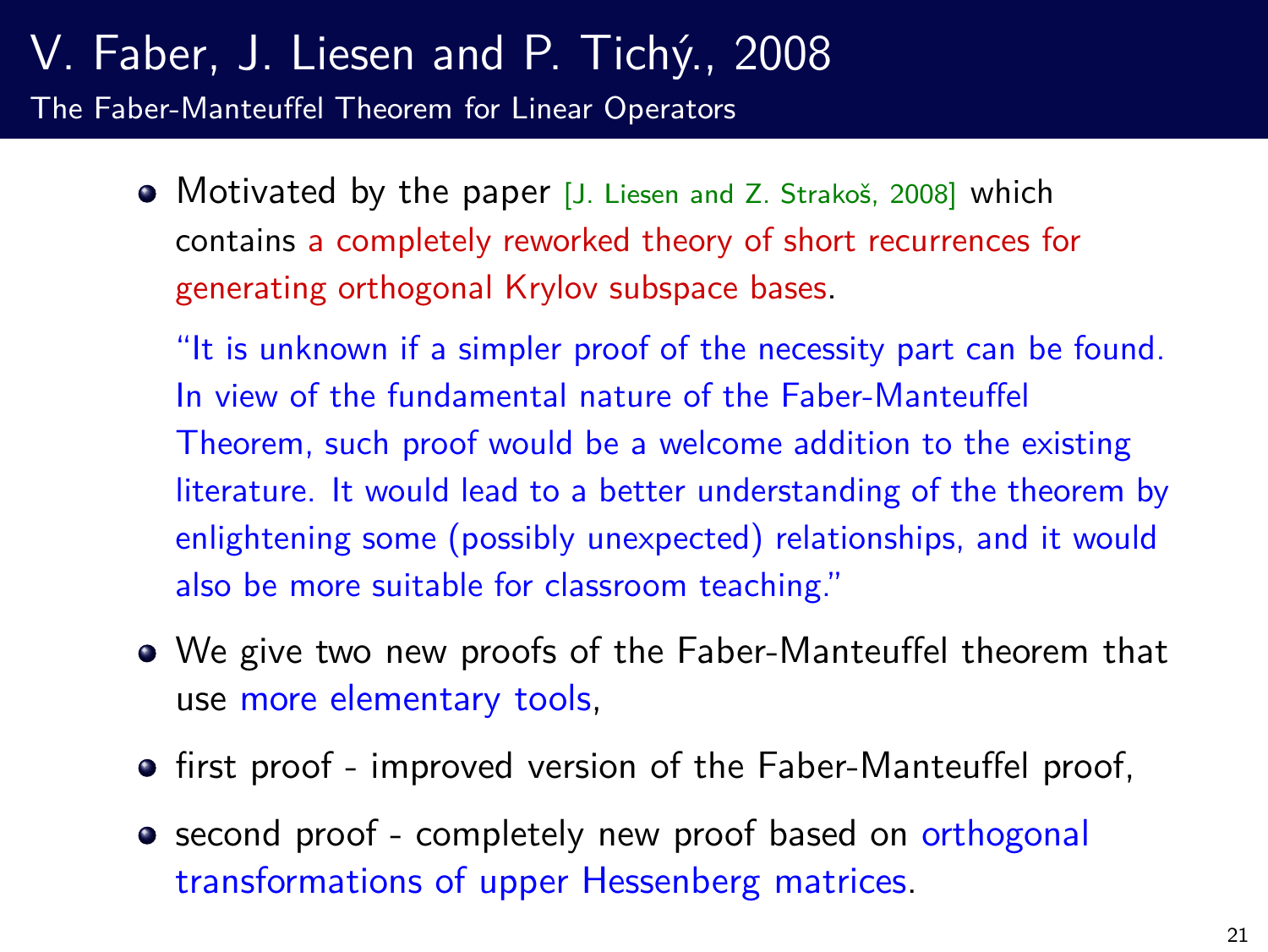# V. Faber, J. Liesen and P. Tichý., 2008

## The Faber-Manteuffel Theorem for Linear Operators

- Motivated by the paper [J. Liesen and Z. Strakoš, 2008] which contains a completely reworked theory of short recurrences for generating orthogonal Krylov subspace bases.

  "It is unknown if a simpler proof of the necessity part can be found. In view of the fundamental nature of the Faber-Manteuffel Theorem, such proof would be a welcome addition to the existing literature. It would lead to a better understanding of the theorem by enlightening some (possibly unexpected) relationships, and it would also be more suitable for classroom teaching."

- We give two new proofs of the Faber-Manteuffel theorem that use more elementary tools,
- first proof - improved version of the Faber-Manteuffel proof,
- second proof - completely new proof based on orthogonal transformations of upper Hessenberg matrices.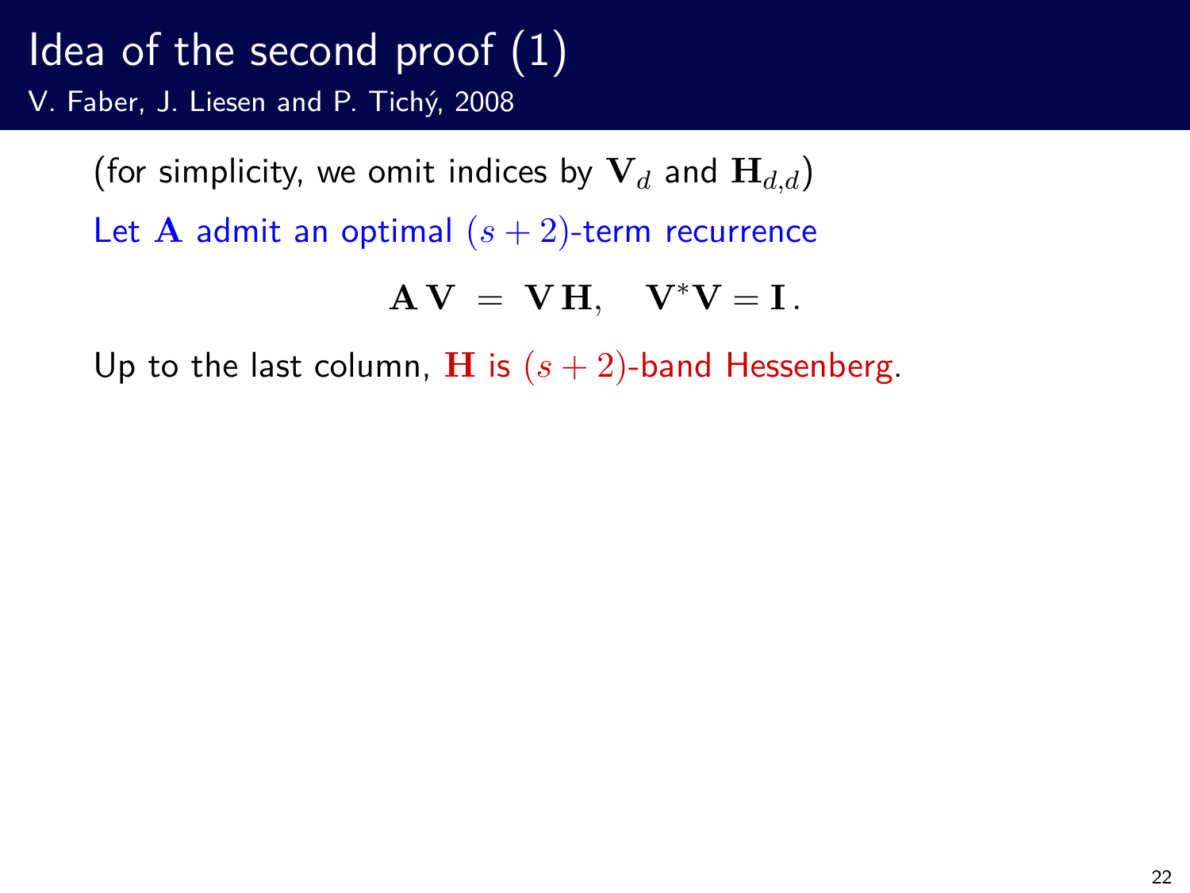# Idea of the second proof (1)

V. Faber, J. Liesen and P. Tichý, 2008

(for simplicity, we omit indices by $\mathbf{V}_d$ and $\mathbf{H}_{d,d}$)

Let $\mathbf{A}$ admit an optimal $(s+2)$-term recurrence

$$\mathbf{A}\,\mathbf{V} \;=\; \mathbf{V}\,\mathbf{H}, \quad \mathbf{V}^*\mathbf{V} = \mathbf{I}\,.$$

Up to the last column, $\mathbf{H}$ is $(s+2)$-band Hessenberg.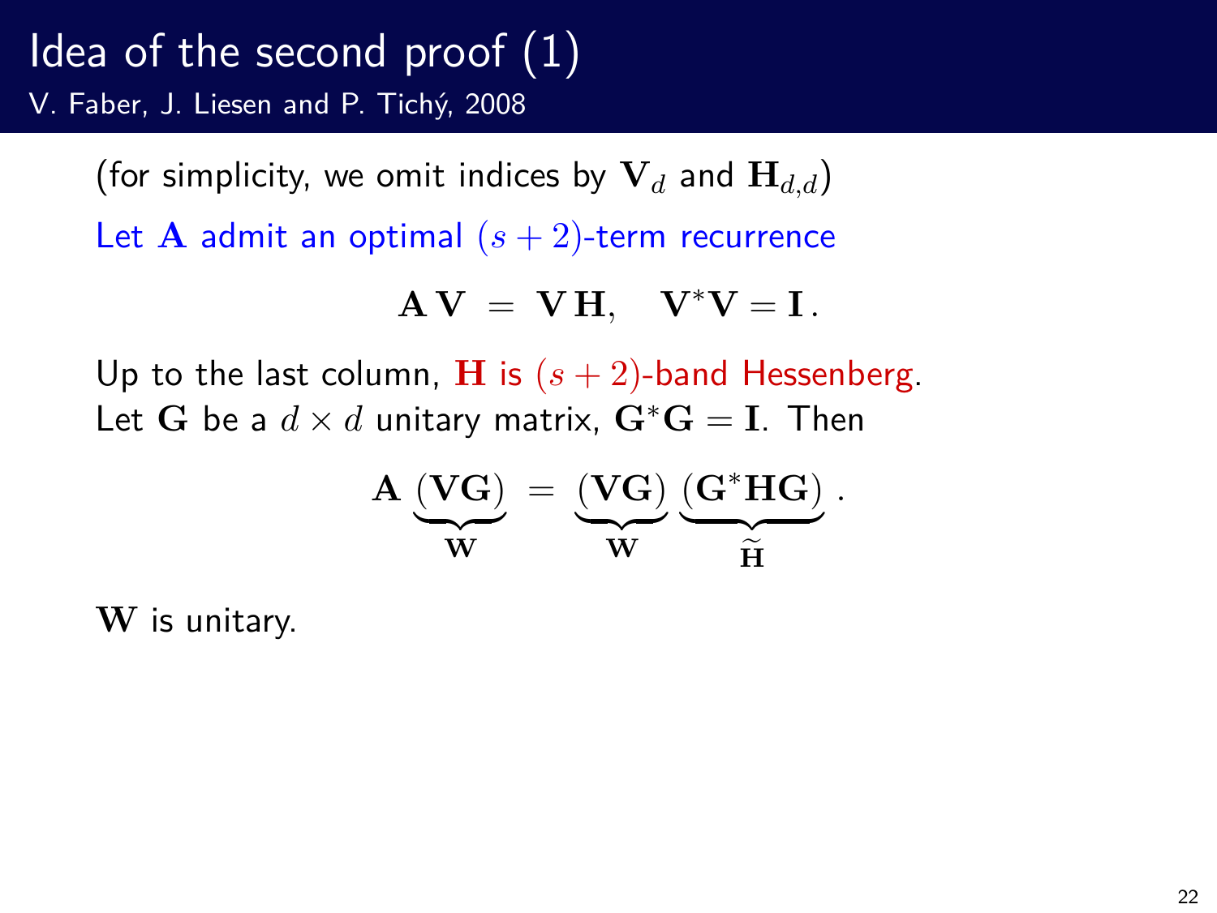# Idea of the second proof (1)

V. Faber, J. Liesen and P. Tichý, 2008

(for simplicity, we omit indices by $\mathbf{V}_d$ and $\mathbf{H}_{d,d}$)

Let $\mathbf{A}$ admit an optimal $(s+2)$-term recurrence

$$\mathbf{A}\,\mathbf{V} \;=\; \mathbf{V}\,\mathbf{H}, \quad \mathbf{V}^*\mathbf{V} = \mathbf{I}\,.$$

Up to the last column, $\mathbf{H}$ is $(s+2)$-band Hessenberg.
Let $\mathbf{G}$ be a $d \times d$ unitary matrix, $\mathbf{G}^*\mathbf{G} = \mathbf{I}$. Then

$$\mathbf{A}\,\underbrace{(\mathbf{V}\mathbf{G})}_{\mathbf{W}} \;=\; \underbrace{(\mathbf{V}\mathbf{G})}_{\mathbf{W}}\,\underbrace{(\mathbf{G}^*\mathbf{H}\mathbf{G})}_{\widetilde{\mathbf{H}}}\,.$$

$\mathbf{W}$ is unitary.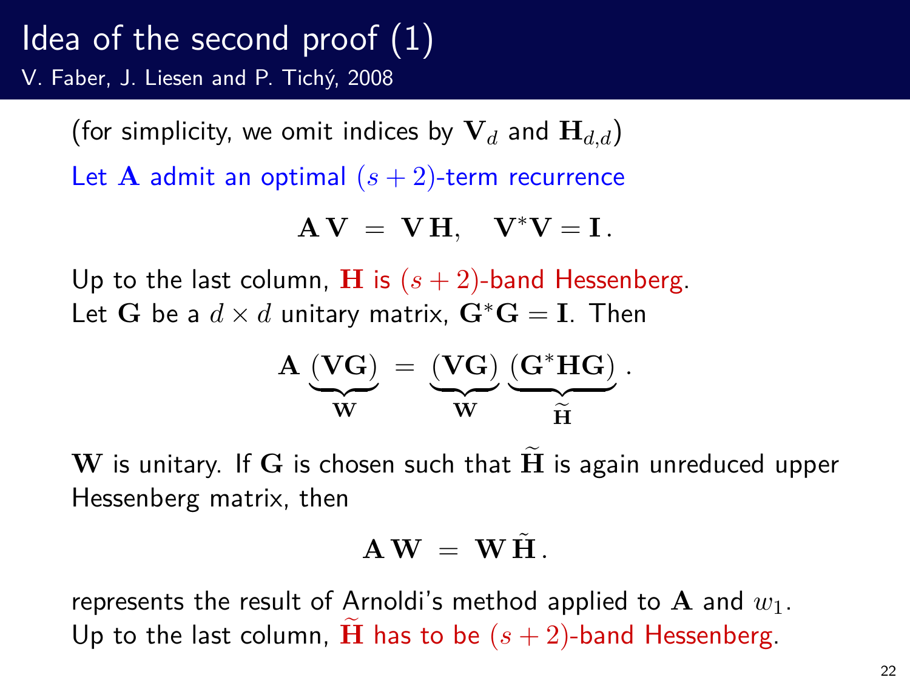# Idea of the second proof (1)

V. Faber, J. Liesen and P. Tichý, 2008

(for simplicity, we omit indices by $\mathbf{V}_d$ and $\mathbf{H}_{d,d}$)

Let $\mathbf{A}$ admit an optimal $(s+2)$-term recurrence

$$\mathbf{A}\,\mathbf{V} \;=\; \mathbf{V}\,\mathbf{H}, \quad \mathbf{V}^*\mathbf{V} = \mathbf{I}\,.$$

Up to the last column, $\mathbf{H}$ is $(s+2)$-band Hessenberg.
Let $\mathbf{G}$ be a $d \times d$ unitary matrix, $\mathbf{G}^*\mathbf{G} = \mathbf{I}$. Then

$$\mathbf{A}\,\underbrace{(\mathbf{V}\mathbf{G})}_{\mathbf{W}} \;=\; \underbrace{(\mathbf{V}\mathbf{G})}_{\mathbf{W}}\,\underbrace{(\mathbf{G}^*\mathbf{H}\mathbf{G})}_{\widetilde{\mathbf{H}}}\,.$$

$\mathbf{W}$ is unitary. If $\mathbf{G}$ is chosen such that $\widetilde{\mathbf{H}}$ is again unreduced upper Hessenberg matrix, then

$$\mathbf{A}\,\mathbf{W} \;=\; \mathbf{W}\,\tilde{\mathbf{H}}\,.$$

represents the result of Arnoldi's method applied to $\mathbf{A}$ and $w_1$.
Up to the last column, $\widetilde{\mathbf{H}}$ has to be $(s+2)$-band Hessenberg.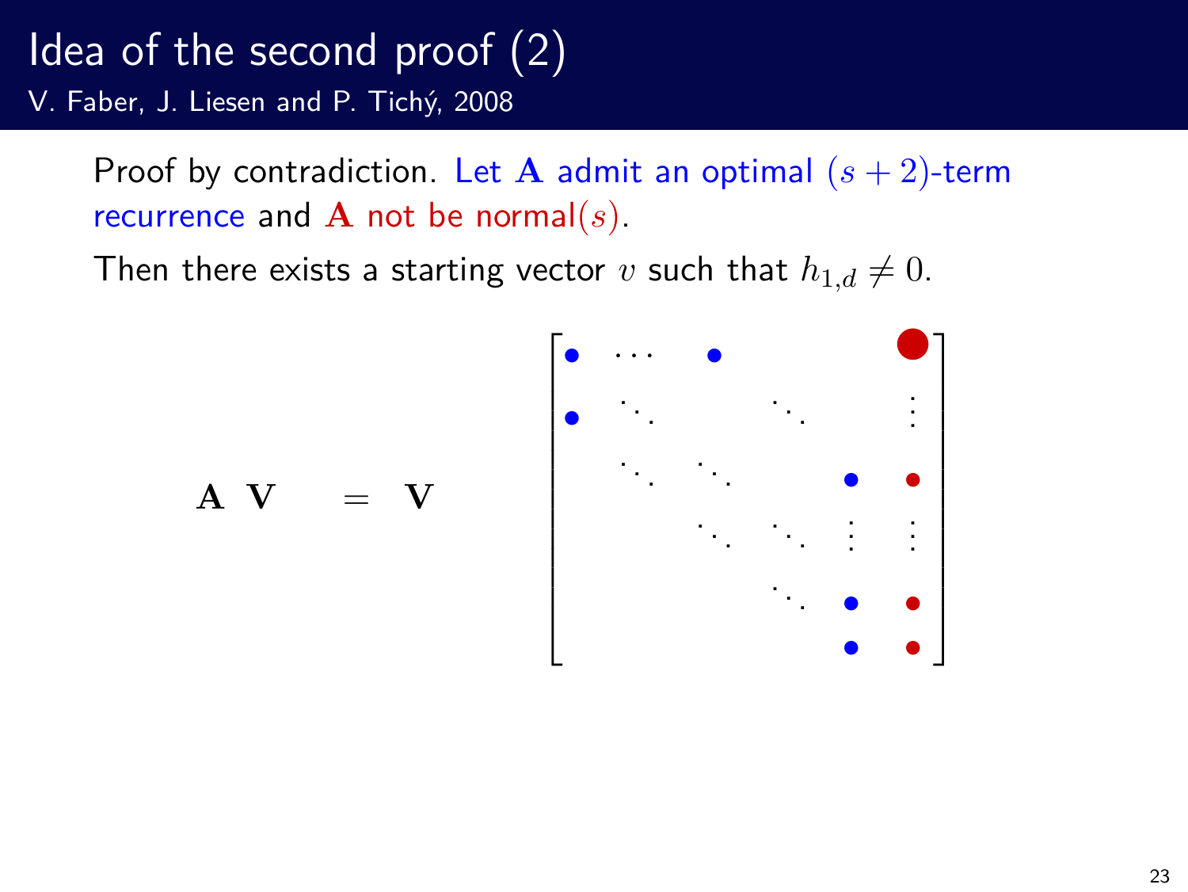# Idea of the second proof (2)

V. Faber, J. Liesen and P. Tichý, 2008

Proof by contradiction. Let $\mathbf{A}$ admit an optimal $(s+2)$-term recurrence and $\mathbf{A}$ not be normal$(s)$.

Then there exists a starting vector $v$ such that $h_{1,d} \neq 0$.

$$
\mathbf{A} \; \mathbf{V} \quad = \quad \mathbf{V} \quad
\begin{bmatrix}
\bullet & \cdots & \bullet & & & \bullet \\
\bullet & \ddots & & \ddots & & \vdots \\
 & \ddots & \ddots & & \bullet & \bullet \\
 & & \ddots & \ddots & \vdots & \vdots \\
 & & & \ddots & \bullet & \bullet \\
 & & & & \bullet & \bullet
\end{bmatrix}
$$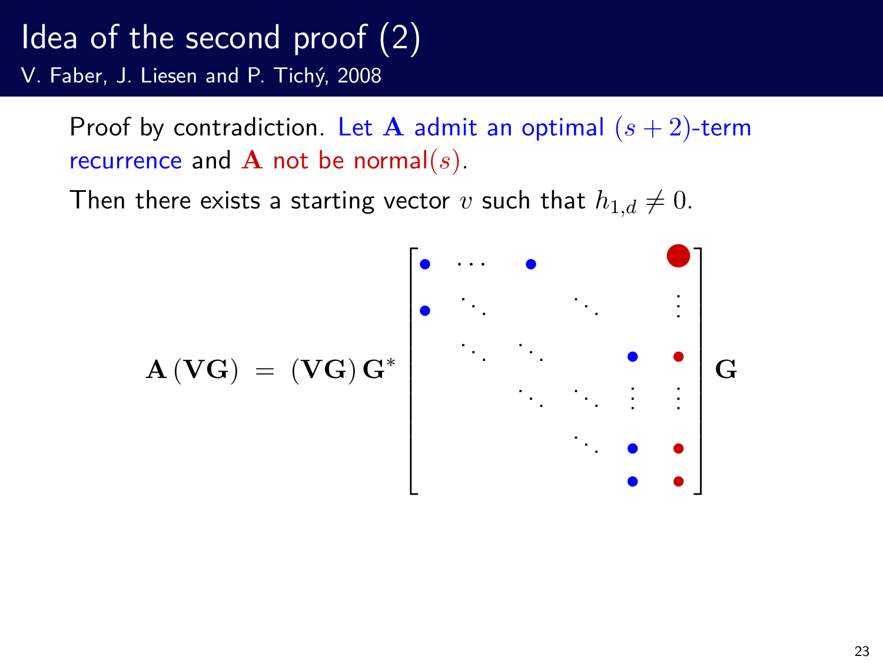# Idea of the second proof (2)

V. Faber, J. Liesen and P. Tichý, 2008

Proof by contradiction. Let $\mathbf{A}$ admit an optimal $(s+2)$-term recurrence and $\mathbf{A}$ not be normal$(s)$.

Then there exists a starting vector $v$ such that $h_{1,d} \neq 0$.

$$\mathbf{A}\,(\mathbf{VG}) \;=\; (\mathbf{VG})\,\mathbf{G}^* \begin{bmatrix} \bullet & \cdots & \bullet & & & \bullet \\ \bullet & \ddots & & \ddots & & \vdots \\ & \ddots & \ddots & & \bullet & \bullet \\ & & \ddots & \ddots & \vdots & \vdots \\ & & & \ddots & \bullet & \bullet \\ & & & & \bullet & \bullet \end{bmatrix} \mathbf{G}$$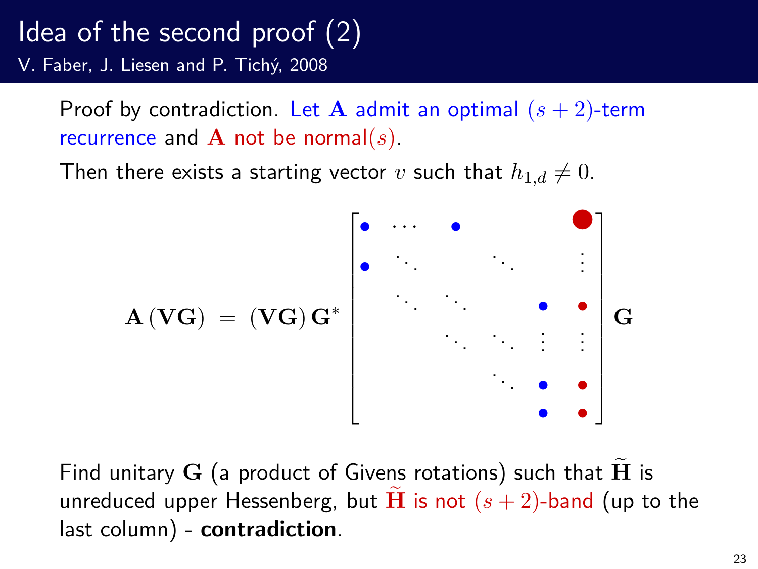# Idea of the second proof (2)

V. Faber, J. Liesen and P. Tichý, 2008

Proof by contradiction. Let $\mathbf{A}$ admit an optimal $(s+2)$-term recurrence and $\mathbf{A}$ not be normal$(s)$.

Then there exists a starting vector $v$ such that $h_{1,d} \neq 0$.

$$\mathbf{A}\,(\mathbf{V}\mathbf{G}) \;=\; (\mathbf{V}\mathbf{G})\,\mathbf{G}^* \begin{bmatrix} \bullet & \cdots & \bullet & & \bullet \\ \bullet & \ddots & & \ddots & \vdots \\ & \ddots & \ddots & \bullet & \bullet \\ & & \ddots & \ddots \; \vdots & \vdots \\ & & & \ddots \; \bullet & \bullet \\ & & & \bullet & \bullet \end{bmatrix} \mathbf{G}$$

Find unitary $\mathbf{G}$ (a product of Givens rotations) such that $\widetilde{\mathbf{H}}$ is unreduced upper Hessenberg, but $\widetilde{\mathbf{H}}$ is not $(s+2)$-band (up to the last column) - **contradiction**.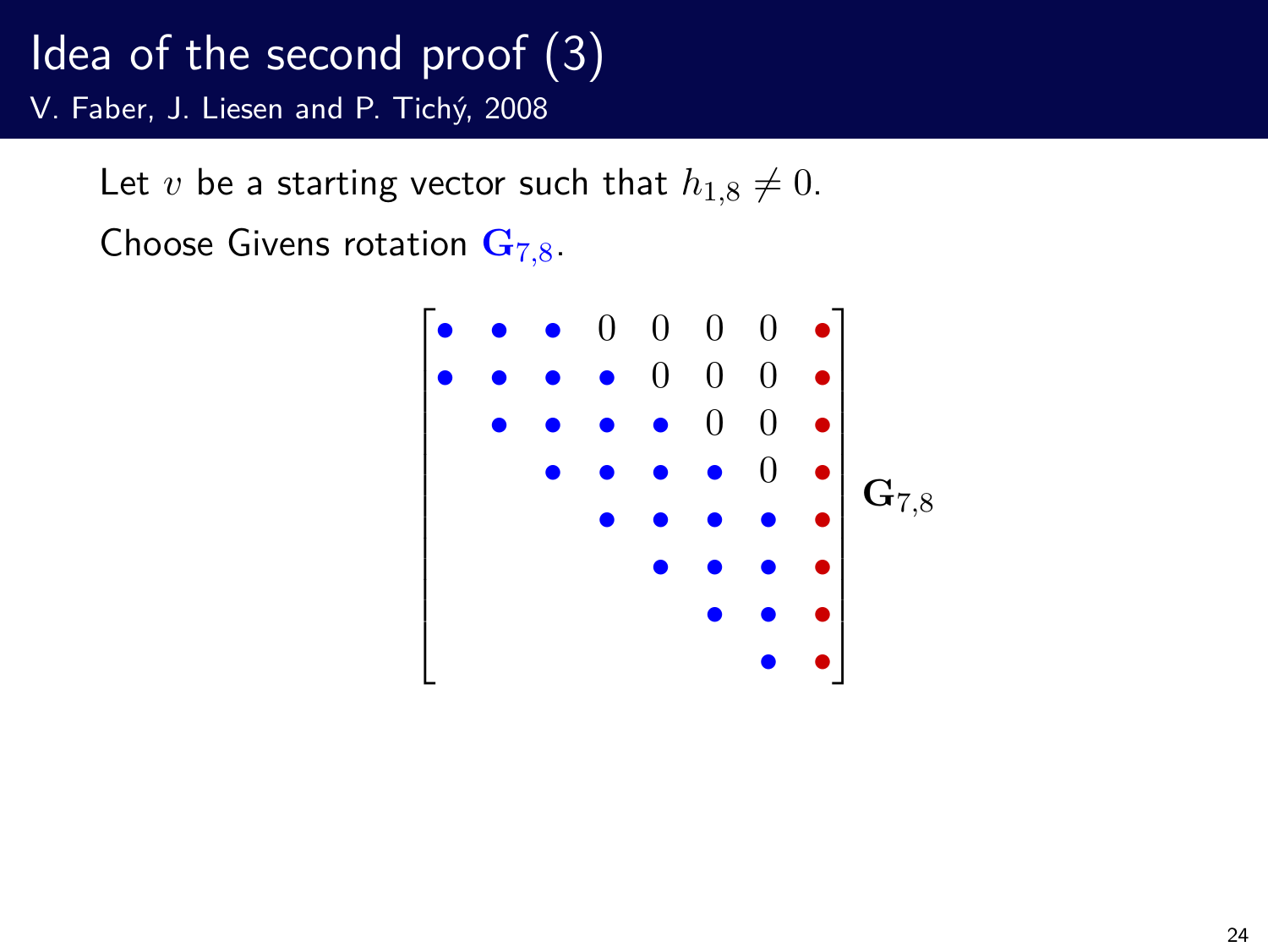# Idea of the second proof (3)

V. Faber, J. Liesen and P. Tichý, 2008

Let $v$ be a starting vector such that $h_{1,8} \neq 0$.

Choose Givens rotation $\mathbf{G}_{7,8}$.

$$
\begin{bmatrix}
\bullet & \bullet & \bullet & 0 & 0 & 0 & 0 & \bullet \\
\bullet & \bullet & \bullet & \bullet & 0 & 0 & 0 & \bullet \\
 & \bullet & \bullet & \bullet & \bullet & 0 & 0 & \bullet \\
 & & \bullet & \bullet & \bullet & \bullet & 0 & \bullet \\
 & & & \bullet & \bullet & \bullet & \bullet & \bullet \\
 & & & & \bullet & \bullet & \bullet & \bullet \\
 & & & & & \bullet & \bullet & \bullet \\
 & & & & & & \bullet & \bullet
\end{bmatrix} \mathbf{G}_{7,8}
$$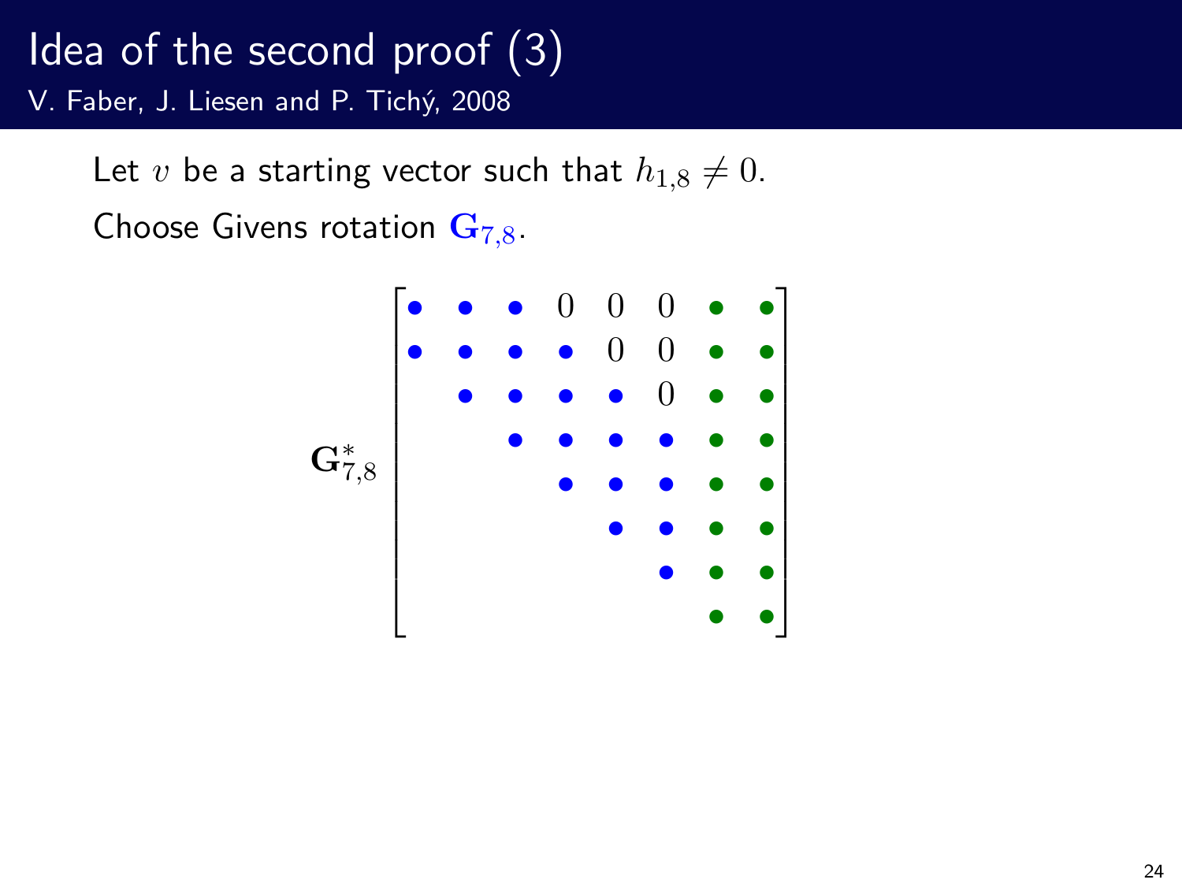# Idea of the second proof (3)

V. Faber, J. Liesen and P. Tichý, 2008

Let $v$ be a starting vector such that $h_{1,8} \neq 0$.

Choose Givens rotation $\mathbf{G}_{7,8}$.

$$
\mathbf{G}_{7,8}^{*}
\begin{bmatrix}
\bullet & \bullet & \bullet & 0 & 0 & 0 & \bullet & \bullet \\
\bullet & \bullet & \bullet & \bullet & 0 & 0 & \bullet & \bullet \\
 & \bullet & \bullet & \bullet & \bullet & 0 & \bullet & \bullet \\
 & & \bullet & \bullet & \bullet & \bullet & \bullet & \bullet \\
 & & & \bullet & \bullet & \bullet & \bullet & \bullet \\
 & & & & \bullet & \bullet & \bullet & \bullet \\
 & & & & & \bullet & \bullet & \bullet \\
 & & & & & & \bullet & \bullet
\end{bmatrix}
$$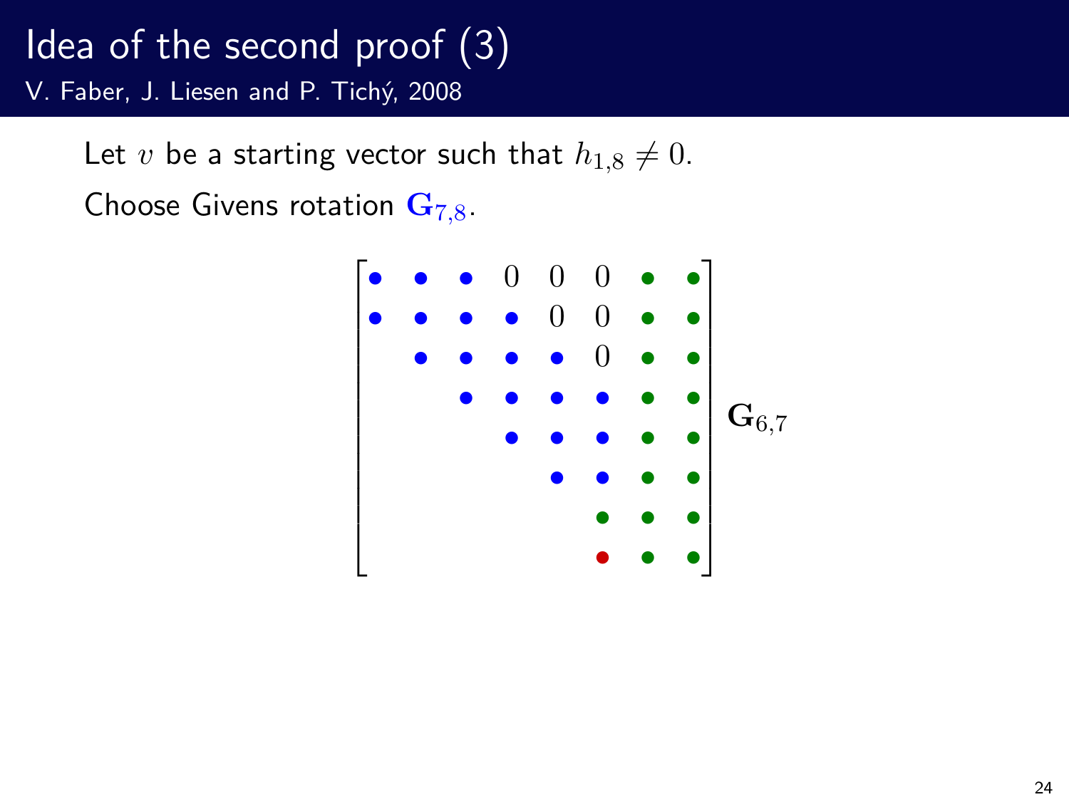# Idea of the second proof (3)

V. Faber, J. Liesen and P. Tichý, 2008

Let $v$ be a starting vector such that $h_{1,8} \neq 0$.

Choose Givens rotation $\mathbf{G}_{7,8}$.

$$
\begin{bmatrix}
\bullet & \bullet & \bullet & 0 & 0 & 0 & \bullet & \bullet \\
\bullet & \bullet & \bullet & \bullet & 0 & 0 & \bullet & \bullet \\
 & \bullet & \bullet & \bullet & \bullet & 0 & \bullet & \bullet \\
 & & \bullet & \bullet & \bullet & \bullet & \bullet & \bullet \\
 & & & \bullet & \bullet & \bullet & \bullet & \bullet \\
 & & & & \bullet & \bullet & \bullet & \bullet \\
 & & & & & \bullet & \bullet & \bullet \\
 & & & & & \bullet & \bullet & \bullet
\end{bmatrix} \mathbf{G}_{6,7}
$$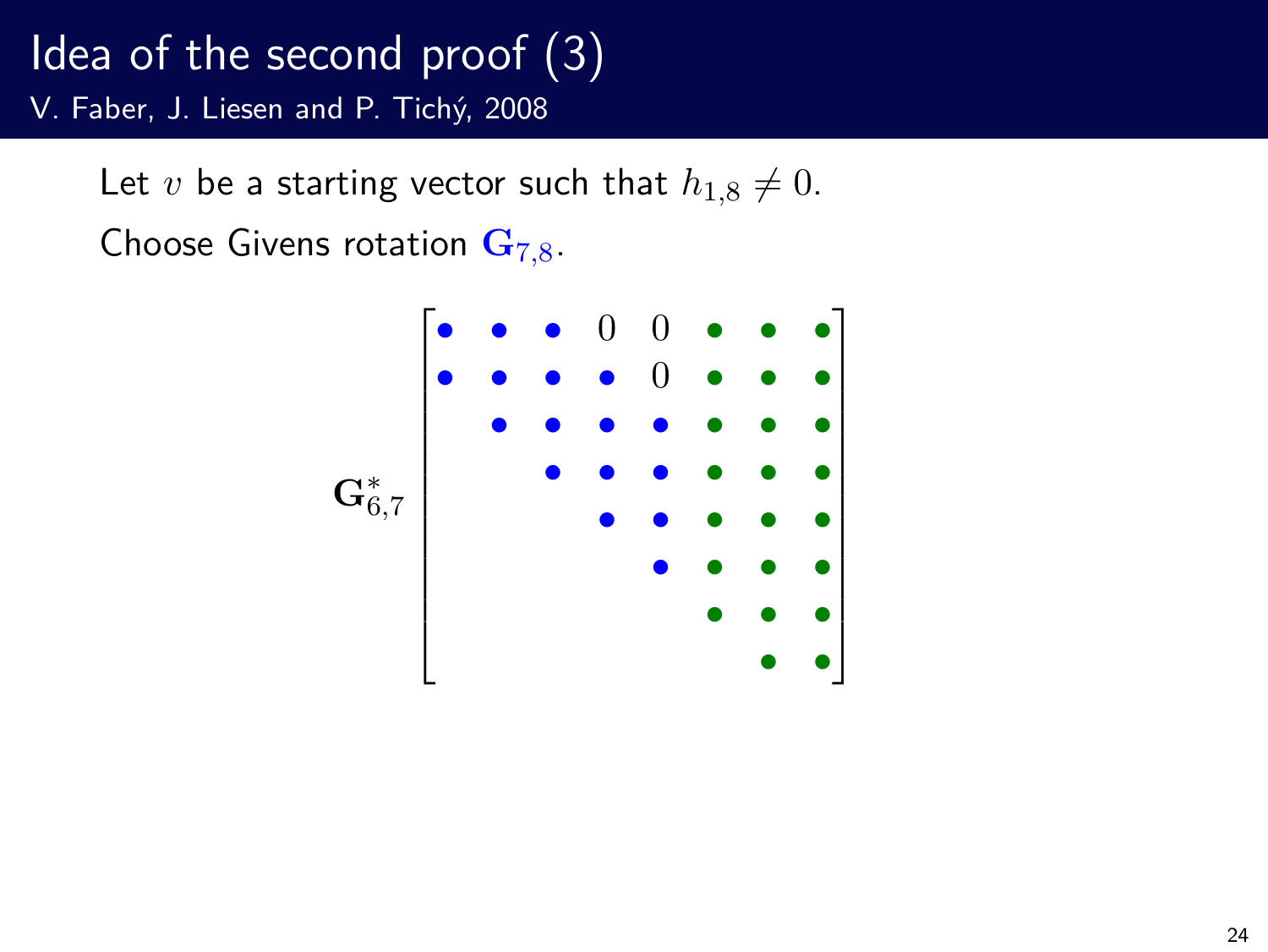# Idea of the second proof (3)

V. Faber, J. Liesen and P. Tichý, 2008

Let $v$ be a starting vector such that $h_{1,8} \neq 0$.

Choose Givens rotation $\mathbf{G}_{7,8}$.

$$
\mathbf{G}_{6,7}^{*}
\begin{bmatrix}
\bullet & \bullet & \bullet & 0 & 0 & \bullet & \bullet & \bullet \\
\bullet & \bullet & \bullet & \bullet & 0 & \bullet & \bullet & \bullet \\
 & \bullet & \bullet & \bullet & \bullet & \bullet & \bullet & \bullet \\
 & & \bullet & \bullet & \bullet & \bullet & \bullet & \bullet \\
 & & & \bullet & \bullet & \bullet & \bullet & \bullet \\
 & & & & \bullet & \bullet & \bullet & \bullet \\
 & & & & & \bullet & \bullet & \bullet \\
 & & & & & & \bullet & \bullet
\end{bmatrix}
$$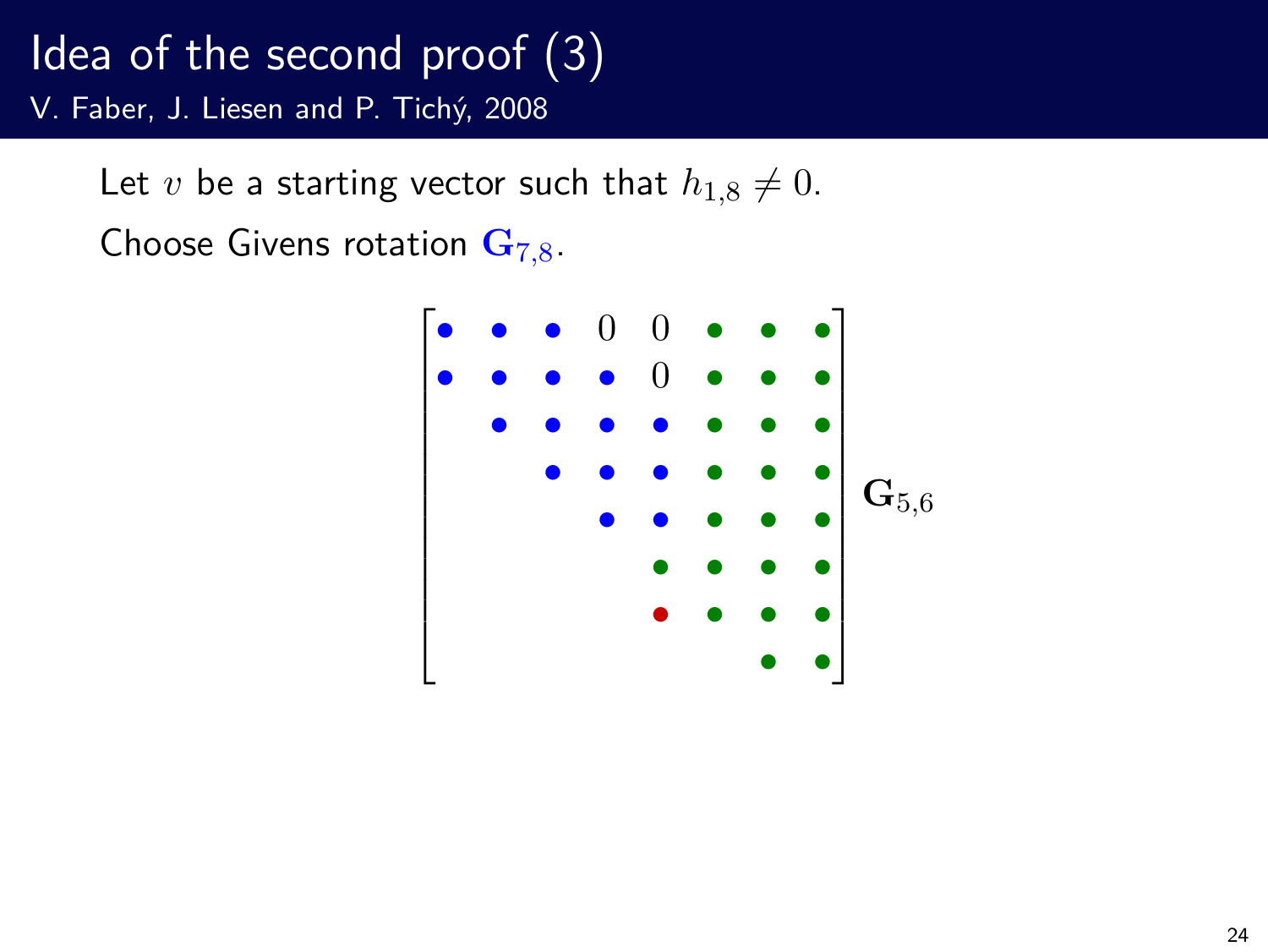# Idea of the second proof (3)

V. Faber, J. Liesen and P. Tichý, 2008

Let $v$ be a starting vector such that $h_{1,8} \neq 0$.

Choose Givens rotation $\mathbf{G}_{7,8}$.

$$
\begin{bmatrix}
\bullet & \bullet & \bullet & 0 & 0 & \bullet & \bullet & \bullet \\
\bullet & \bullet & \bullet & \bullet & 0 & \bullet & \bullet & \bullet \\
 & \bullet & \bullet & \bullet & \bullet & \bullet & \bullet & \bullet \\
 & & \bullet & \bullet & \bullet & \bullet & \bullet & \bullet \\
 & & & \bullet & \bullet & \bullet & \bullet & \bullet \\
 & & & & \bullet & \bullet & \bullet & \bullet \\
 & & & & \bullet & \bullet & \bullet & \bullet \\
 & & & & & & \bullet & \bullet
\end{bmatrix} \mathbf{G}_{5,6}
$$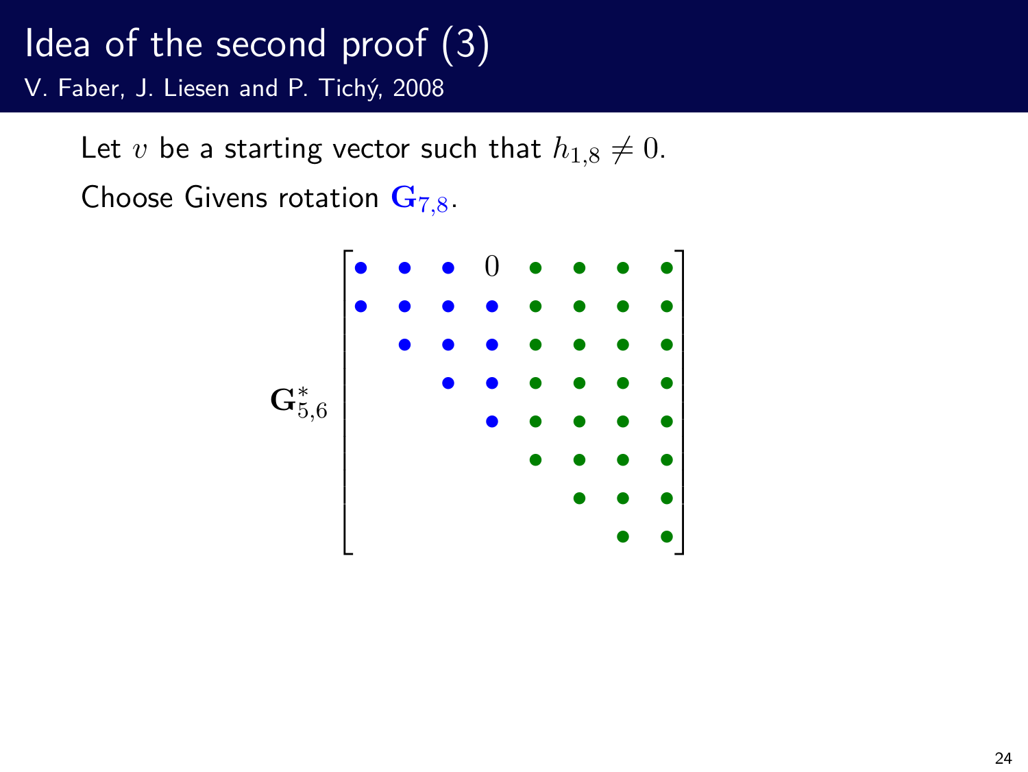# Idea of the second proof (3)

V. Faber, J. Liesen and P. Tichý, 2008

Let $v$ be a starting vector such that $h_{1,8} \neq 0$.

Choose Givens rotation $\mathbf{G}_{7,8}$.

$$
\mathbf{G}_{5,6}^{*}
\begin{bmatrix}
\bullet & \bullet & \bullet & 0 & \bullet & \bullet & \bullet & \bullet \\
\bullet & \bullet & \bullet & \bullet & \bullet & \bullet & \bullet & \bullet \\
 & \bullet & \bullet & \bullet & \bullet & \bullet & \bullet & \bullet \\
 & & \bullet & \bullet & \bullet & \bullet & \bullet & \bullet \\
 & & & \bullet & \bullet & \bullet & \bullet & \bullet \\
 & & & & \bullet & \bullet & \bullet & \bullet \\
 & & & & & \bullet & \bullet & \bullet \\
 & & & & & & \bullet & \bullet
\end{bmatrix}
$$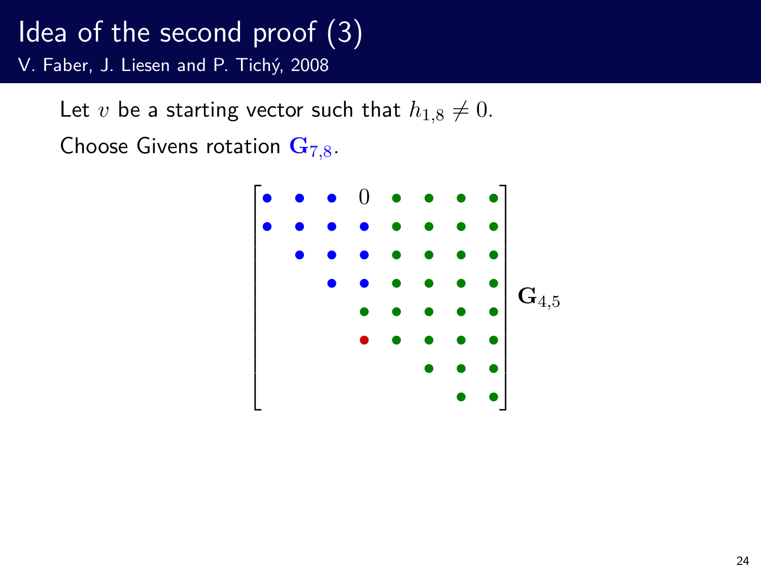# Idea of the second proof (3)

V. Faber, J. Liesen and P. Tichý, 2008

Let $v$ be a starting vector such that $h_{1,8} \neq 0$.

Choose Givens rotation $\mathbf{G}_{7,8}$.

$$
\begin{bmatrix}
\bullet & \bullet & \bullet & 0 & \bullet & \bullet & \bullet & \bullet \\
\bullet & \bullet & \bullet & \bullet & \bullet & \bullet & \bullet & \bullet \\
 & \bullet & \bullet & \bullet & \bullet & \bullet & \bullet & \bullet \\
 & & \bullet & \bullet & \bullet & \bullet & \bullet & \bullet \\
 & & & \bullet & \bullet & \bullet & \bullet & \bullet \\
 & & & \bullet & \bullet & \bullet & \bullet & \bullet \\
 & & & & & \bullet & \bullet & \bullet \\
 & & & & & & \bullet & \bullet
\end{bmatrix} \mathbf{G}_{4,5}
$$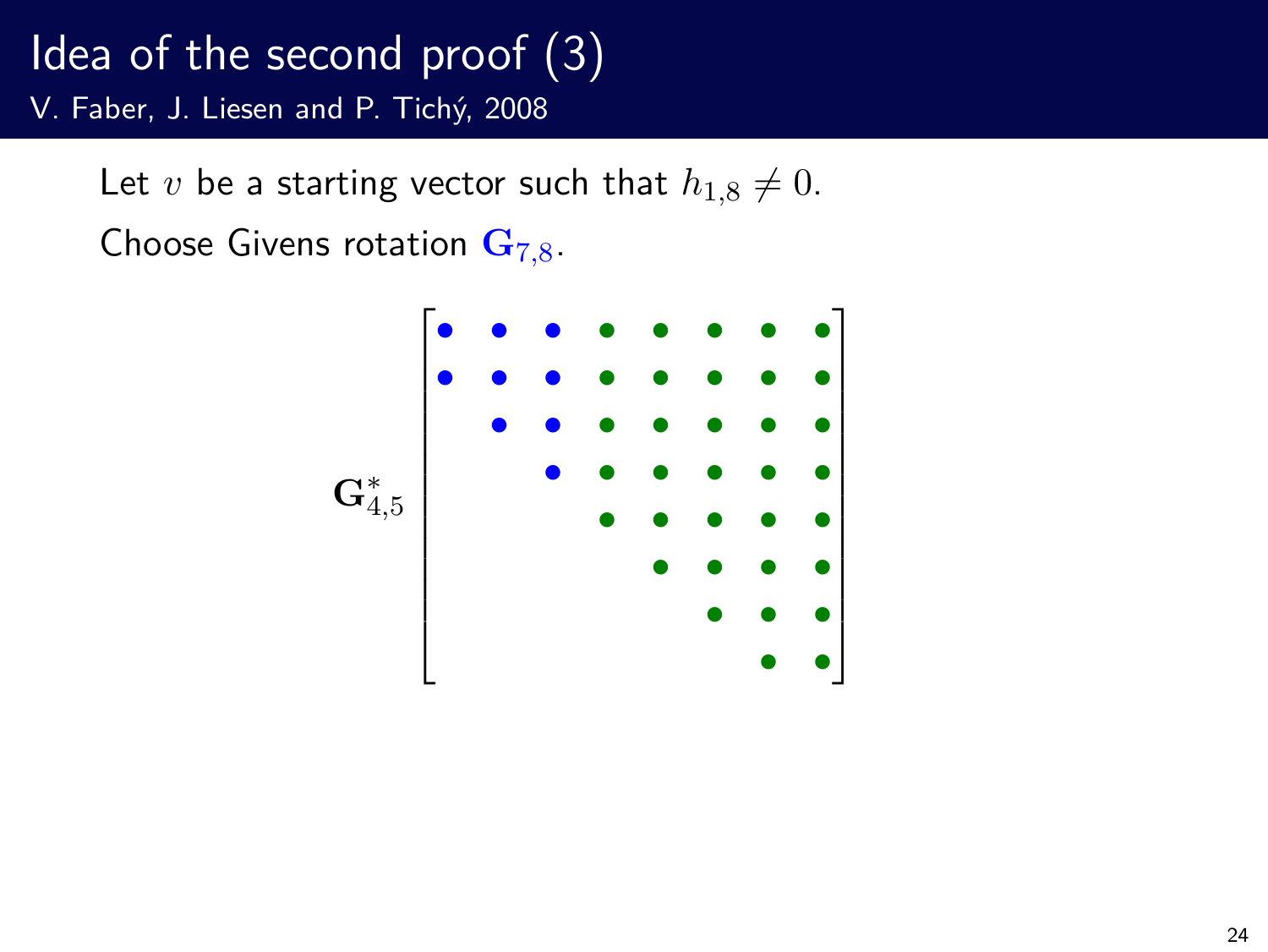# Idea of the second proof (3)

V. Faber, J. Liesen and P. Tichý, 2008

Let $v$ be a starting vector such that $h_{1,8} \neq 0$.

Choose Givens rotation $\mathbf{G}_{7,8}$.

$$
\mathbf{G}_{4,5}^{*}
\begin{bmatrix}
\bullet & \bullet & \bullet & \bullet & \bullet & \bullet & \bullet & \bullet \\
\bullet & \bullet & \bullet & \bullet & \bullet & \bullet & \bullet & \bullet \\
 & \bullet & \bullet & \bullet & \bullet & \bullet & \bullet & \bullet \\
 & & \bullet & \bullet & \bullet & \bullet & \bullet & \bullet \\
 & & & \bullet & \bullet & \bullet & \bullet & \bullet \\
 & & & & \bullet & \bullet & \bullet & \bullet \\
 & & & & & \bullet & \bullet & \bullet \\
 & & & & & & \bullet & \bullet
\end{bmatrix}
$$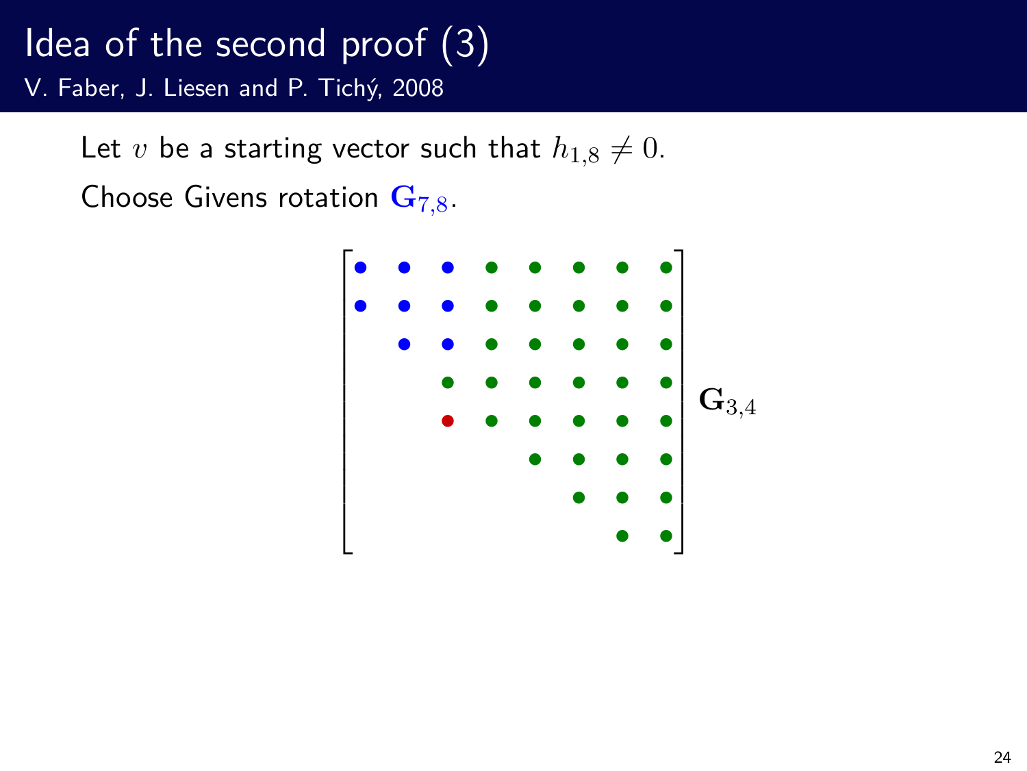# Idea of the second proof (3)

V. Faber, J. Liesen and P. Tichý, 2008

Let $v$ be a starting vector such that $h_{1,8} \neq 0$.

Choose Givens rotation $\mathbf{G}_{7,8}$.

$$
\begin{bmatrix}
\bullet & \bullet & \bullet & \bullet & \bullet & \bullet & \bullet & \bullet \\
\bullet & \bullet & \bullet & \bullet & \bullet & \bullet & \bullet & \bullet \\
 & \bullet & \bullet & \bullet & \bullet & \bullet & \bullet & \bullet \\
 & & \bullet & \bullet & \bullet & \bullet & \bullet & \bullet \\
 & & \bullet & \bullet & \bullet & \bullet & \bullet & \bullet \\
 & & & & \bullet & \bullet & \bullet & \bullet \\
 & & & & & \bullet & \bullet & \bullet \\
 & & & & & & \bullet & \bullet
\end{bmatrix} \mathbf{G}_{3,4}
$$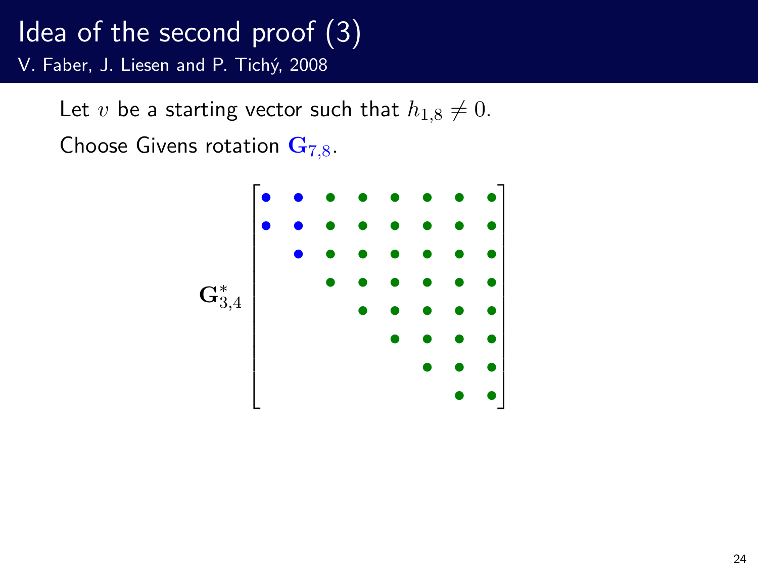# Idea of the second proof (3)

V. Faber, J. Liesen and P. Tichý, 2008

Let $v$ be a starting vector such that $h_{1,8} \neq 0$.

Choose Givens rotation $\mathbf{G}_{7,8}$.

$$
\mathbf{G}_{3,4}^{*}
\begin{bmatrix}
\bullet & \bullet & \bullet & \bullet & \bullet & \bullet & \bullet & \bullet \\
\bullet & \bullet & \bullet & \bullet & \bullet & \bullet & \bullet & \bullet \\
 & \bullet & \bullet & \bullet & \bullet & \bullet & \bullet & \bullet \\
 & & \bullet & \bullet & \bullet & \bullet & \bullet & \bullet \\
 & & & \bullet & \bullet & \bullet & \bullet & \bullet \\
 & & & & \bullet & \bullet & \bullet & \bullet \\
 & & & & & \bullet & \bullet & \bullet \\
 & & & & & & \bullet & \bullet
\end{bmatrix}
$$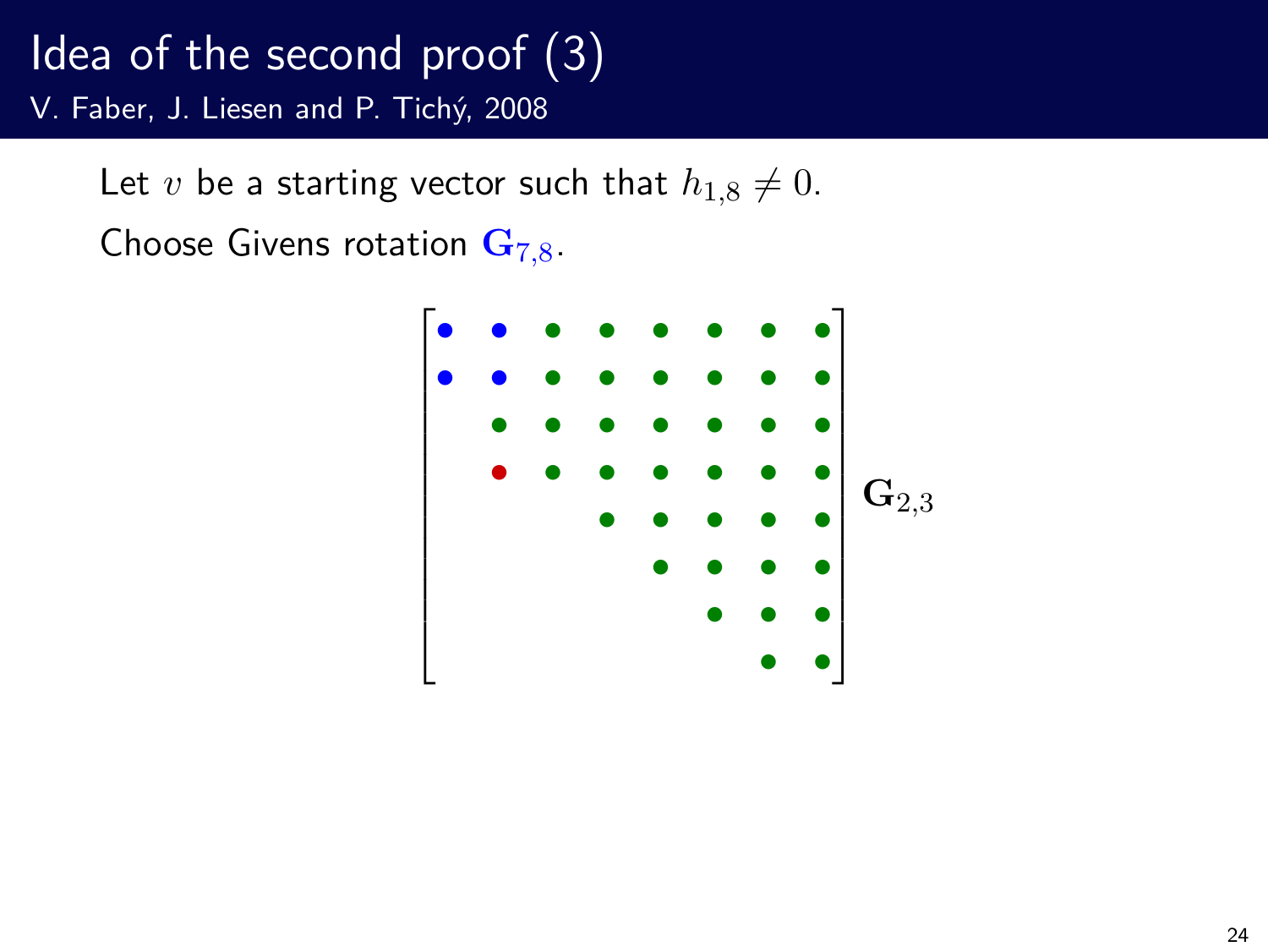# Idea of the second proof (3)

V. Faber, J. Liesen and P. Tichý, 2008

Let $v$ be a starting vector such that $h_{1,8} \neq 0$.

Choose Givens rotation $\mathbf{G}_{7,8}$.

$$
\begin{bmatrix}
\bullet & \bullet & \bullet & \bullet & \bullet & \bullet & \bullet & \bullet \\
\bullet & \bullet & \bullet & \bullet & \bullet & \bullet & \bullet & \bullet \\
 & \bullet & \bullet & \bullet & \bullet & \bullet & \bullet & \bullet \\
 & \bullet & \bullet & \bullet & \bullet & \bullet & \bullet & \bullet \\
 & & & \bullet & \bullet & \bullet & \bullet & \bullet \\
 & & & & \bullet & \bullet & \bullet & \bullet \\
 & & & & & \bullet & \bullet & \bullet \\
 & & & & & & \bullet & \bullet
\end{bmatrix}
\mathbf{G}_{2,3}
$$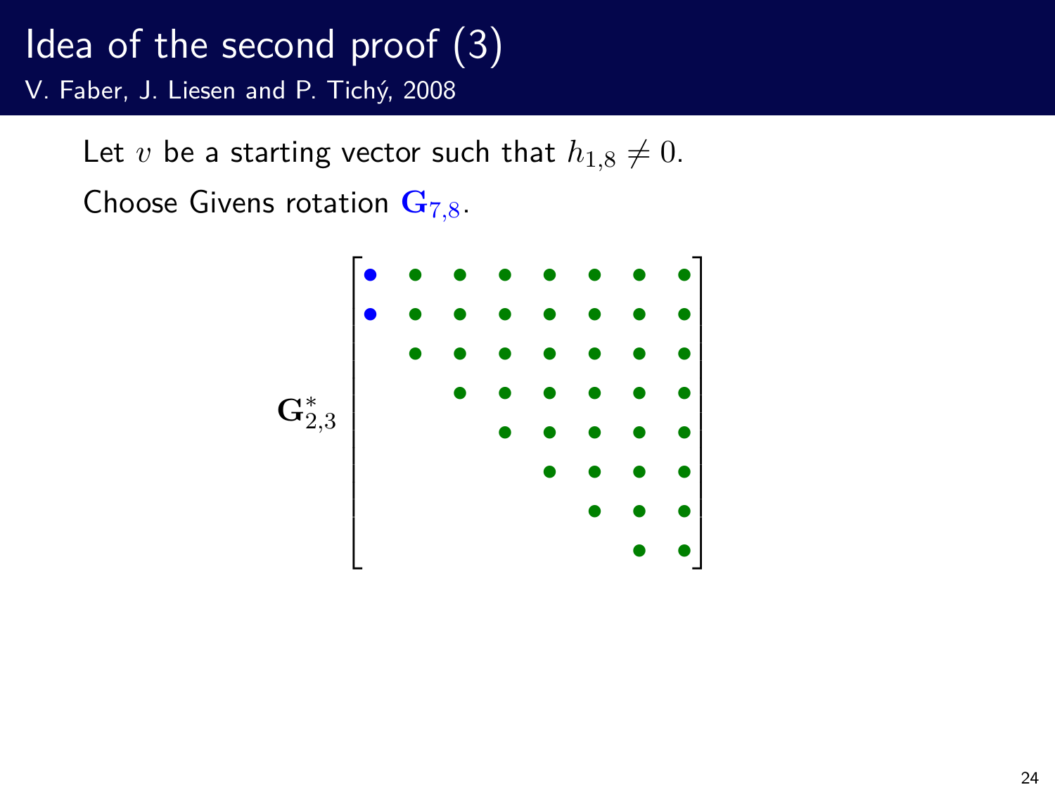# Idea of the second proof (3)

V. Faber, J. Liesen and P. Tichý, 2008

Let $v$ be a starting vector such that $h_{1,8} \neq 0$.

Choose Givens rotation $\mathbf{G}_{7,8}$.

$$
\mathbf{G}_{2,3}^* \begin{bmatrix}
\bullet & \bullet & \bullet & \bullet & \bullet & \bullet & \bullet & \bullet \\
\bullet & \bullet & \bullet & \bullet & \bullet & \bullet & \bullet & \bullet \\
 & \bullet & \bullet & \bullet & \bullet & \bullet & \bullet & \bullet \\
 & & \bullet & \bullet & \bullet & \bullet & \bullet & \bullet \\
 & & & \bullet & \bullet & \bullet & \bullet & \bullet \\
 & & & & \bullet & \bullet & \bullet & \bullet \\
 & & & & & \bullet & \bullet & \bullet \\
 & & & & & & \bullet & \bullet
\end{bmatrix}
$$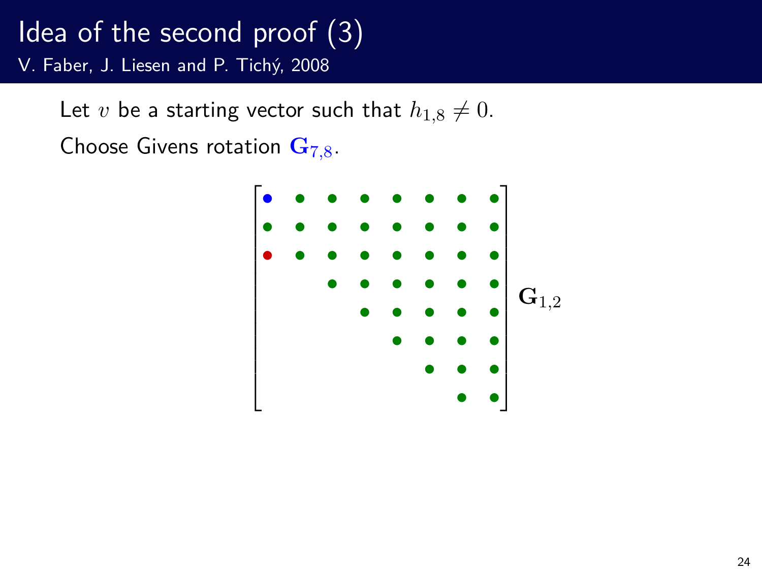# Idea of the second proof (3)

V. Faber, J. Liesen and P. Tichý, 2008

Let $v$ be a starting vector such that $h_{1,8} \neq 0$.

Choose Givens rotation $\mathbf{G}_{7,8}$.

$$
\begin{bmatrix}
\bullet & \bullet & \bullet & \bullet & \bullet & \bullet & \bullet & \bullet \\
\bullet & \bullet & \bullet & \bullet & \bullet & \bullet & \bullet & \bullet \\
\bullet & \bullet & \bullet & \bullet & \bullet & \bullet & \bullet & \bullet \\
 & & \bullet & \bullet & \bullet & \bullet & \bullet & \bullet \\
 & & & \bullet & \bullet & \bullet & \bullet & \bullet \\
 & & & & \bullet & \bullet & \bullet & \bullet \\
 & & & & & \bullet & \bullet & \bullet \\
 & & & & & & \bullet & \bullet
\end{bmatrix} \mathbf{G}_{1,2}
$$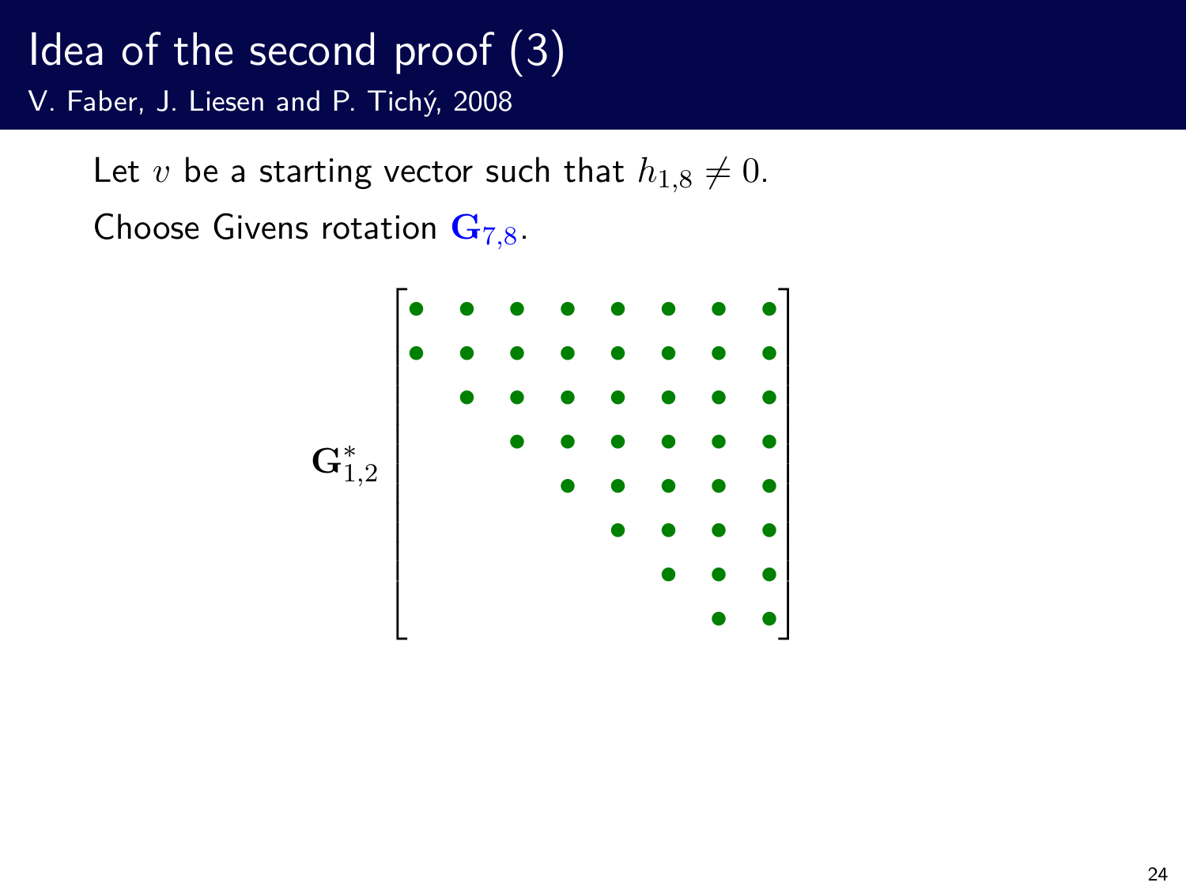# Idea of the second proof (3)

V. Faber, J. Liesen and P. Tichý, 2008

Let $v$ be a starting vector such that $h_{1,8} \neq 0$.

Choose Givens rotation $\mathbf{G}_{7,8}$.

$$
\mathbf{G}_{1,2}^{*}
\begin{bmatrix}
\bullet & \bullet & \bullet & \bullet & \bullet & \bullet & \bullet & \bullet \\
\bullet & \bullet & \bullet & \bullet & \bullet & \bullet & \bullet & \bullet \\
 & \bullet & \bullet & \bullet & \bullet & \bullet & \bullet & \bullet \\
 & & \bullet & \bullet & \bullet & \bullet & \bullet & \bullet \\
 & & & \bullet & \bullet & \bullet & \bullet & \bullet \\
 & & & & \bullet & \bullet & \bullet & \bullet \\
 & & & & & \bullet & \bullet & \bullet \\
 & & & & & & \bullet & \bullet
\end{bmatrix}
$$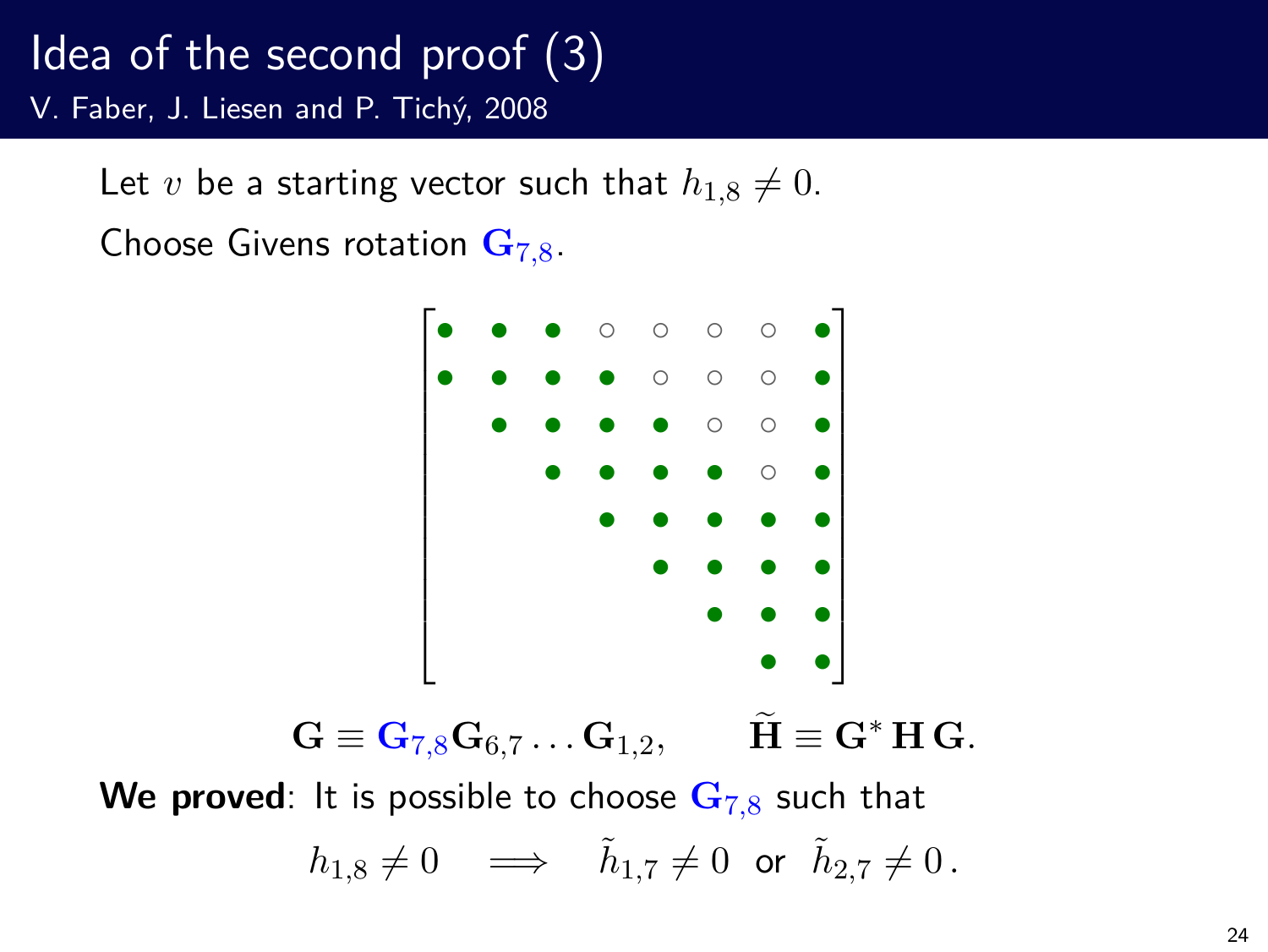# Idea of the second proof (3)

V. Faber, J. Liesen and P. Tichý, 2008

Let $v$ be a starting vector such that $h_{1,8} \neq 0$.

Choose Givens rotation $\mathbf{G}_{7,8}$.

$$\begin{bmatrix}
\bullet & \bullet & \bullet & \circ & \circ & \circ & \circ & \bullet \\
\bullet & \bullet & \bullet & \bullet & \circ & \circ & \circ & \bullet \\
 & \bullet & \bullet & \bullet & \bullet & \circ & \circ & \bullet \\
 & & \bullet & \bullet & \bullet & \bullet & \circ & \bullet \\
 & & & \bullet & \bullet & \bullet & \bullet & \bullet \\
 & & & & \bullet & \bullet & \bullet & \bullet \\
 & & & & & \bullet & \bullet & \bullet \\
 & & & & & & \bullet & \bullet
\end{bmatrix}$$

$$\mathbf{G} \equiv \mathbf{G}_{7,8}\mathbf{G}_{6,7}\ldots\mathbf{G}_{1,2}, \qquad \widetilde{\mathbf{H}} \equiv \mathbf{G}^* \, \mathbf{H} \, \mathbf{G}.$$

**We proved**: It is possible to choose $\mathbf{G}_{7,8}$ such that

$$h_{1,8} \neq 0 \quad \Longrightarrow \quad \tilde{h}_{1,7} \neq 0 \;\text{ or }\; \tilde{h}_{2,7} \neq 0\,.$$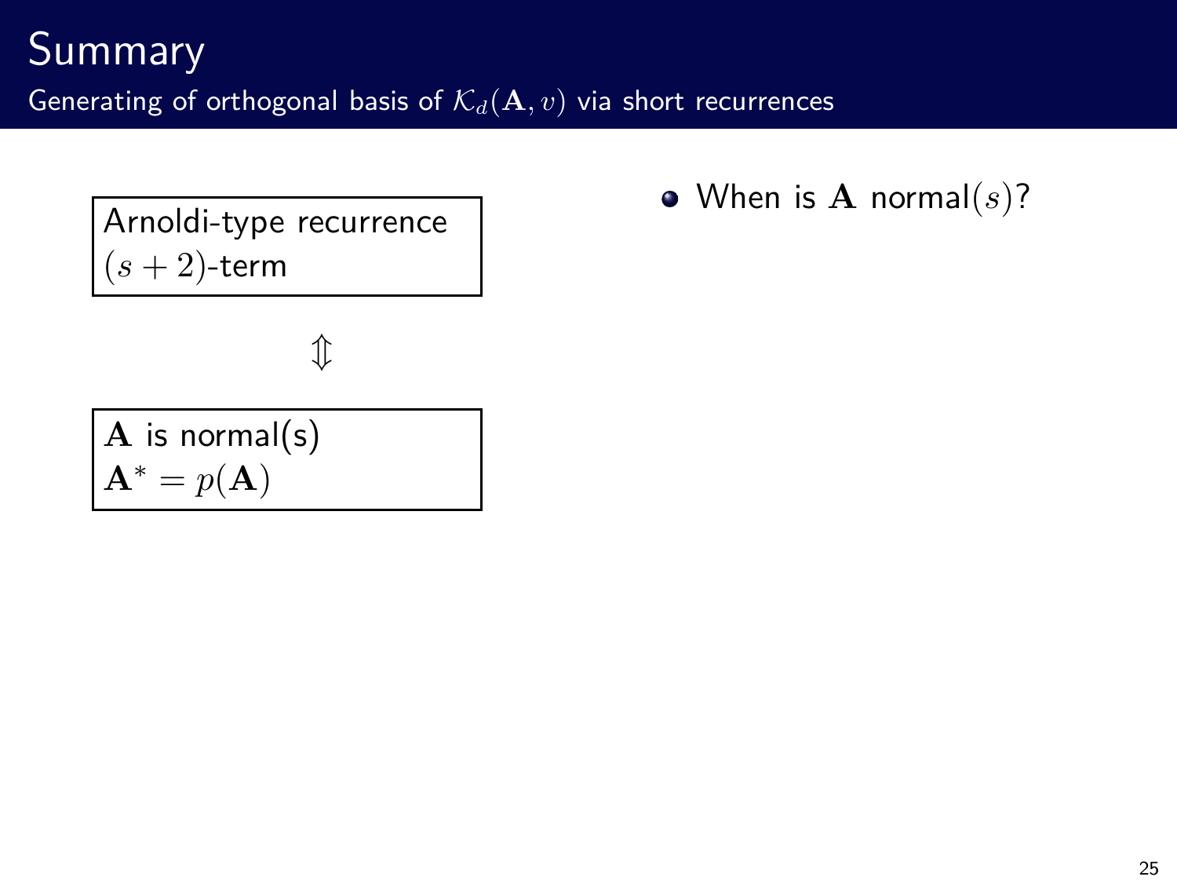# Summary

## Generating of orthogonal basis of $\mathcal{K}_d(\mathbf{A}, v)$ via short recurrences

Arnoldi-type recurrence
$(s+2)$-term

$\Updownarrow$

$\mathbf{A}$ is normal(s)
$\mathbf{A}^* = p(\mathbf{A})$

- When is $\mathbf{A}$ normal$(s)$?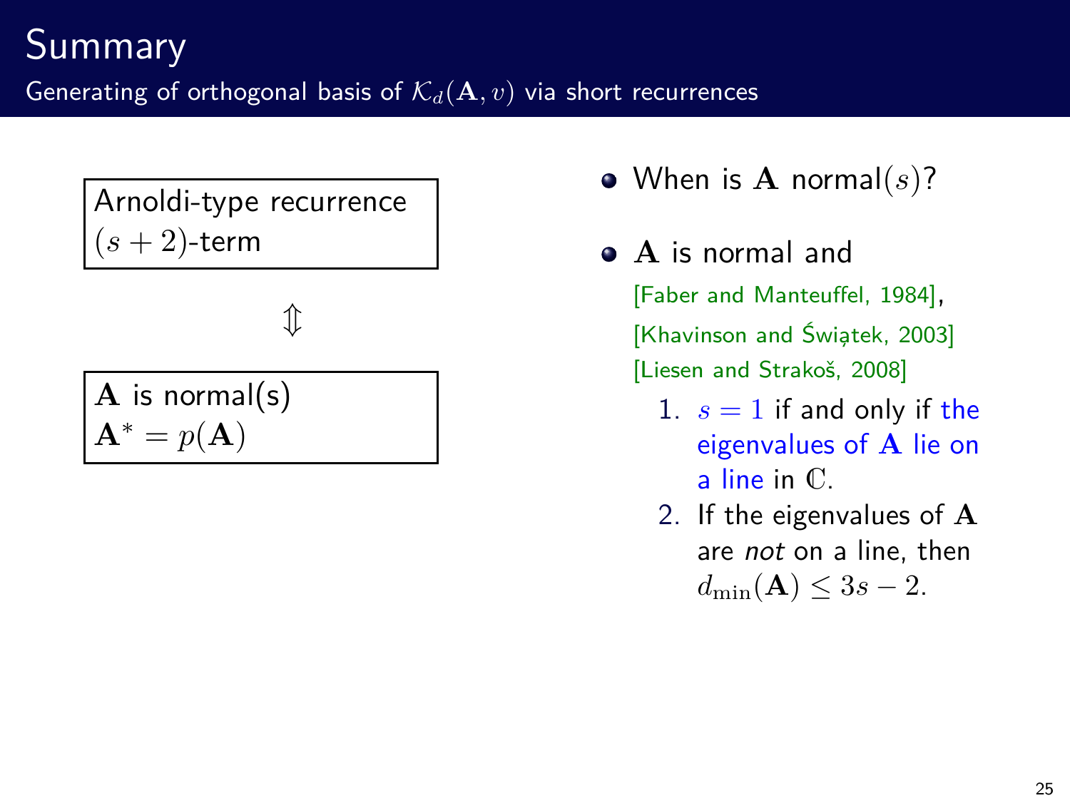# Summary

## Generating of orthogonal basis of $\mathcal{K}_d(\mathbf{A}, v)$ via short recurrences

Arnoldi-type recurrence
$(s+2)$-term

$\Updownarrow$

$\mathbf{A}$ is normal(s)
$\mathbf{A}^* = p(\mathbf{A})$

- When is $\mathbf{A}$ normal$(s)$?
- $\mathbf{A}$ is normal and

  [Faber and Manteuffel, 1984],
  [Khavinson and Świątek, 2003]
  [Liesen and Strakoš, 2008]

  1. $s = 1$ if and only if the eigenvalues of $\mathbf{A}$ lie on a line in $\mathbb{C}$.
  2. If the eigenvalues of $\mathbf{A}$ are *not* on a line, then $d_{\min}(\mathbf{A}) \leq 3s - 2$.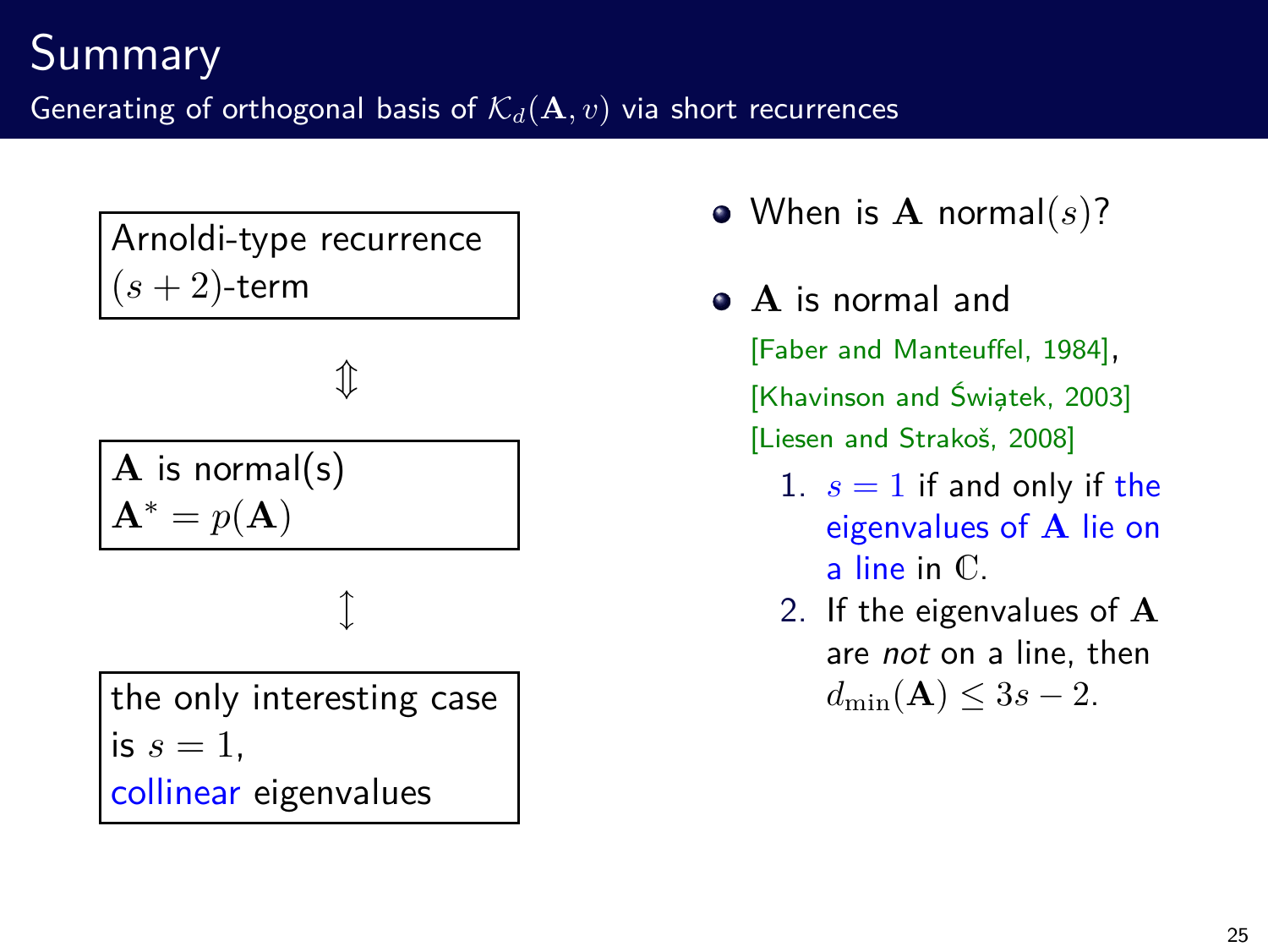# Summary

## Generating of orthogonal basis of $\mathcal{K}_d(\mathbf{A}, v)$ via short recurrences

Arnoldi-type recurrence
$(s+2)$-term

$\Updownarrow$

$\mathbf{A}$ is normal(s)
$\mathbf{A}^* = p(\mathbf{A})$

$\updownarrow$

the only interesting case is $s = 1$, collinear eigenvalues

- When is $\mathbf{A}$ normal$(s)$?
- $\mathbf{A}$ is normal and
  [Faber and Manteuffel, 1984], [Khavinson and Świątek, 2003] [Liesen and Strakoš, 2008]
  1. $s = 1$ if and only if the eigenvalues of $\mathbf{A}$ lie on a line in $\mathbb{C}$.
  2. If the eigenvalues of $\mathbf{A}$ are *not* on a line, then $d_{\min}(\mathbf{A}) \leq 3s - 2$.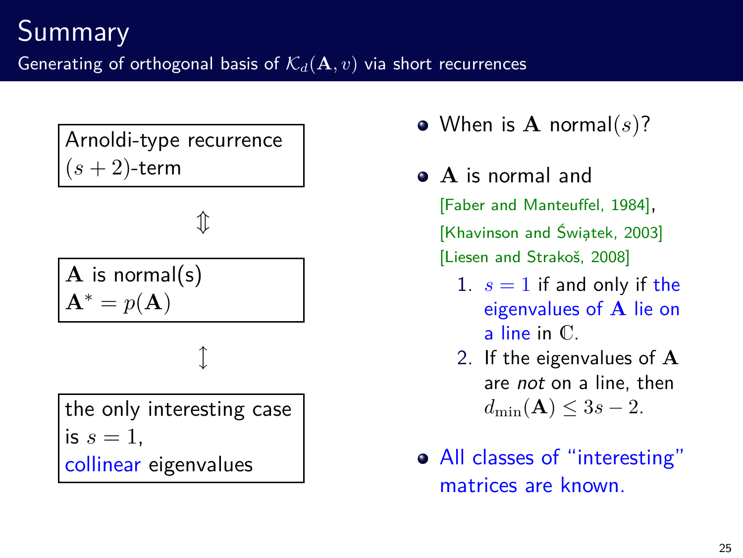# Summary

## Generating of orthogonal basis of $\mathcal{K}_d(\mathbf{A}, v)$ via short recurrences

Arnoldi-type recurrence
$(s+2)$-term

$\Updownarrow$

$\mathbf{A}$ is normal(s)
$\mathbf{A}^* = p(\mathbf{A})$

$\updownarrow$

the only interesting case is $s = 1$,
collinear eigenvalues

- When is $\mathbf{A}$ normal$(s)$?
- $\mathbf{A}$ is normal and
  [Faber and Manteuffel, 1984],
  [Khavinson and Świątek, 2003]
  [Liesen and Strakoš, 2008]
  1. $s = 1$ if and only if the eigenvalues of $\mathbf{A}$ lie on a line in $\mathbb{C}$.
  2. If the eigenvalues of $\mathbf{A}$ are *not* on a line, then $d_{\min}(\mathbf{A}) \leq 3s - 2$.
- All classes of "interesting" matrices are known.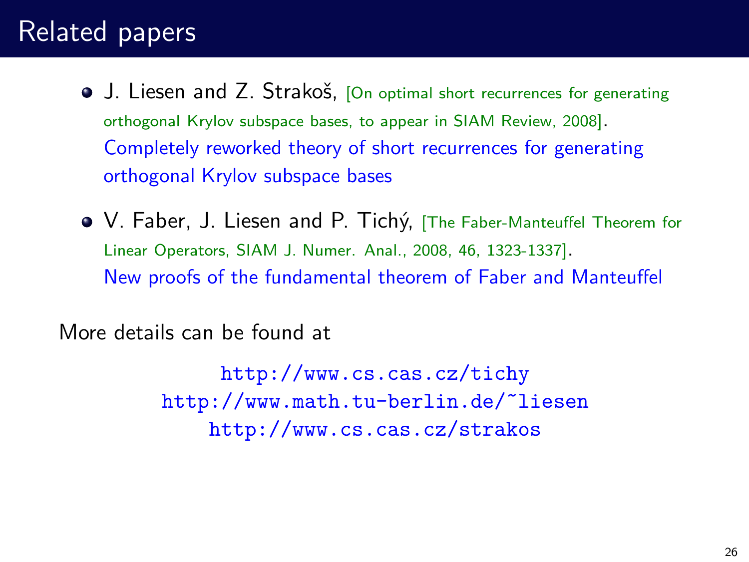# Related papers

- J. Liesen and Z. Strakoš, [On optimal short recurrences for generating orthogonal Krylov subspace bases, to appear in SIAM Review, 2008].
  Completely reworked theory of short recurrences for generating orthogonal Krylov subspace bases

- V. Faber, J. Liesen and P. Tichý, [The Faber-Manteuffel Theorem for Linear Operators, SIAM J. Numer. Anal., 2008, 46, 1323-1337].
  New proofs of the fundamental theorem of Faber and Manteuffel

More details can be found at

http://www.cs.cas.cz/tichy
http://www.math.tu-berlin.de/~liesen
http://www.cs.cas.cz/strakos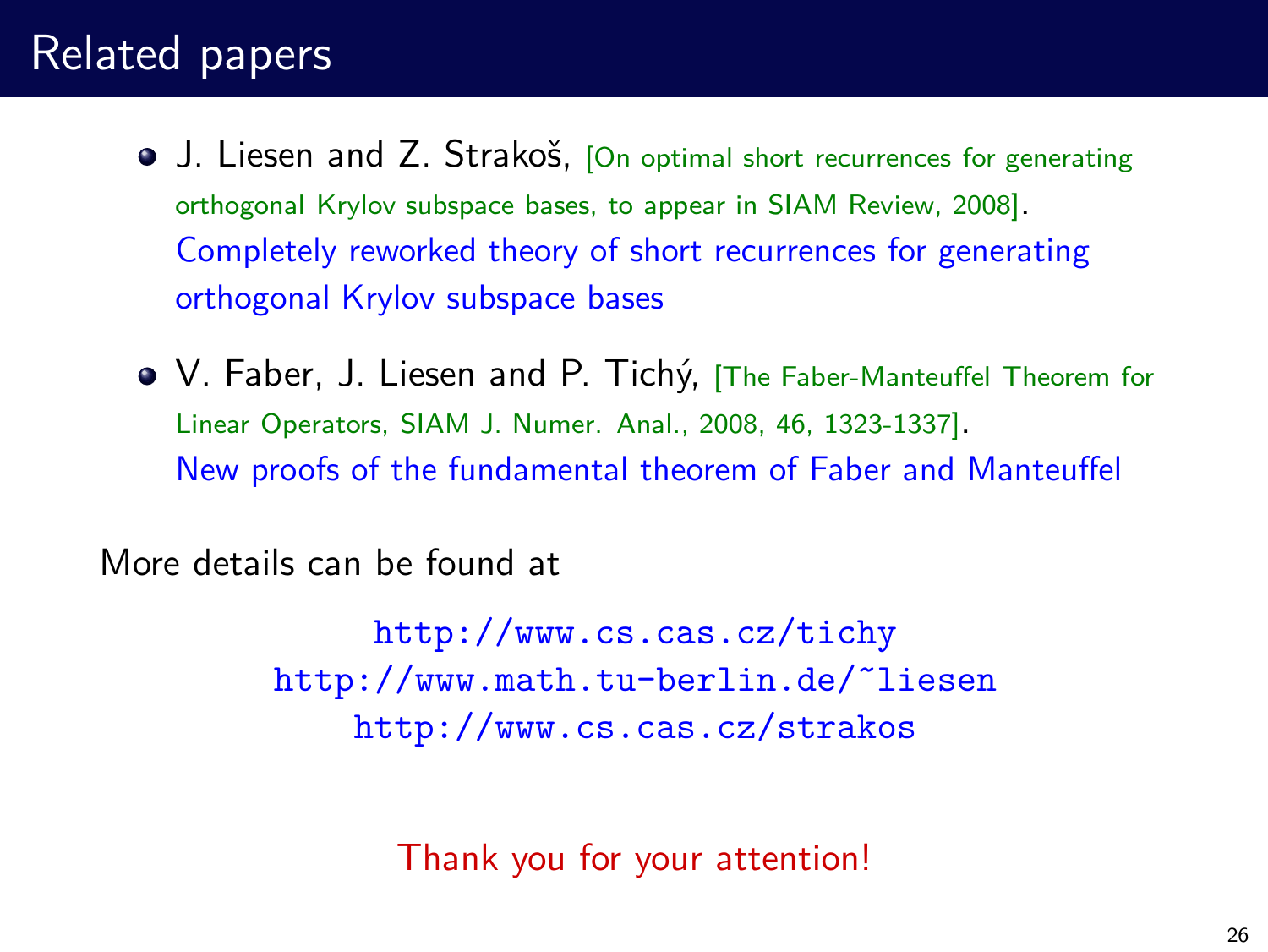# Related papers

- J. Liesen and Z. Strakoš, [On optimal short recurrences for generating orthogonal Krylov subspace bases, to appear in SIAM Review, 2008].
  Completely reworked theory of short recurrences for generating orthogonal Krylov subspace bases

- V. Faber, J. Liesen and P. Tichý, [The Faber-Manteuffel Theorem for Linear Operators, SIAM J. Numer. Anal., 2008, 46, 1323-1337].
  New proofs of the fundamental theorem of Faber and Manteuffel

More details can be found at

http://www.cs.cas.cz/tichy
http://www.math.tu-berlin.de/~liesen
http://www.cs.cas.cz/strakos

Thank you for your attention!